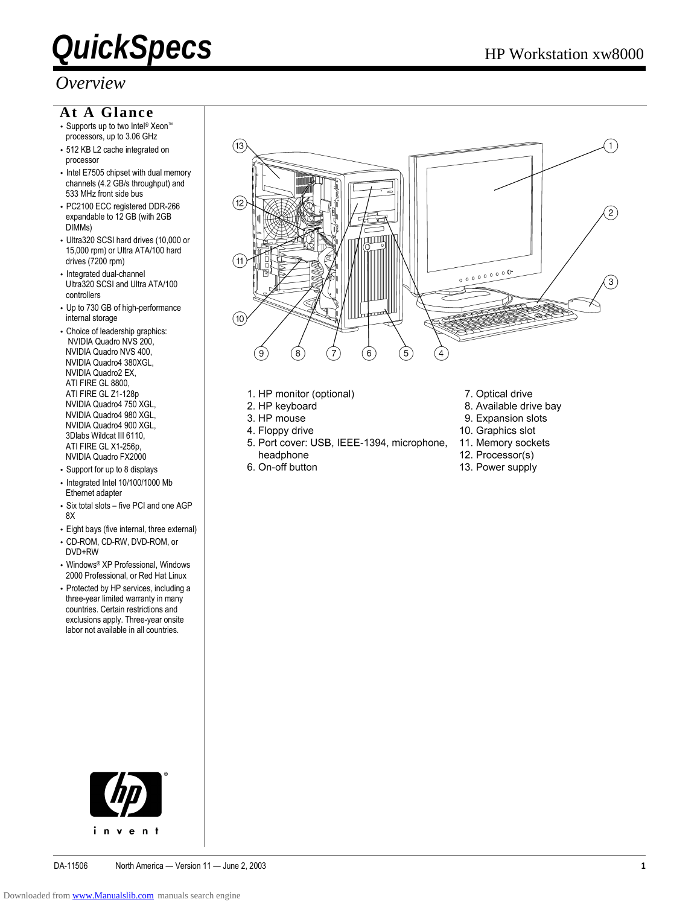# QuickSpecs

HP Workstation xw8000

## Overview

### At A Glance

- Supports up to two Intel® Xeon™ processors, up to 3.06 GHz
- 512 KB L2 cache integrated on processor
- Intel E7505 chipset with dual memory channels (4.2 GB/s throughput) and 533 MHz front side bus
- PC2100 ECC registered DDR-266 expandable to 12 GB (with 2GB DIMMs)
- Ultra320 SCSI hard drives (10,000 or 15,000 rpm) or Ultra ATA/100 hard drives (7200 rpm)
- Integrated dual-channel Ultra320 SCSI and Ultra ATA/100 controllers
- Up to 730 GB of high-performance internal storage
- Choice of leadership graphics: NVIDIA Quadro NVS 200, NVIDIA Quadro NVS 400, NVIDIA Quadro4 380XGL, NVIDIA Quadro2 EX, ATI FIRE GL 8800, ATI FIRE GL Z1-128p NVIDIA Quadro4 750 XGL, NVIDIA Quadro4 980 XGL, NVIDIA Quadro4 900 XGL, 3Dlabs Wildcat III 6110, ATI FIRE GL X1-256p, NVIDIA Quadro FX2000
- Support for up to 8 displays
- Integrated Intel 10/100/1000 Mb Ethernet adapter
- Six total slots – five PCI and one AGP 8X
- Eight bays (five internal, three external)
- CD-ROM, CD-RW, DVD-ROM, or DVD+RW
- Windows® XP Professional, Windows 2000 Professional, or Red Hat Linux
- Protected by HP services, including a three-year limited warranty in many countries. Certain restrictions and exclusions apply. Three-year onsite labor not available in all countries.

1. HP monitor (optional)
2. HP keyboard
3. HP mouse
4. Floppy drive
5. Port cover: USB, IEEE-1394, microphone, headphone
6. On-off button
7. Optical drive
8. Available drive bay
9. Expansion slots
10. Graphics slot
11. Memory sockets
12. Processor(s)
13. Power supply

DA-11506 North America — Version 11 — June 2, 2003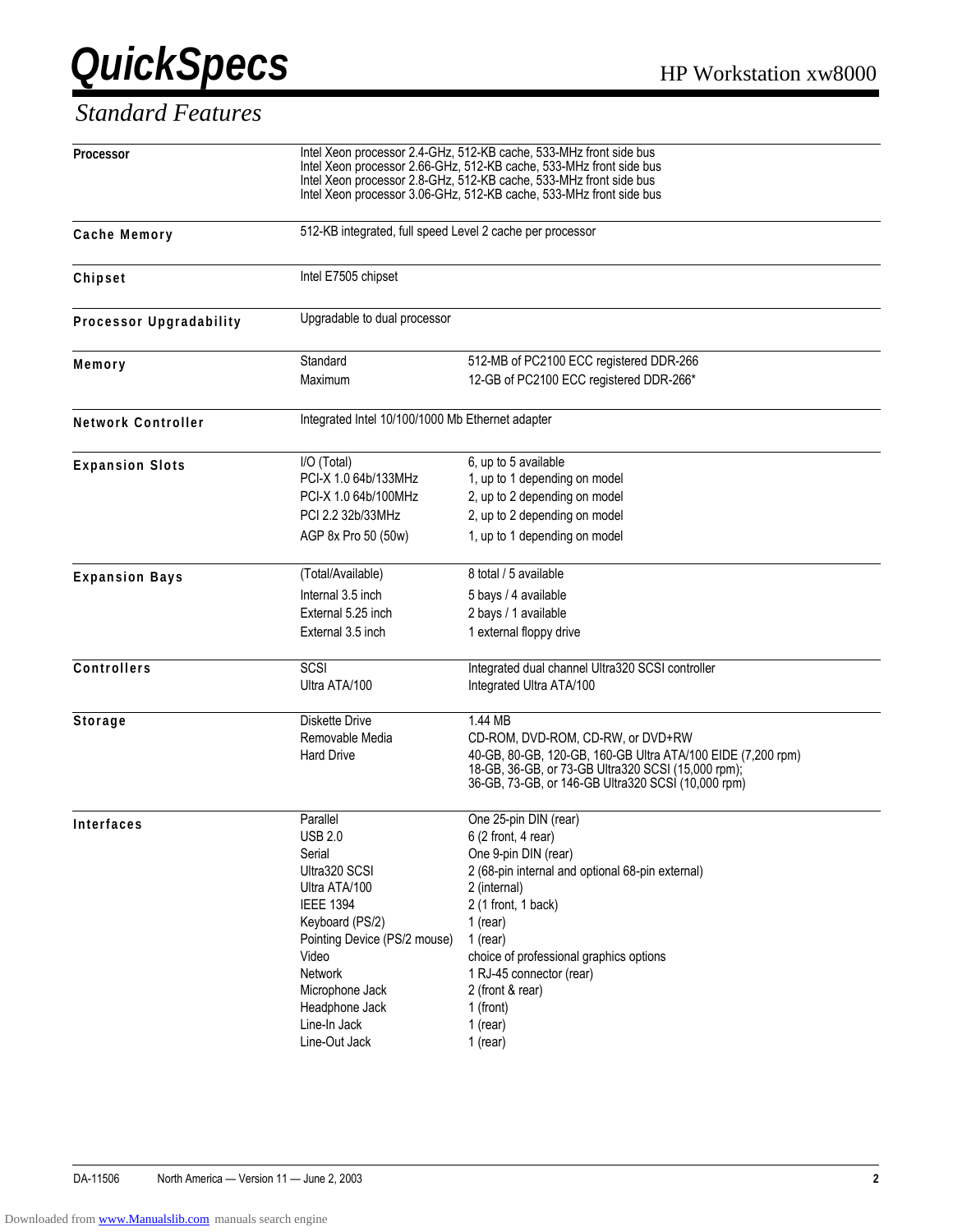# QuickSpecs

HP Workstation xw8000

## Standard Features

| | | |
|---|---|---|
| **Processor** | Intel Xeon processor 2.4-GHz, 512-KB cache, 533-MHz front side bus<br>Intel Xeon processor 2.66-GHz, 512-KB cache, 533-MHz front side bus<br>Intel Xeon processor 2.8-GHz, 512-KB cache, 533-MHz front side bus<br>Intel Xeon processor 3.06-GHz, 512-KB cache, 533-MHz front side bus | |
| **Cache Memory** | 512-KB integrated, full speed Level 2 cache per processor | |
| **Chipset** | Intel E7505 chipset | |
| **Processor Upgradability** | Upgradable to dual processor | |
| **Memory** | Standard | 512-MB of PC2100 ECC registered DDR-266 |
| | Maximum | 12-GB of PC2100 ECC registered DDR-266* |
| **Network Controller** | Integrated Intel 10/100/1000 Mb Ethernet adapter | |
| **Expansion Slots** | I/O (Total) | 6, up to 5 available |
| | PCI-X 1.0 64b/133MHz | 1, up to 1 depending on model |
| | PCI-X 1.0 64b/100MHz | 2, up to 2 depending on model |
| | PCI 2.2 32b/33MHz | 2, up to 2 depending on model |
| | AGP 8x Pro 50 (50w) | 1, up to 1 depending on model |
| **Expansion Bays** | (Total/Available) | 8 total / 5 available |
| | Internal 3.5 inch | 5 bays / 4 available |
| | External 5.25 inch | 2 bays / 1 available |
| | External 3.5 inch | 1 external floppy drive |
| **Controllers** | SCSI | Integrated dual channel Ultra320 SCSI controller |
| | Ultra ATA/100 | Integrated Ultra ATA/100 |
| **Storage** | Diskette Drive | 1.44 MB |
| | Removable Media | CD-ROM, DVD-ROM, CD-RW, or DVD+RW |
| | Hard Drive | 40-GB, 80-GB, 120-GB, 160-GB Ultra ATA/100 EIDE (7,200 rpm)<br>18-GB, 36-GB, or 73-GB Ultra320 SCSI (15,000 rpm);<br>36-GB, 73-GB, or 146-GB Ultra320 SCSI (10,000 rpm) |
| **Interfaces** | Parallel | One 25-pin DIN (rear) |
| | USB 2.0 | 6 (2 front, 4 rear) |
| | Serial | One 9-pin DIN (rear) |
| | Ultra320 SCSI | 2 (68-pin internal and optional 68-pin external) |
| | Ultra ATA/100 | 2 (internal) |
| | IEEE 1394 | 2 (1 front, 1 back) |
| | Keyboard (PS/2) | 1 (rear) |
| | Pointing Device (PS/2 mouse) | 1 (rear) |
| | Video | choice of professional graphics options |
| | Network | 1 RJ-45 connector (rear) |
| | Microphone Jack | 2 (front & rear) |
| | Headphone Jack | 1 (front) |
| | Line-In Jack | 1 (rear) |
| | Line-Out Jack | 1 (rear) |

DA-11506 North America — Version 11 — June 2, 2003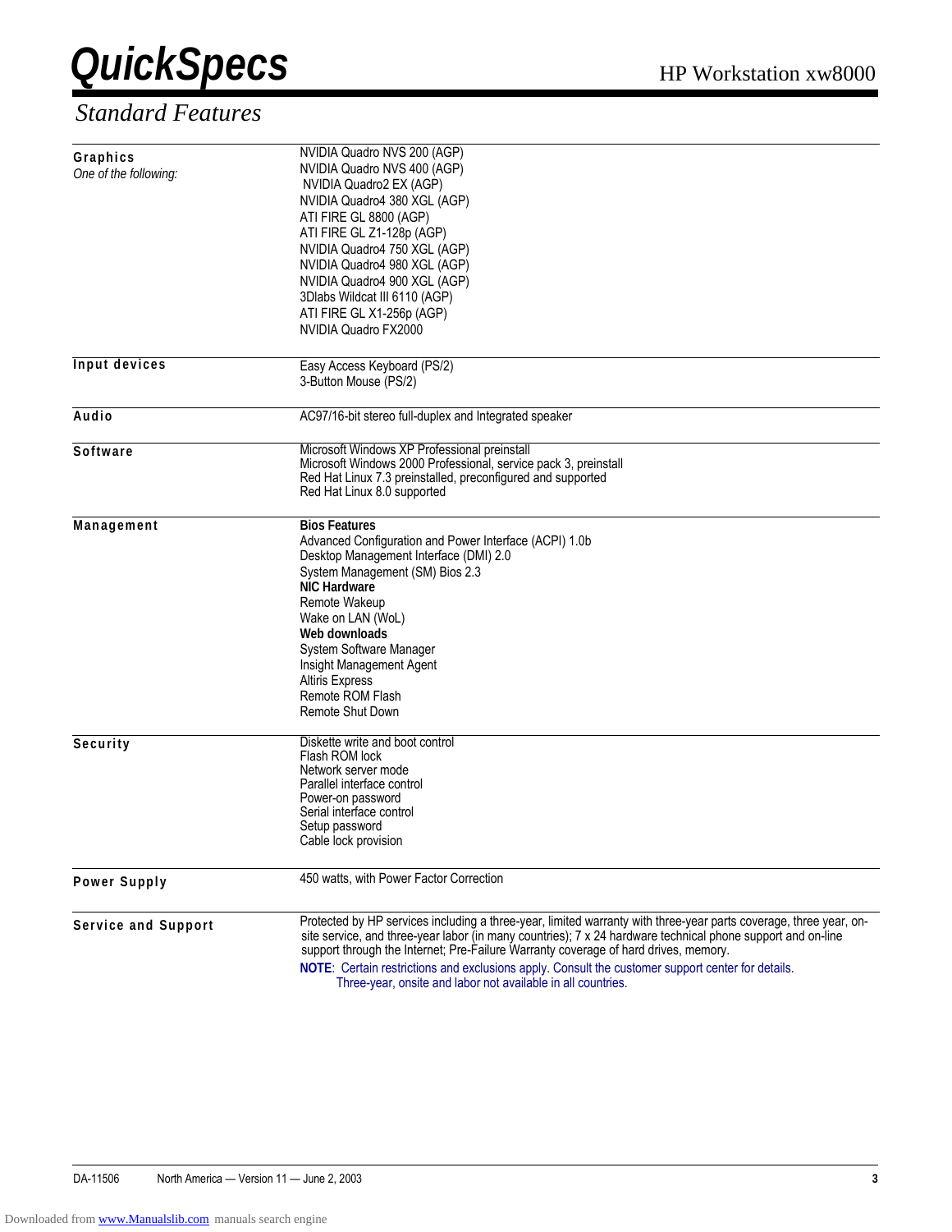## Standard Features

| | |
|---|---|
| **Graphics**<br>*One of the following:* | NVIDIA Quadro NVS 200 (AGP)<br>NVIDIA Quadro NVS 400 (AGP)<br>NVIDIA Quadro2 EX (AGP)<br>NVIDIA Quadro4 380 XGL (AGP)<br>ATI FIRE GL 8800 (AGP)<br>ATI FIRE GL Z1-128p (AGP)<br>NVIDIA Quadro4 750 XGL (AGP)<br>NVIDIA Quadro4 980 XGL (AGP)<br>NVIDIA Quadro4 900 XGL (AGP)<br>3Dlabs Wildcat III 6110 (AGP)<br>ATI FIRE GL X1-256p (AGP)<br>NVIDIA Quadro FX2000 |
| **Input devices** | Easy Access Keyboard (PS/2)<br>3-Button Mouse (PS/2) |
| **Audio** | AC97/16-bit stereo full-duplex and Integrated speaker |
| **Software** | Microsoft Windows XP Professional preinstall<br>Microsoft Windows 2000 Professional, service pack 3, preinstall<br>Red Hat Linux 7.3 preinstalled, preconfigured and supported<br>Red Hat Linux 8.0 supported |
| **Management** | **Bios Features**<br>Advanced Configuration and Power Interface (ACPI) 1.0b<br>Desktop Management Interface (DMI) 2.0<br>System Management (SM) Bios 2.3<br>**NIC Hardware**<br>Remote Wakeup<br>Wake on LAN (WoL)<br>**Web downloads**<br>System Software Manager<br>Insight Management Agent<br>Altiris Express<br>Remote ROM Flash<br>Remote Shut Down |
| **Security** | Diskette write and boot control<br>Flash ROM lock<br>Network server mode<br>Parallel interface control<br>Power-on password<br>Serial interface control<br>Setup password<br>Cable lock provision |
| **Power Supply** | 450 watts, with Power Factor Correction |
| **Service and Support** | Protected by HP services including a three-year, limited warranty with three-year parts coverage, three year, on-site service, and three-year labor (in many countries); 7 x 24 hardware technical phone support and on-line support through the Internet; Pre-Failure Warranty coverage of hard drives, memory.<br>**NOTE**: Certain restrictions and exclusions apply. Consult the customer support center for details. Three-year, onsite and labor not available in all countries. |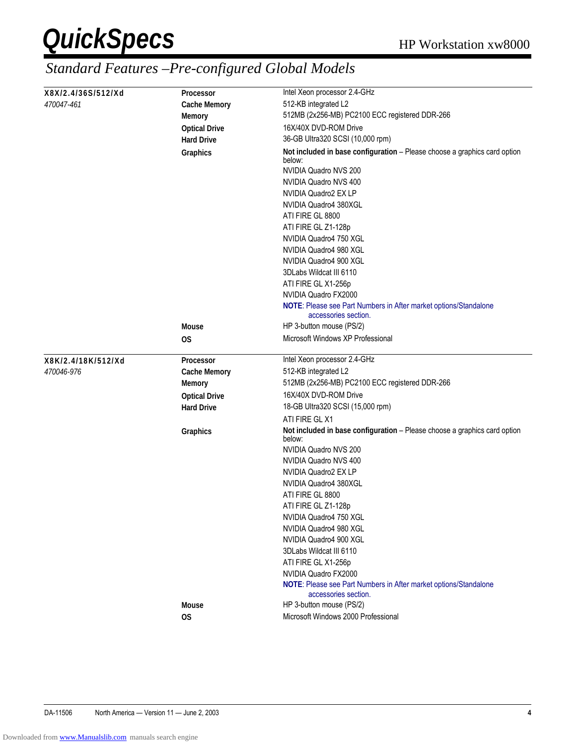## Standard Features –Pre-configured Global Models

| Model | Feature | Specification |
|---|---|---|
| **X8X/2.4/36S/512/Xd** | **Processor** | Intel Xeon processor 2.4-GHz |
| *470047-461* | **Cache Memory** | 512-KB integrated L2 |
| | **Memory** | 512MB (2x256-MB) PC2100 ECC registered DDR-266 |
| | **Optical Drive** | 16X/40X DVD-ROM Drive |
| | **Hard Drive** | 36-GB Ultra320 SCSI (10,000 rpm) |
| | **Graphics** | **Not included in base configuration** – Please choose a graphics card option below: |
| | | NVIDIA Quadro NVS 200 |
| | | NVIDIA Quadro NVS 400 |
| | | NVIDIA Quadro2 EX LP |
| | | NVIDIA Quadro4 380XGL |
| | | ATI FIRE GL 8800 |
| | | ATI FIRE GL Z1-128p |
| | | NVIDIA Quadro4 750 XGL |
| | | NVIDIA Quadro4 980 XGL |
| | | NVIDIA Quadro4 900 XGL |
| | | 3DLabs Wildcat III 6110 |
| | | ATI FIRE GL X1-256p |
| | | NVIDIA Quadro FX2000 |
| | | **NOTE**: Please see Part Numbers in After market options/Standalone accessories section. |
| | **Mouse** | HP 3-button mouse (PS/2) |
| | **OS** | Microsoft Windows XP Professional |
| **X8K/2.4/18K/512/Xd** | **Processor** | Intel Xeon processor 2.4-GHz |
| *470046-976* | **Cache Memory** | 512-KB integrated L2 |
| | **Memory** | 512MB (2x256-MB) PC2100 ECC registered DDR-266 |
| | **Optical Drive** | 16X/40X DVD-ROM Drive |
| | **Hard Drive** | 18-GB Ultra320 SCSI (15,000 rpm) |
| | | ATI FIRE GL X1 |
| | **Graphics** | **Not included in base configuration** – Please choose a graphics card option below: |
| | | NVIDIA Quadro NVS 200 |
| | | NVIDIA Quadro NVS 400 |
| | | NVIDIA Quadro2 EX LP |
| | | NVIDIA Quadro4 380XGL |
| | | ATI FIRE GL 8800 |
| | | ATI FIRE GL Z1-128p |
| | | NVIDIA Quadro4 750 XGL |
| | | NVIDIA Quadro4 980 XGL |
| | | NVIDIA Quadro4 900 XGL |
| | | 3DLabs Wildcat III 6110 |
| | | ATI FIRE GL X1-256p |
| | | NVIDIA Quadro FX2000 |
| | | **NOTE**: Please see Part Numbers in After market options/Standalone accessories section. |
| | **Mouse** | HP 3-button mouse (PS/2) |
| | **OS** | Microsoft Windows 2000 Professional |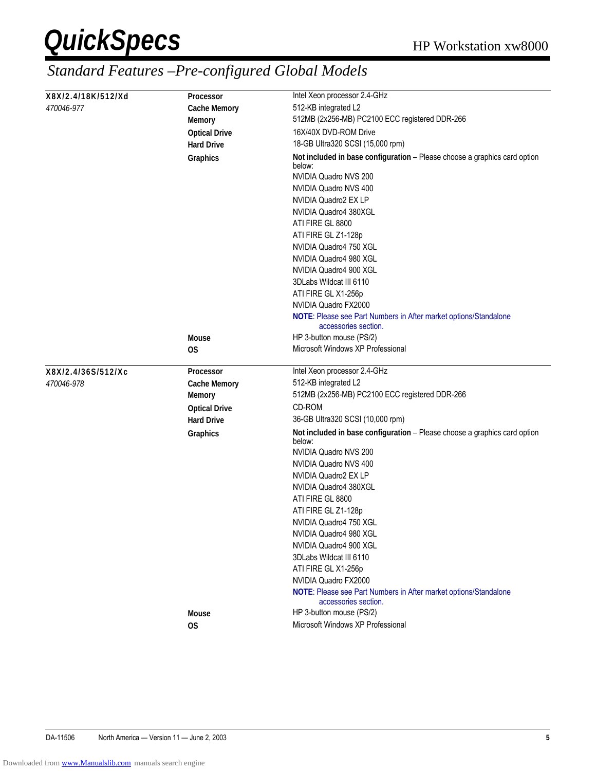## Standard Features –Pre-configured Global Models

| Model | Feature | Specification |
|---|---|---|
| **X8X/2.4/18K/512/Xd** | **Processor** | Intel Xeon processor 2.4-GHz |
| *470046-977* | **Cache Memory** | 512-KB integrated L2 |
| | **Memory** | 512MB (2x256-MB) PC2100 ECC registered DDR-266 |
| | **Optical Drive** | 16X/40X DVD-ROM Drive |
| | **Hard Drive** | 18-GB Ultra320 SCSI (15,000 rpm) |
| | **Graphics** | **Not included in base configuration** – Please choose a graphics card option below:<br>NVIDIA Quadro NVS 200<br>NVIDIA Quadro NVS 400<br>NVIDIA Quadro2 EX LP<br>NVIDIA Quadro4 380XGL<br>ATI FIRE GL 8800<br>ATI FIRE GL Z1-128p<br>NVIDIA Quadro4 750 XGL<br>NVIDIA Quadro4 980 XGL<br>NVIDIA Quadro4 900 XGL<br>3DLabs Wildcat III 6110<br>ATI FIRE GL X1-256p<br>NVIDIA Quadro FX2000<br>**NOTE**: Please see Part Numbers in After market options/Standalone accessories section. |
| | **Mouse** | HP 3-button mouse (PS/2) |
| | **OS** | Microsoft Windows XP Professional |
| **X8X/2.4/36S/512/Xc** | **Processor** | Intel Xeon processor 2.4-GHz |
| *470046-978* | **Cache Memory** | 512-KB integrated L2 |
| | **Memory** | 512MB (2x256-MB) PC2100 ECC registered DDR-266 |
| | **Optical Drive** | CD-ROM |
| | **Hard Drive** | 36-GB Ultra320 SCSI (10,000 rpm) |
| | **Graphics** | **Not included in base configuration** – Please choose a graphics card option below:<br>NVIDIA Quadro NVS 200<br>NVIDIA Quadro NVS 400<br>NVIDIA Quadro2 EX LP<br>NVIDIA Quadro4 380XGL<br>ATI FIRE GL 8800<br>ATI FIRE GL Z1-128p<br>NVIDIA Quadro4 750 XGL<br>NVIDIA Quadro4 980 XGL<br>NVIDIA Quadro4 900 XGL<br>3DLabs Wildcat III 6110<br>ATI FIRE GL X1-256p<br>NVIDIA Quadro FX2000<br>**NOTE**: Please see Part Numbers in After market options/Standalone accessories section. |
| | **Mouse** | HP 3-button mouse (PS/2) |
| | **OS** | Microsoft Windows XP Professional |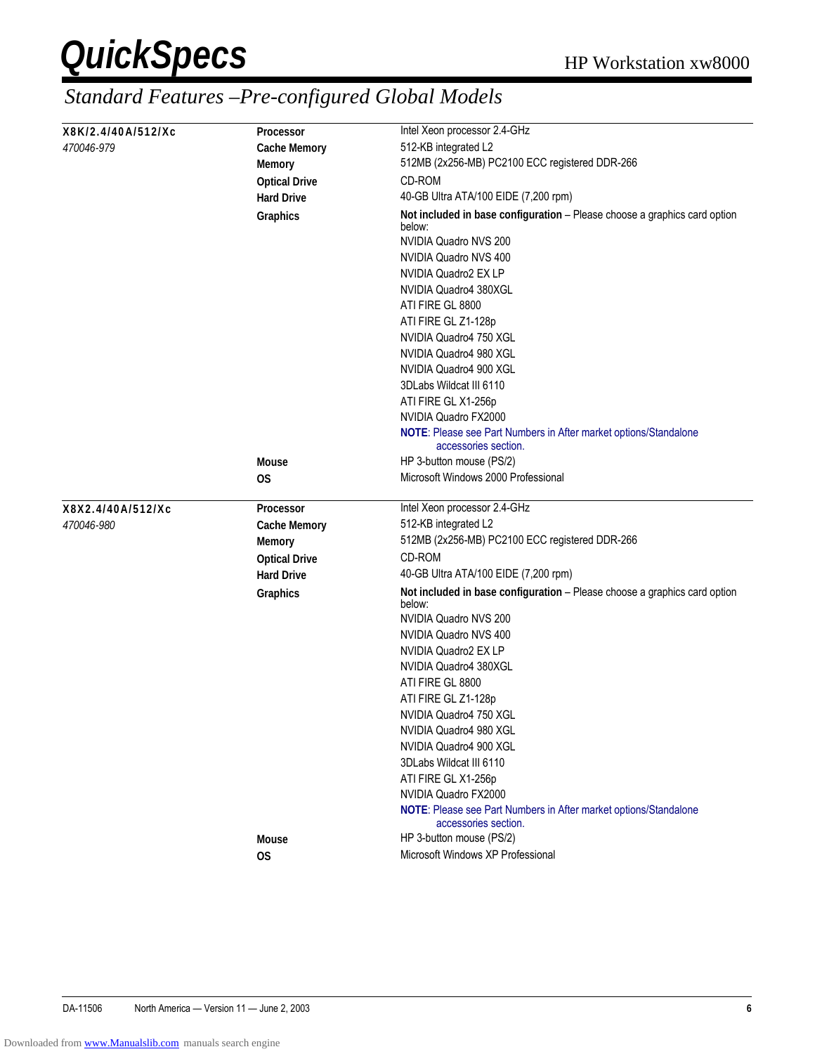## Standard Features – Pre-configured Global Models

| Model | Feature | Specification |
|---|---|---|
| **X8K/2.4/40A/512/Xc** *470046-979* | **Processor** | Intel Xeon processor 2.4-GHz |
| | **Cache Memory** | 512-KB integrated L2 |
| | **Memory** | 512MB (2x256-MB) PC2100 ECC registered DDR-266 |
| | **Optical Drive** | CD-ROM |
| | **Hard Drive** | 40-GB Ultra ATA/100 EIDE (7,200 rpm) |
| | **Graphics** | **Not included in base configuration** – Please choose a graphics card option below:<br>NVIDIA Quadro NVS 200<br>NVIDIA Quadro NVS 400<br>NVIDIA Quadro2 EX LP<br>NVIDIA Quadro4 380XGL<br>ATI FIRE GL 8800<br>ATI FIRE GL Z1-128p<br>NVIDIA Quadro4 750 XGL<br>NVIDIA Quadro4 980 XGL<br>NVIDIA Quadro4 900 XGL<br>3DLabs Wildcat III 6110<br>ATI FIRE GL X1-256p<br>NVIDIA Quadro FX2000<br>**NOTE**: Please see Part Numbers in After market options/Standalone accessories section. |
| | **Mouse** | HP 3-button mouse (PS/2) |
| | **OS** | Microsoft Windows 2000 Professional |
| **X8X2.4/40A/512/Xc** *470046-980* | **Processor** | Intel Xeon processor 2.4-GHz |
| | **Cache Memory** | 512-KB integrated L2 |
| | **Memory** | 512MB (2x256-MB) PC2100 ECC registered DDR-266 |
| | **Optical Drive** | CD-ROM |
| | **Hard Drive** | 40-GB Ultra ATA/100 EIDE (7,200 rpm) |
| | **Graphics** | **Not included in base configuration** – Please choose a graphics card option below:<br>NVIDIA Quadro NVS 200<br>NVIDIA Quadro NVS 400<br>NVIDIA Quadro2 EX LP<br>NVIDIA Quadro4 380XGL<br>ATI FIRE GL 8800<br>ATI FIRE GL Z1-128p<br>NVIDIA Quadro4 750 XGL<br>NVIDIA Quadro4 980 XGL<br>NVIDIA Quadro4 900 XGL<br>3DLabs Wildcat III 6110<br>ATI FIRE GL X1-256p<br>NVIDIA Quadro FX2000<br>**NOTE**: Please see Part Numbers in After market options/Standalone accessories section. |
| | **Mouse** | HP 3-button mouse (PS/2) |
| | **OS** | Microsoft Windows XP Professional |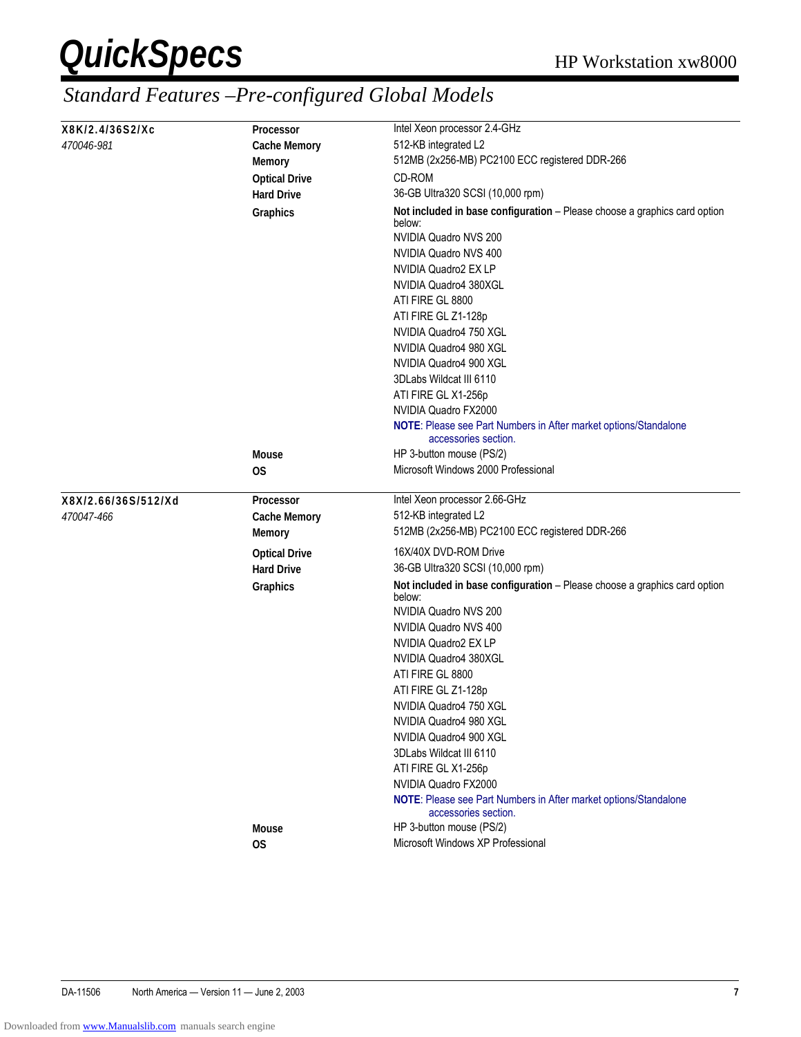## Standard Features –Pre-configured Global Models

| Model | Feature | Specification |
|---|---|---|
| **X8K/2.4/36S2/Xc** *470046-981* | **Processor** | Intel Xeon processor 2.4-GHz |
| | **Cache Memory** | 512-KB integrated L2 |
| | **Memory** | 512MB (2x256-MB) PC2100 ECC registered DDR-266 |
| | **Optical Drive** | CD-ROM |
| | **Hard Drive** | 36-GB Ultra320 SCSI (10,000 rpm) |
| | **Graphics** | **Not included in base configuration** – Please choose a graphics card option below:<br>NVIDIA Quadro NVS 200<br>NVIDIA Quadro NVS 400<br>NVIDIA Quadro2 EX LP<br>NVIDIA Quadro4 380XGL<br>ATI FIRE GL 8800<br>ATI FIRE GL Z1-128p<br>NVIDIA Quadro4 750 XGL<br>NVIDIA Quadro4 980 XGL<br>NVIDIA Quadro4 900 XGL<br>3DLabs Wildcat III 6110<br>ATI FIRE GL X1-256p<br>NVIDIA Quadro FX2000<br>**NOTE**: Please see Part Numbers in After market options/Standalone accessories section. |
| | **Mouse** | HP 3-button mouse (PS/2) |
| | **OS** | Microsoft Windows 2000 Professional |
| **X8X/2.66/36S/512/Xd** *470047-466* | **Processor** | Intel Xeon processor 2.66-GHz |
| | **Cache Memory** | 512-KB integrated L2 |
| | **Memory** | 512MB (2x256-MB) PC2100 ECC registered DDR-266 |
| | **Optical Drive** | 16X/40X DVD-ROM Drive |
| | **Hard Drive** | 36-GB Ultra320 SCSI (10,000 rpm) |
| | **Graphics** | **Not included in base configuration** – Please choose a graphics card option below:<br>NVIDIA Quadro NVS 200<br>NVIDIA Quadro NVS 400<br>NVIDIA Quadro2 EX LP<br>NVIDIA Quadro4 380XGL<br>ATI FIRE GL 8800<br>ATI FIRE GL Z1-128p<br>NVIDIA Quadro4 750 XGL<br>NVIDIA Quadro4 980 XGL<br>NVIDIA Quadro4 900 XGL<br>3DLabs Wildcat III 6110<br>ATI FIRE GL X1-256p<br>NVIDIA Quadro FX2000<br>**NOTE**: Please see Part Numbers in After market options/Standalone accessories section. |
| | **Mouse** | HP 3-button mouse (PS/2) |
| | **OS** | Microsoft Windows XP Professional |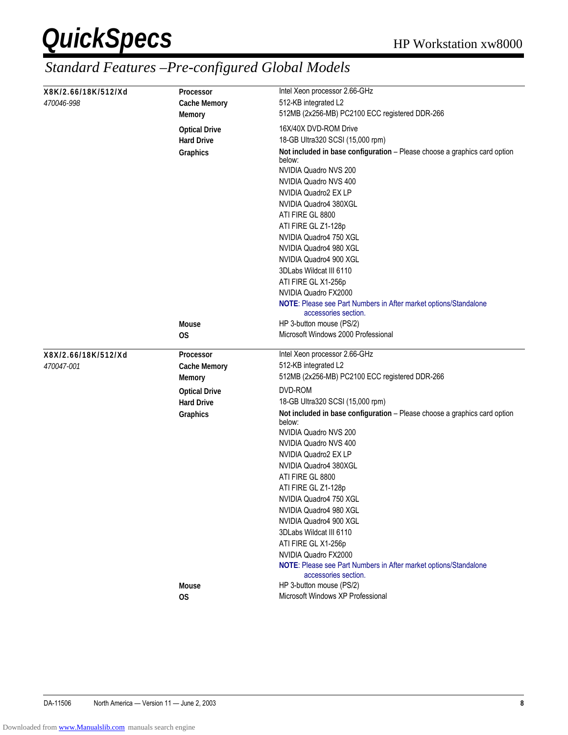## Standard Features –Pre-configured Global Models

| Model | Feature | Description |
|---|---|---|
| **X8K/2.66/18K/512/Xd** | **Processor** | Intel Xeon processor 2.66-GHz |
| *470046-998* | **Cache Memory** | 512-KB integrated L2 |
| | **Memory** | 512MB (2x256-MB) PC2100 ECC registered DDR-266 |
| | **Optical Drive** | 16X/40X DVD-ROM Drive |
| | **Hard Drive** | 18-GB Ultra320 SCSI (15,000 rpm) |
| | **Graphics** | **Not included in base configuration** – Please choose a graphics card option below:<br>NVIDIA Quadro NVS 200<br>NVIDIA Quadro NVS 400<br>NVIDIA Quadro2 EX LP<br>NVIDIA Quadro4 380XGL<br>ATI FIRE GL 8800<br>ATI FIRE GL Z1-128p<br>NVIDIA Quadro4 750 XGL<br>NVIDIA Quadro4 980 XGL<br>NVIDIA Quadro4 900 XGL<br>3DLabs Wildcat III 6110<br>ATI FIRE GL X1-256p<br>NVIDIA Quadro FX2000<br>**NOTE**: Please see Part Numbers in After market options/Standalone accessories section. |
| | **Mouse** | HP 3-button mouse (PS/2) |
| | **OS** | Microsoft Windows 2000 Professional |
| **X8X/2.66/18K/512/Xd** | **Processor** | Intel Xeon processor 2.66-GHz |
| *470047-001* | **Cache Memory** | 512-KB integrated L2 |
| | **Memory** | 512MB (2x256-MB) PC2100 ECC registered DDR-266 |
| | **Optical Drive** | DVD-ROM |
| | **Hard Drive** | 18-GB Ultra320 SCSI (15,000 rpm) |
| | **Graphics** | **Not included in base configuration** – Please choose a graphics card option below:<br>NVIDIA Quadro NVS 200<br>NVIDIA Quadro NVS 400<br>NVIDIA Quadro2 EX LP<br>NVIDIA Quadro4 380XGL<br>ATI FIRE GL 8800<br>ATI FIRE GL Z1-128p<br>NVIDIA Quadro4 750 XGL<br>NVIDIA Quadro4 980 XGL<br>NVIDIA Quadro4 900 XGL<br>3DLabs Wildcat III 6110<br>ATI FIRE GL X1-256p<br>NVIDIA Quadro FX2000<br>**NOTE**: Please see Part Numbers in After market options/Standalone accessories section. |
| | **Mouse** | HP 3-button mouse (PS/2) |
| | **OS** | Microsoft Windows XP Professional |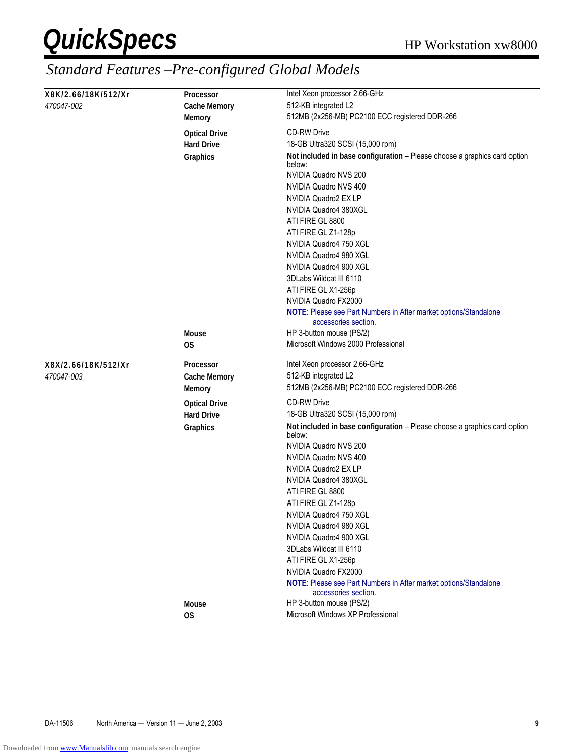## Standard Features – Pre-configured Global Models

| Model | Feature | Specification |
|---|---|---|
| **X8K/2.66/18K/512/Xr** | **Processor** | Intel Xeon processor 2.66-GHz |
| *470047-002* | **Cache Memory** | 512-KB integrated L2 |
| | **Memory** | 512MB (2x256-MB) PC2100 ECC registered DDR-266 |
| | **Optical Drive** | CD-RW Drive |
| | **Hard Drive** | 18-GB Ultra320 SCSI (15,000 rpm) |
| | **Graphics** | **Not included in base configuration** – Please choose a graphics card option below: |
| | | NVIDIA Quadro NVS 200 |
| | | NVIDIA Quadro NVS 400 |
| | | NVIDIA Quadro2 EX LP |
| | | NVIDIA Quadro4 380XGL |
| | | ATI FIRE GL 8800 |
| | | ATI FIRE GL Z1-128p |
| | | NVIDIA Quadro4 750 XGL |
| | | NVIDIA Quadro4 980 XGL |
| | | NVIDIA Quadro4 900 XGL |
| | | 3DLabs Wildcat III 6110 |
| | | ATI FIRE GL X1-256p |
| | | NVIDIA Quadro FX2000 |
| | | **NOTE**: Please see Part Numbers in After market options/Standalone accessories section. |
| | **Mouse** | HP 3-button mouse (PS/2) |
| | **OS** | Microsoft Windows 2000 Professional |
| **X8X/2.66/18K/512/Xr** | **Processor** | Intel Xeon processor 2.66-GHz |
| *470047-003* | **Cache Memory** | 512-KB integrated L2 |
| | **Memory** | 512MB (2x256-MB) PC2100 ECC registered DDR-266 |
| | **Optical Drive** | CD-RW Drive |
| | **Hard Drive** | 18-GB Ultra320 SCSI (15,000 rpm) |
| | **Graphics** | **Not included in base configuration** – Please choose a graphics card option below: |
| | | NVIDIA Quadro NVS 200 |
| | | NVIDIA Quadro NVS 400 |
| | | NVIDIA Quadro2 EX LP |
| | | NVIDIA Quadro4 380XGL |
| | | ATI FIRE GL 8800 |
| | | ATI FIRE GL Z1-128p |
| | | NVIDIA Quadro4 750 XGL |
| | | NVIDIA Quadro4 980 XGL |
| | | NVIDIA Quadro4 900 XGL |
| | | 3DLabs Wildcat III 6110 |
| | | ATI FIRE GL X1-256p |
| | | NVIDIA Quadro FX2000 |
| | | **NOTE**: Please see Part Numbers in After market options/Standalone accessories section. |
| | **Mouse** | HP 3-button mouse (PS/2) |
| | **OS** | Microsoft Windows XP Professional |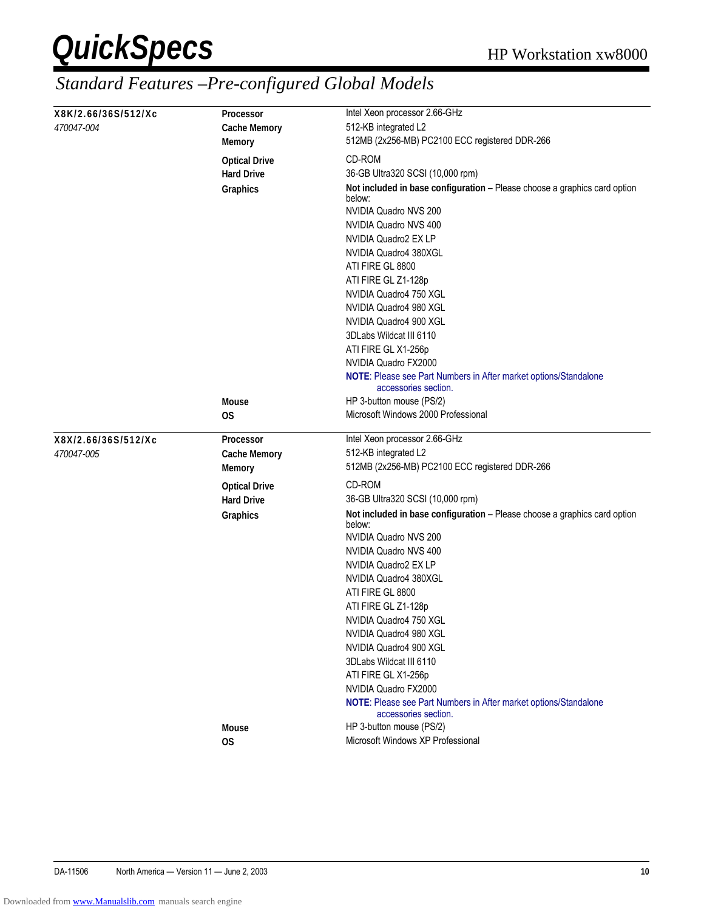## Standard Features –Pre-configured Global Models

| Model | Feature | Description |
|---|---|---|
| **X8K/2.66/36S/512/Xc** | **Processor** | Intel Xeon processor 2.66-GHz |
| *470047-004* | **Cache Memory** | 512-KB integrated L2 |
| | **Memory** | 512MB (2x256-MB) PC2100 ECC registered DDR-266 |
| | **Optical Drive** | CD-ROM |
| | **Hard Drive** | 36-GB Ultra320 SCSI (10,000 rpm) |
| | **Graphics** | **Not included in base configuration** – Please choose a graphics card option below: |
| | | NVIDIA Quadro NVS 200 |
| | | NVIDIA Quadro NVS 400 |
| | | NVIDIA Quadro2 EX LP |
| | | NVIDIA Quadro4 380XGL |
| | | ATI FIRE GL 8800 |
| | | ATI FIRE GL Z1-128p |
| | | NVIDIA Quadro4 750 XGL |
| | | NVIDIA Quadro4 980 XGL |
| | | NVIDIA Quadro4 900 XGL |
| | | 3DLabs Wildcat III 6110 |
| | | ATI FIRE GL X1-256p |
| | | NVIDIA Quadro FX2000 |
| | | **NOTE**: Please see Part Numbers in After market options/Standalone accessories section. |
| | **Mouse** | HP 3-button mouse (PS/2) |
| | **OS** | Microsoft Windows 2000 Professional |
| **X8X/2.66/36S/512/Xc** | **Processor** | Intel Xeon processor 2.66-GHz |
| *470047-005* | **Cache Memory** | 512-KB integrated L2 |
| | **Memory** | 512MB (2x256-MB) PC2100 ECC registered DDR-266 |
| | **Optical Drive** | CD-ROM |
| | **Hard Drive** | 36-GB Ultra320 SCSI (10,000 rpm) |
| | **Graphics** | **Not included in base configuration** – Please choose a graphics card option below: |
| | | NVIDIA Quadro NVS 200 |
| | | NVIDIA Quadro NVS 400 |
| | | NVIDIA Quadro2 EX LP |
| | | NVIDIA Quadro4 380XGL |
| | | ATI FIRE GL 8800 |
| | | ATI FIRE GL Z1-128p |
| | | NVIDIA Quadro4 750 XGL |
| | | NVIDIA Quadro4 980 XGL |
| | | NVIDIA Quadro4 900 XGL |
| | | 3DLabs Wildcat III 6110 |
| | | ATI FIRE GL X1-256p |
| | | NVIDIA Quadro FX2000 |
| | | **NOTE**: Please see Part Numbers in After market options/Standalone accessories section. |
| | **Mouse** | HP 3-button mouse (PS/2) |
| | **OS** | Microsoft Windows XP Professional |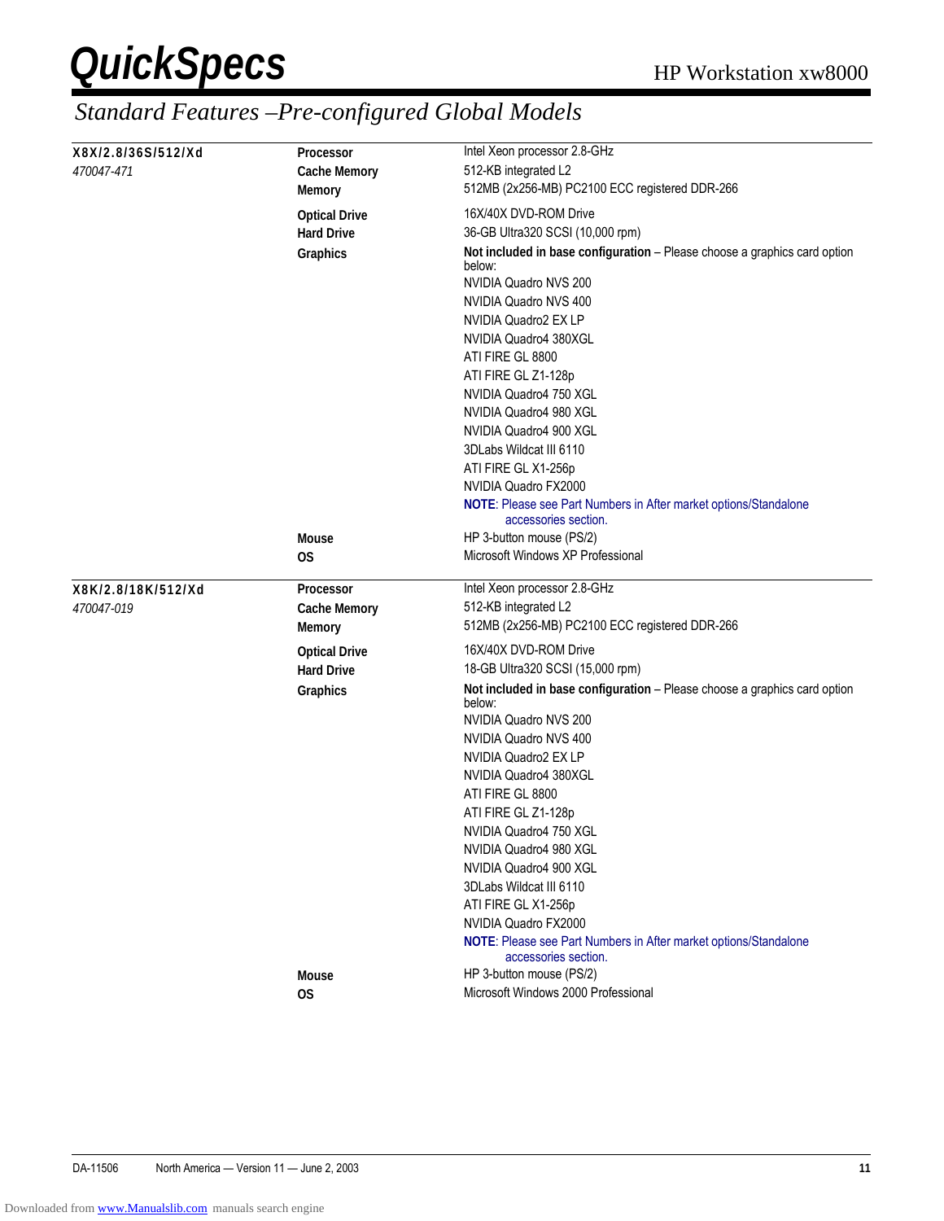## Standard Features –Pre-configured Global Models

**X8X/2.8/36S/512/Xd**
*470047-471*

| | |
|---|---|
| **Processor** | Intel Xeon processor 2.8-GHz |
| **Cache Memory** | 512-KB integrated L2 |
| **Memory** | 512MB (2x256-MB) PC2100 ECC registered DDR-266 |
| **Optical Drive** | 16X/40X DVD-ROM Drive |
| **Hard Drive** | 36-GB Ultra320 SCSI (10,000 rpm) |
| **Graphics** | **Not included in base configuration** – Please choose a graphics card option below:<br>NVIDIA Quadro NVS 200<br>NVIDIA Quadro NVS 400<br>NVIDIA Quadro2 EX LP<br>NVIDIA Quadro4 380XGL<br>ATI FIRE GL 8800<br>ATI FIRE GL Z1-128p<br>NVIDIA Quadro4 750 XGL<br>NVIDIA Quadro4 980 XGL<br>NVIDIA Quadro4 900 XGL<br>3DLabs Wildcat III 6110<br>ATI FIRE GL X1-256p<br>NVIDIA Quadro FX2000<br>**NOTE**: Please see Part Numbers in After market options/Standalone accessories section. |
| **Mouse** | HP 3-button mouse (PS/2) |
| **OS** | Microsoft Windows XP Professional |

**X8K/2.8/18K/512/Xd**
*470047-019*

| | |
|---|---|
| **Processor** | Intel Xeon processor 2.8-GHz |
| **Cache Memory** | 512-KB integrated L2 |
| **Memory** | 512MB (2x256-MB) PC2100 ECC registered DDR-266 |
| **Optical Drive** | 16X/40X DVD-ROM Drive |
| **Hard Drive** | 18-GB Ultra320 SCSI (15,000 rpm) |
| **Graphics** | **Not included in base configuration** – Please choose a graphics card option below:<br>NVIDIA Quadro NVS 200<br>NVIDIA Quadro NVS 400<br>NVIDIA Quadro2 EX LP<br>NVIDIA Quadro4 380XGL<br>ATI FIRE GL 8800<br>ATI FIRE GL Z1-128p<br>NVIDIA Quadro4 750 XGL<br>NVIDIA Quadro4 980 XGL<br>NVIDIA Quadro4 900 XGL<br>3DLabs Wildcat III 6110<br>ATI FIRE GL X1-256p<br>NVIDIA Quadro FX2000<br>**NOTE**: Please see Part Numbers in After market options/Standalone accessories section. |
| **Mouse** | HP 3-button mouse (PS/2) |
| **OS** | Microsoft Windows 2000 Professional |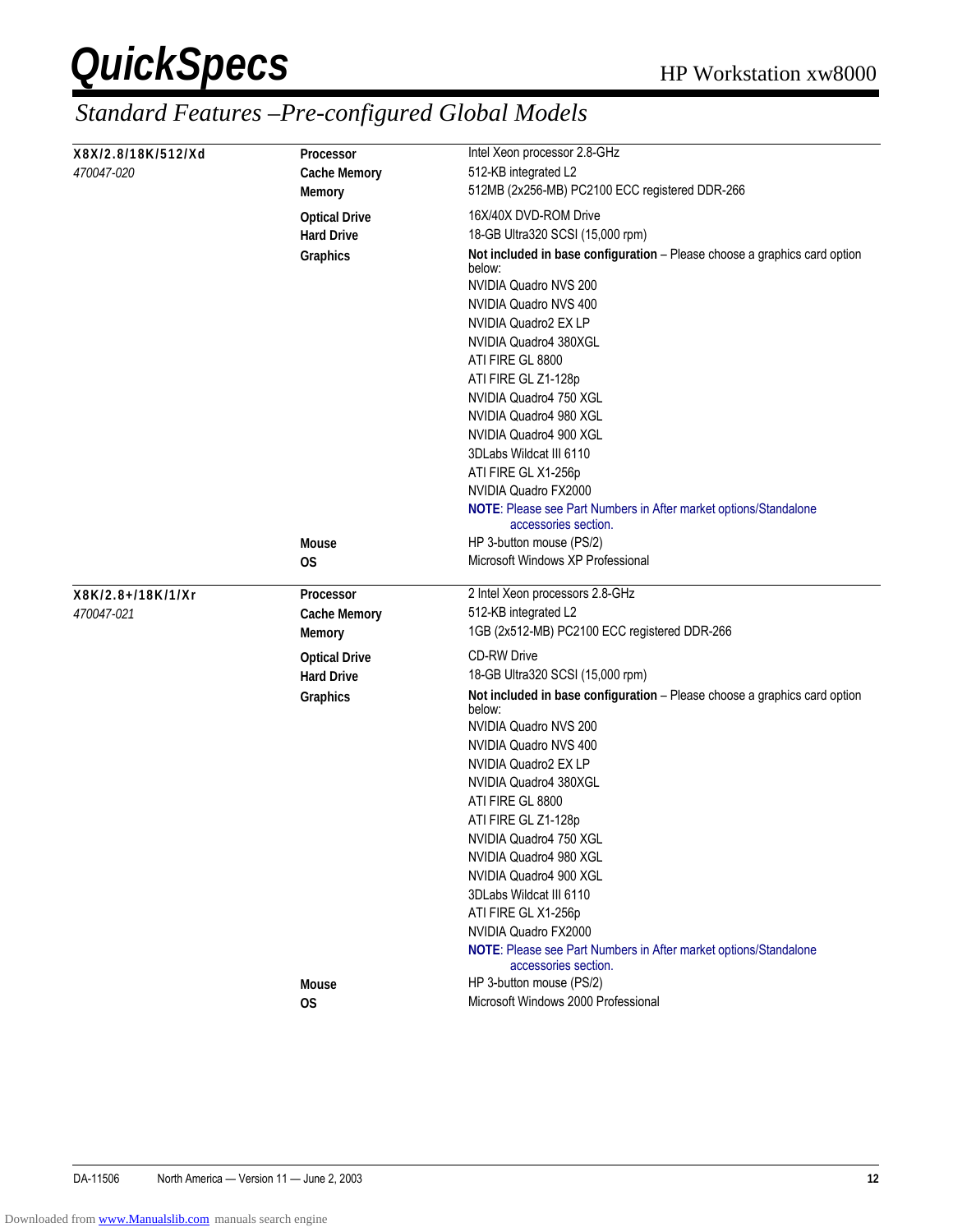## Standard Features –Pre-configured Global Models

| Model | Feature | Description |
|---|---|---|
| **X8X/2.8/18K/512/Xd** | **Processor** | Intel Xeon processor 2.8-GHz |
| *470047-020* | **Cache Memory** | 512-KB integrated L2 |
| | **Memory** | 512MB (2x256-MB) PC2100 ECC registered DDR-266 |
| | **Optical Drive** | 16X/40X DVD-ROM Drive |
| | **Hard Drive** | 18-GB Ultra320 SCSI (15,000 rpm) |
| | **Graphics** | **Not included in base configuration** – Please choose a graphics card option below:<br>NVIDIA Quadro NVS 200<br>NVIDIA Quadro NVS 400<br>NVIDIA Quadro2 EX LP<br>NVIDIA Quadro4 380XGL<br>ATI FIRE GL 8800<br>ATI FIRE GL Z1-128p<br>NVIDIA Quadro4 750 XGL<br>NVIDIA Quadro4 980 XGL<br>NVIDIA Quadro4 900 XGL<br>3DLabs Wildcat III 6110<br>ATI FIRE GL X1-256p<br>NVIDIA Quadro FX2000<br>**NOTE**: Please see Part Numbers in After market options/Standalone accessories section. |
| | **Mouse** | HP 3-button mouse (PS/2) |
| | **OS** | Microsoft Windows XP Professional |
| **X8K/2.8+/18K/1/Xr** | **Processor** | 2 Intel Xeon processors 2.8-GHz |
| *470047-021* | **Cache Memory** | 512-KB integrated L2 |
| | **Memory** | 1GB (2x512-MB) PC2100 ECC registered DDR-266 |
| | **Optical Drive** | CD-RW Drive |
| | **Hard Drive** | 18-GB Ultra320 SCSI (15,000 rpm) |
| | **Graphics** | **Not included in base configuration** – Please choose a graphics card option below:<br>NVIDIA Quadro NVS 200<br>NVIDIA Quadro NVS 400<br>NVIDIA Quadro2 EX LP<br>NVIDIA Quadro4 380XGL<br>ATI FIRE GL 8800<br>ATI FIRE GL Z1-128p<br>NVIDIA Quadro4 750 XGL<br>NVIDIA Quadro4 980 XGL<br>NVIDIA Quadro4 900 XGL<br>3DLabs Wildcat III 6110<br>ATI FIRE GL X1-256p<br>NVIDIA Quadro FX2000<br>**NOTE**: Please see Part Numbers in After market options/Standalone accessories section. |
| | **Mouse** | HP 3-button mouse (PS/2) |
| | **OS** | Microsoft Windows 2000 Professional |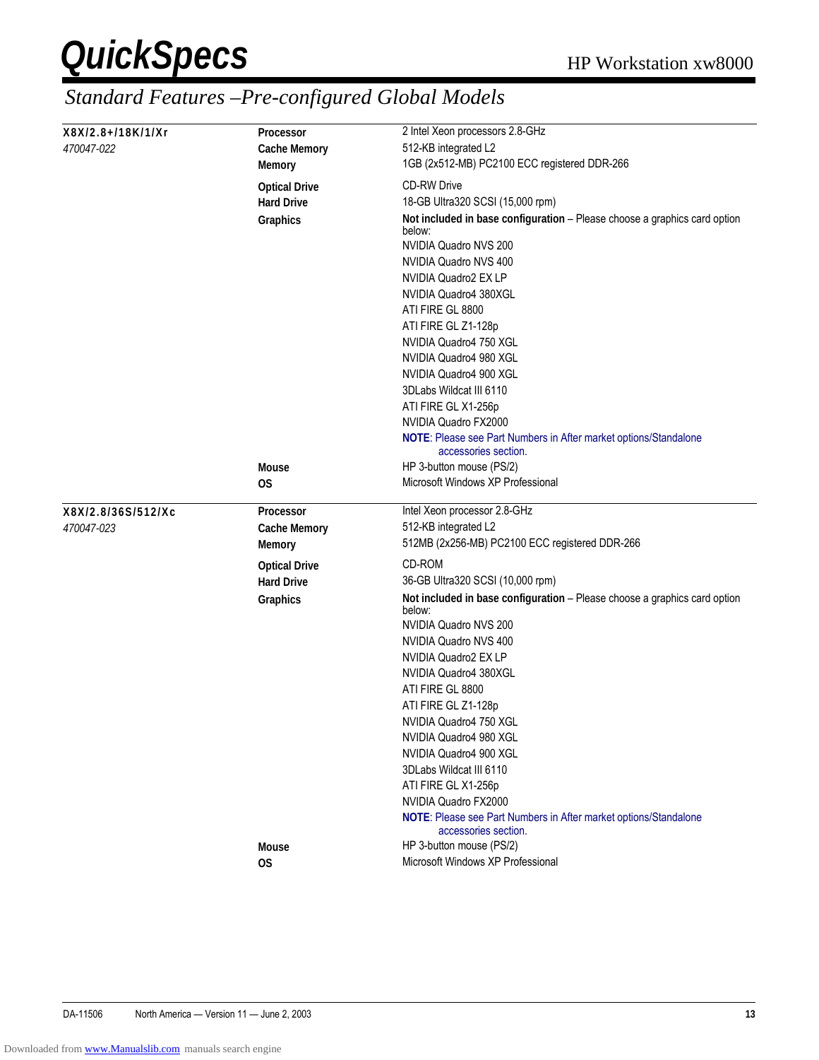## Standard Features –Pre-configured Global Models

**X8X/2.8+/18K/1/Xr**
*470047-022*

| | |
|---|---|
| **Processor** | 2 Intel Xeon processors 2.8-GHz |
| **Cache Memory** | 512-KB integrated L2 |
| **Memory** | 1GB (2x512-MB) PC2100 ECC registered DDR-266 |
| **Optical Drive** | CD-RW Drive |
| **Hard Drive** | 18-GB Ultra320 SCSI (15,000 rpm) |
| **Graphics** | **Not included in base configuration** – Please choose a graphics card option below:<br>NVIDIA Quadro NVS 200<br>NVIDIA Quadro NVS 400<br>NVIDIA Quadro2 EX LP<br>NVIDIA Quadro4 380XGL<br>ATI FIRE GL 8800<br>ATI FIRE GL Z1-128p<br>NVIDIA Quadro4 750 XGL<br>NVIDIA Quadro4 980 XGL<br>NVIDIA Quadro4 900 XGL<br>3DLabs Wildcat III 6110<br>ATI FIRE GL X1-256p<br>NVIDIA Quadro FX2000<br>**NOTE**: Please see Part Numbers in After market options/Standalone accessories section. |
| **Mouse** | HP 3-button mouse (PS/2) |
| **OS** | Microsoft Windows XP Professional |

**X8X/2.8/36S/512/Xc**
*470047-023*

| | |
|---|---|
| **Processor** | Intel Xeon processor 2.8-GHz |
| **Cache Memory** | 512-KB integrated L2 |
| **Memory** | 512MB (2x256-MB) PC2100 ECC registered DDR-266 |
| **Optical Drive** | CD-ROM |
| **Hard Drive** | 36-GB Ultra320 SCSI (10,000 rpm) |
| **Graphics** | **Not included in base configuration** – Please choose a graphics card option below:<br>NVIDIA Quadro NVS 200<br>NVIDIA Quadro NVS 400<br>NVIDIA Quadro2 EX LP<br>NVIDIA Quadro4 380XGL<br>ATI FIRE GL 8800<br>ATI FIRE GL Z1-128p<br>NVIDIA Quadro4 750 XGL<br>NVIDIA Quadro4 980 XGL<br>NVIDIA Quadro4 900 XGL<br>3DLabs Wildcat III 6110<br>ATI FIRE GL X1-256p<br>NVIDIA Quadro FX2000<br>**NOTE**: Please see Part Numbers in After market options/Standalone accessories section. |
| **Mouse** | HP 3-button mouse (PS/2) |
| **OS** | Microsoft Windows XP Professional |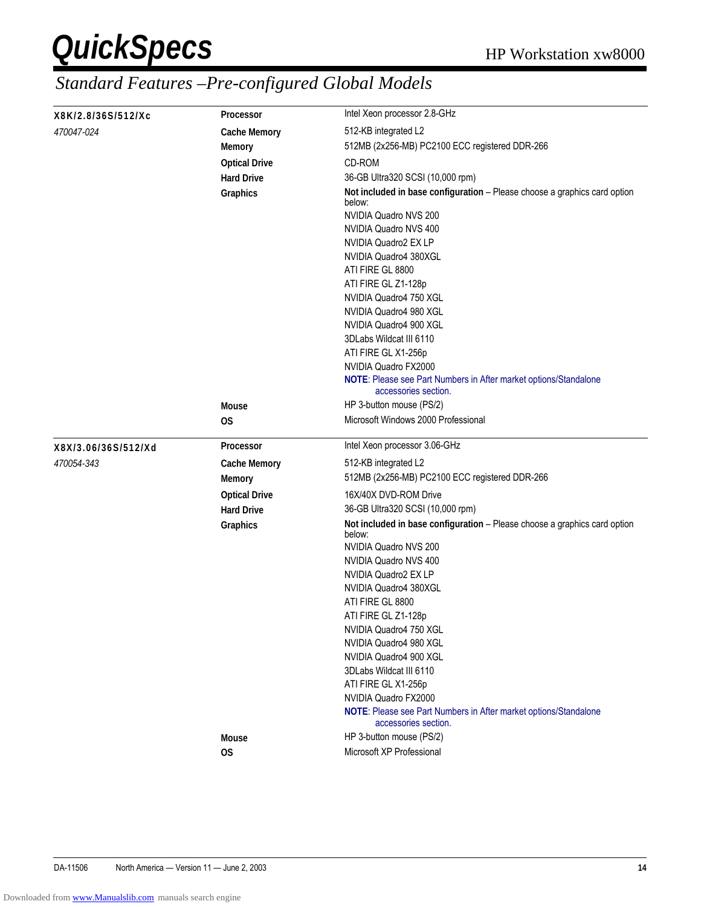## Standard Features –Pre-configured Global Models

| Model | Feature | Specification |
|---|---|---|
| **X8K/2.8/36S/512/Xc** | **Processor** | Intel Xeon processor 2.8-GHz |
| *470047-024* | **Cache Memory** | 512-KB integrated L2 |
| | **Memory** | 512MB (2x256-MB) PC2100 ECC registered DDR-266 |
| | **Optical Drive** | CD-ROM |
| | **Hard Drive** | 36-GB Ultra320 SCSI (10,000 rpm) |
| | **Graphics** | **Not included in base configuration** – Please choose a graphics card option below:<br>NVIDIA Quadro NVS 200<br>NVIDIA Quadro NVS 400<br>NVIDIA Quadro2 EX LP<br>NVIDIA Quadro4 380XGL<br>ATI FIRE GL 8800<br>ATI FIRE GL Z1-128p<br>NVIDIA Quadro4 750 XGL<br>NVIDIA Quadro4 980 XGL<br>NVIDIA Quadro4 900 XGL<br>3DLabs Wildcat III 6110<br>ATI FIRE GL X1-256p<br>NVIDIA Quadro FX2000<br>**NOTE**: Please see Part Numbers in After market options/Standalone accessories section. |
| | **Mouse** | HP 3-button mouse (PS/2) |
| | **OS** | Microsoft Windows 2000 Professional |
| **X8X/3.06/36S/512/Xd** | **Processor** | Intel Xeon processor 3.06-GHz |
| *470054-343* | **Cache Memory** | 512-KB integrated L2 |
| | **Memory** | 512MB (2x256-MB) PC2100 ECC registered DDR-266 |
| | **Optical Drive** | 16X/40X DVD-ROM Drive |
| | **Hard Drive** | 36-GB Ultra320 SCSI (10,000 rpm) |
| | **Graphics** | **Not included in base configuration** – Please choose a graphics card option below:<br>NVIDIA Quadro NVS 200<br>NVIDIA Quadro NVS 400<br>NVIDIA Quadro2 EX LP<br>NVIDIA Quadro4 380XGL<br>ATI FIRE GL 8800<br>ATI FIRE GL Z1-128p<br>NVIDIA Quadro4 750 XGL<br>NVIDIA Quadro4 980 XGL<br>NVIDIA Quadro4 900 XGL<br>3DLabs Wildcat III 6110<br>ATI FIRE GL X1-256p<br>NVIDIA Quadro FX2000<br>**NOTE**: Please see Part Numbers in After market options/Standalone accessories section. |
| | **Mouse** | HP 3-button mouse (PS/2) |
| | **OS** | Microsoft XP Professional |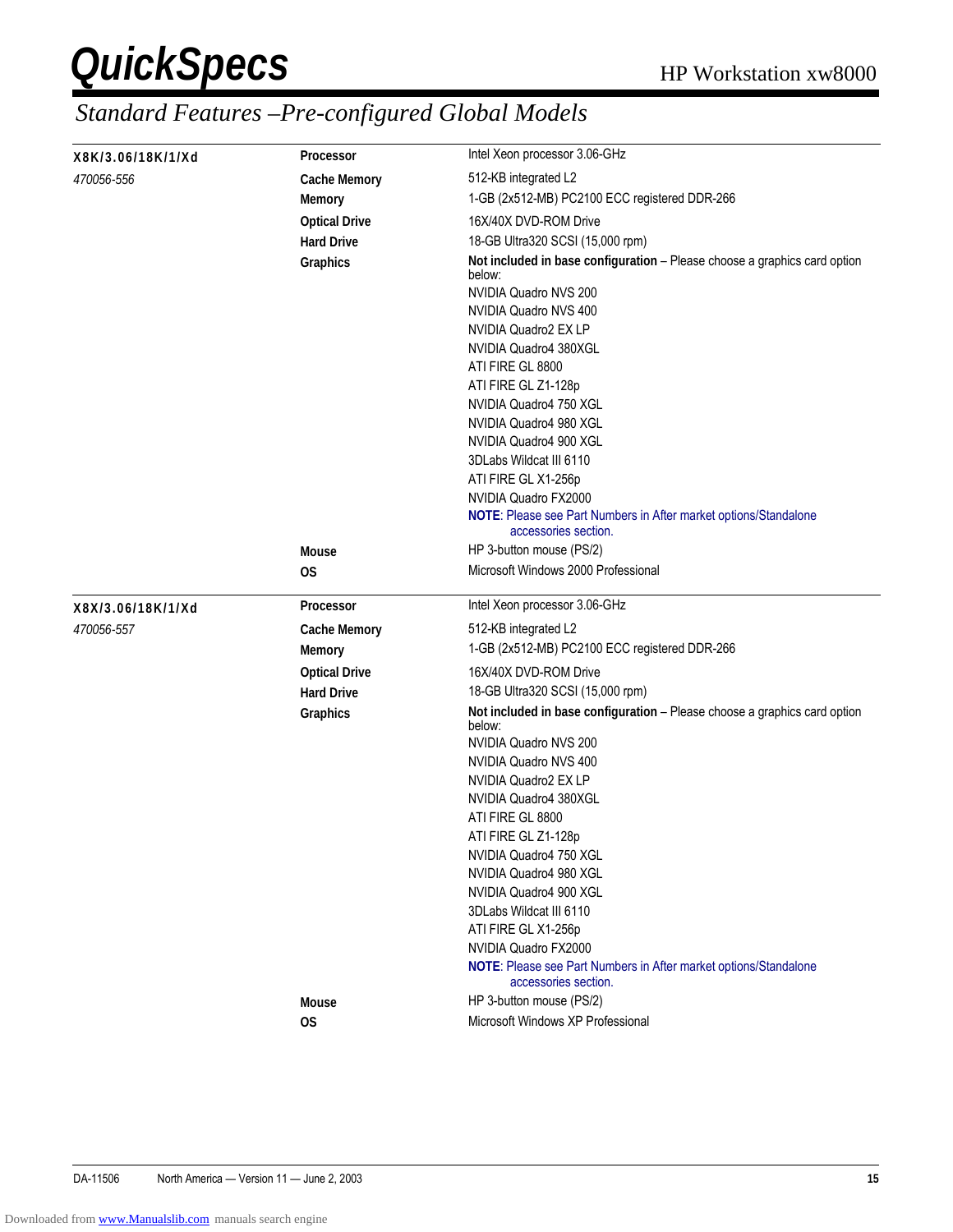# Standard Features –Pre-configured Global Models

| | | |
|---|---|---|
| **X8K/3.06/18K/1/Xd** | **Processor** | Intel Xeon processor 3.06-GHz |
| *470056-556* | **Cache Memory** | 512-KB integrated L2 |
| | **Memory** | 1-GB (2x512-MB) PC2100 ECC registered DDR-266 |
| | **Optical Drive** | 16X/40X DVD-ROM Drive |
| | **Hard Drive** | 18-GB Ultra320 SCSI (15,000 rpm) |
| | **Graphics** | **Not included in base configuration** – Please choose a graphics card option below:<br>NVIDIA Quadro NVS 200<br>NVIDIA Quadro NVS 400<br>NVIDIA Quadro2 EX LP<br>NVIDIA Quadro4 380XGL<br>ATI FIRE GL 8800<br>ATI FIRE GL Z1-128p<br>NVIDIA Quadro4 750 XGL<br>NVIDIA Quadro4 980 XGL<br>NVIDIA Quadro4 900 XGL<br>3DLabs Wildcat III 6110<br>ATI FIRE GL X1-256p<br>NVIDIA Quadro FX2000<br>**NOTE**: Please see Part Numbers in After market options/Standalone accessories section. |
| | **Mouse** | HP 3-button mouse (PS/2) |
| | **OS** | Microsoft Windows 2000 Professional |
| **X8X/3.06/18K/1/Xd** | **Processor** | Intel Xeon processor 3.06-GHz |
| *470056-557* | **Cache Memory** | 512-KB integrated L2 |
| | **Memory** | 1-GB (2x512-MB) PC2100 ECC registered DDR-266 |
| | **Optical Drive** | 16X/40X DVD-ROM Drive |
| | **Hard Drive** | 18-GB Ultra320 SCSI (15,000 rpm) |
| | **Graphics** | **Not included in base configuration** – Please choose a graphics card option below:<br>NVIDIA Quadro NVS 200<br>NVIDIA Quadro NVS 400<br>NVIDIA Quadro2 EX LP<br>NVIDIA Quadro4 380XGL<br>ATI FIRE GL 8800<br>ATI FIRE GL Z1-128p<br>NVIDIA Quadro4 750 XGL<br>NVIDIA Quadro4 980 XGL<br>NVIDIA Quadro4 900 XGL<br>3DLabs Wildcat III 6110<br>ATI FIRE GL X1-256p<br>NVIDIA Quadro FX2000<br>**NOTE**: Please see Part Numbers in After market options/Standalone accessories section. |
| | **Mouse** | HP 3-button mouse (PS/2) |
| | **OS** | Microsoft Windows XP Professional |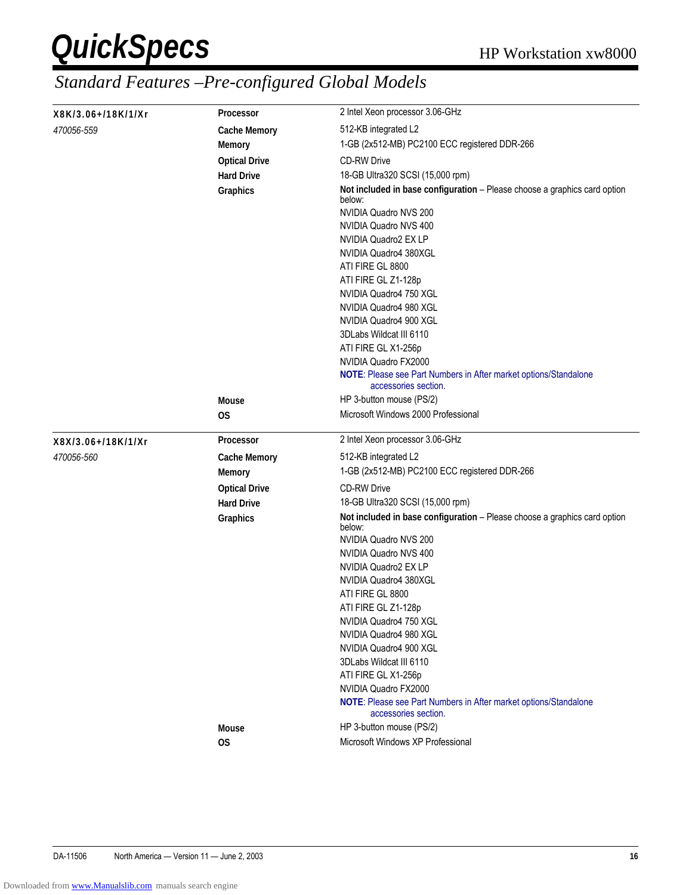## Standard Features –Pre-configured Global Models

| Model | Feature | Description |
|---|---|---|
| **X8K/3.06+/18K/1/Xr** | **Processor** | 2 Intel Xeon processor 3.06-GHz |
| *470056-559* | **Cache Memory** | 512-KB integrated L2 |
| | **Memory** | 1-GB (2x512-MB) PC2100 ECC registered DDR-266 |
| | **Optical Drive** | CD-RW Drive |
| | **Hard Drive** | 18-GB Ultra320 SCSI (15,000 rpm) |
| | **Graphics** | **Not included in base configuration** – Please choose a graphics card option below:<br>NVIDIA Quadro NVS 200<br>NVIDIA Quadro NVS 400<br>NVIDIA Quadro2 EX LP<br>NVIDIA Quadro4 380XGL<br>ATI FIRE GL 8800<br>ATI FIRE GL Z1-128p<br>NVIDIA Quadro4 750 XGL<br>NVIDIA Quadro4 980 XGL<br>NVIDIA Quadro4 900 XGL<br>3DLabs Wildcat III 6110<br>ATI FIRE GL X1-256p<br>NVIDIA Quadro FX2000<br>**NOTE**: Please see Part Numbers in After market options/Standalone accessories section. |
| | **Mouse** | HP 3-button mouse (PS/2) |
| | **OS** | Microsoft Windows 2000 Professional |
| **X8X/3.06+/18K/1/Xr** | **Processor** | 2 Intel Xeon processor 3.06-GHz |
| *470056-560* | **Cache Memory** | 512-KB integrated L2 |
| | **Memory** | 1-GB (2x512-MB) PC2100 ECC registered DDR-266 |
| | **Optical Drive** | CD-RW Drive |
| | **Hard Drive** | 18-GB Ultra320 SCSI (15,000 rpm) |
| | **Graphics** | **Not included in base configuration** – Please choose a graphics card option below:<br>NVIDIA Quadro NVS 200<br>NVIDIA Quadro NVS 400<br>NVIDIA Quadro2 EX LP<br>NVIDIA Quadro4 380XGL<br>ATI FIRE GL 8800<br>ATI FIRE GL Z1-128p<br>NVIDIA Quadro4 750 XGL<br>NVIDIA Quadro4 980 XGL<br>NVIDIA Quadro4 900 XGL<br>3DLabs Wildcat III 6110<br>ATI FIRE GL X1-256p<br>NVIDIA Quadro FX2000<br>**NOTE**: Please see Part Numbers in After market options/Standalone accessories section. |
| | **Mouse** | HP 3-button mouse (PS/2) |
| | **OS** | Microsoft Windows XP Professional |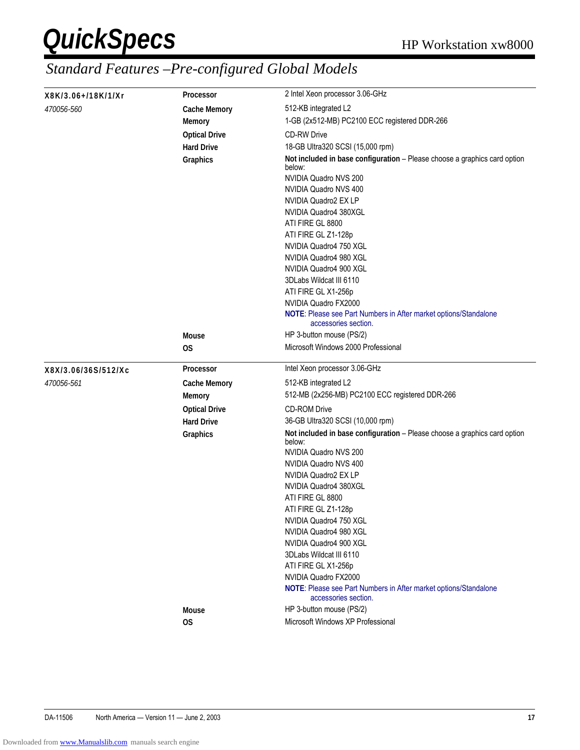## Standard Features –Pre-configured Global Models

| Model | Feature | Specification |
|---|---|---|
| **X8K/3.06+/18K/1/Xr** | **Processor** | 2 Intel Xeon processor 3.06-GHz |
| *470056-560* | **Cache Memory** | 512-KB integrated L2 |
| | **Memory** | 1-GB (2x512-MB) PC2100 ECC registered DDR-266 |
| | **Optical Drive** | CD-RW Drive |
| | **Hard Drive** | 18-GB Ultra320 SCSI (15,000 rpm) |
| | **Graphics** | **Not included in base configuration** – Please choose a graphics card option below:<br>NVIDIA Quadro NVS 200<br>NVIDIA Quadro NVS 400<br>NVIDIA Quadro2 EX LP<br>NVIDIA Quadro4 380XGL<br>ATI FIRE GL 8800<br>ATI FIRE GL Z1-128p<br>NVIDIA Quadro4 750 XGL<br>NVIDIA Quadro4 980 XGL<br>NVIDIA Quadro4 900 XGL<br>3DLabs Wildcat III 6110<br>ATI FIRE GL X1-256p<br>NVIDIA Quadro FX2000<br>**NOTE**: Please see Part Numbers in After market options/Standalone accessories section. |
| | **Mouse** | HP 3-button mouse (PS/2) |
| | **OS** | Microsoft Windows 2000 Professional |
| **X8X/3.06/36S/512/Xc** | **Processor** | Intel Xeon processor 3.06-GHz |
| *470056-561* | **Cache Memory** | 512-KB integrated L2 |
| | **Memory** | 512-MB (2x256-MB) PC2100 ECC registered DDR-266 |
| | **Optical Drive** | CD-ROM Drive |
| | **Hard Drive** | 36-GB Ultra320 SCSI (10,000 rpm) |
| | **Graphics** | **Not included in base configuration** – Please choose a graphics card option below:<br>NVIDIA Quadro NVS 200<br>NVIDIA Quadro NVS 400<br>NVIDIA Quadro2 EX LP<br>NVIDIA Quadro4 380XGL<br>ATI FIRE GL 8800<br>ATI FIRE GL Z1-128p<br>NVIDIA Quadro4 750 XGL<br>NVIDIA Quadro4 980 XGL<br>NVIDIA Quadro4 900 XGL<br>3DLabs Wildcat III 6110<br>ATI FIRE GL X1-256p<br>NVIDIA Quadro FX2000<br>**NOTE**: Please see Part Numbers in After market options/Standalone accessories section. |
| | **Mouse** | HP 3-button mouse (PS/2) |
| | **OS** | Microsoft Windows XP Professional |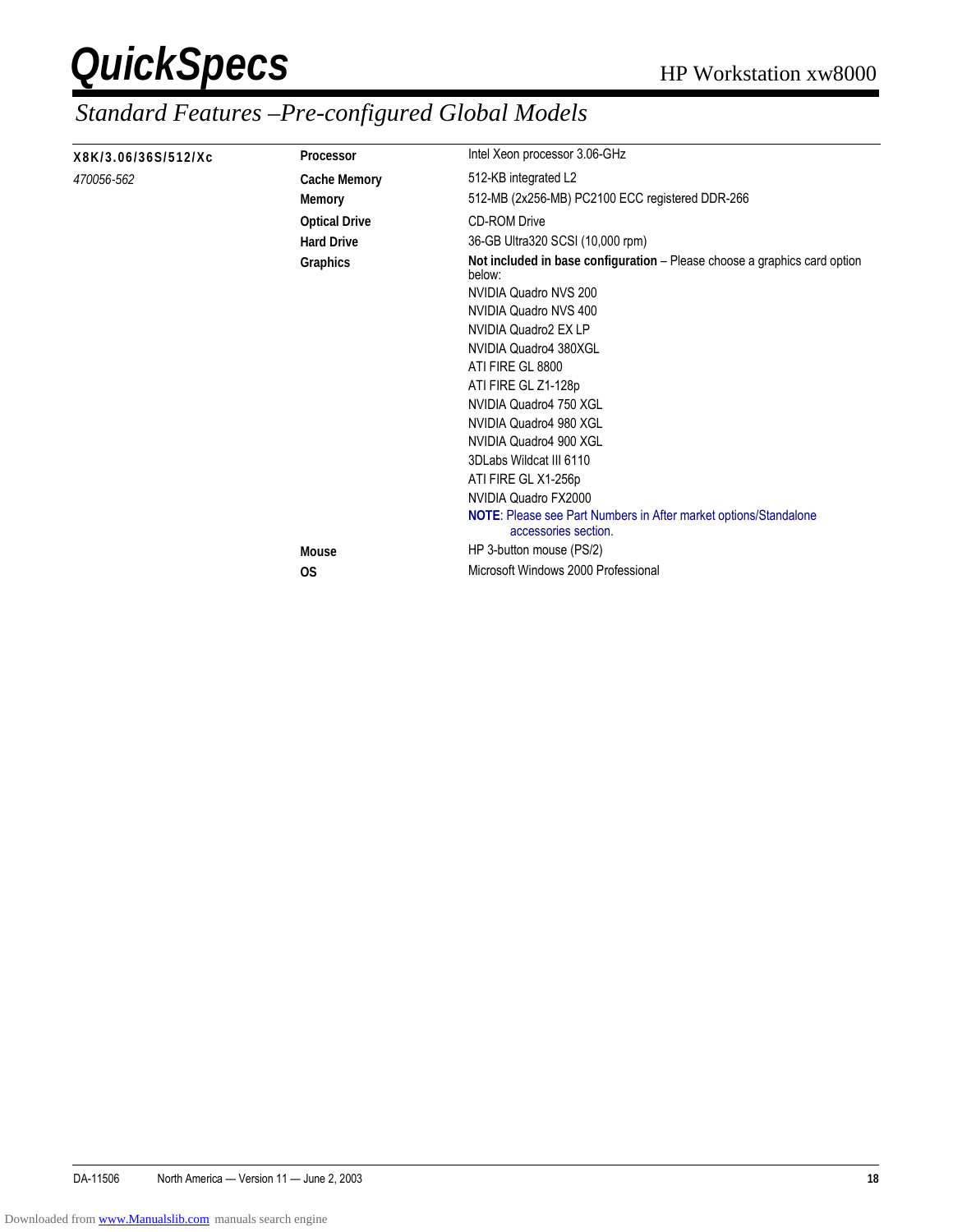## Standard Features –Pre-configured Global Models

| | | |
|---|---|---|
| **X8K/3.06/36S/512/Xc** | **Processor** | Intel Xeon processor 3.06-GHz |
| *470056-562* | **Cache Memory** | 512-KB integrated L2 |
| | **Memory** | 512-MB (2x256-MB) PC2100 ECC registered DDR-266 |
| | **Optical Drive** | CD-ROM Drive |
| | **Hard Drive** | 36-GB Ultra320 SCSI (10,000 rpm) |
| | **Graphics** | **Not included in base configuration** – Please choose a graphics card option below:<br>NVIDIA Quadro NVS 200<br>NVIDIA Quadro NVS 400<br>NVIDIA Quadro2 EX LP<br>NVIDIA Quadro4 380XGL<br>ATI FIRE GL 8800<br>ATI FIRE GL Z1-128p<br>NVIDIA Quadro4 750 XGL<br>NVIDIA Quadro4 980 XGL<br>NVIDIA Quadro4 900 XGL<br>3DLabs Wildcat III 6110<br>ATI FIRE GL X1-256p<br>NVIDIA Quadro FX2000<br>**NOTE**: Please see Part Numbers in After market options/Standalone accessories section. |
| | **Mouse** | HP 3-button mouse (PS/2) |
| | **OS** | Microsoft Windows 2000 Professional |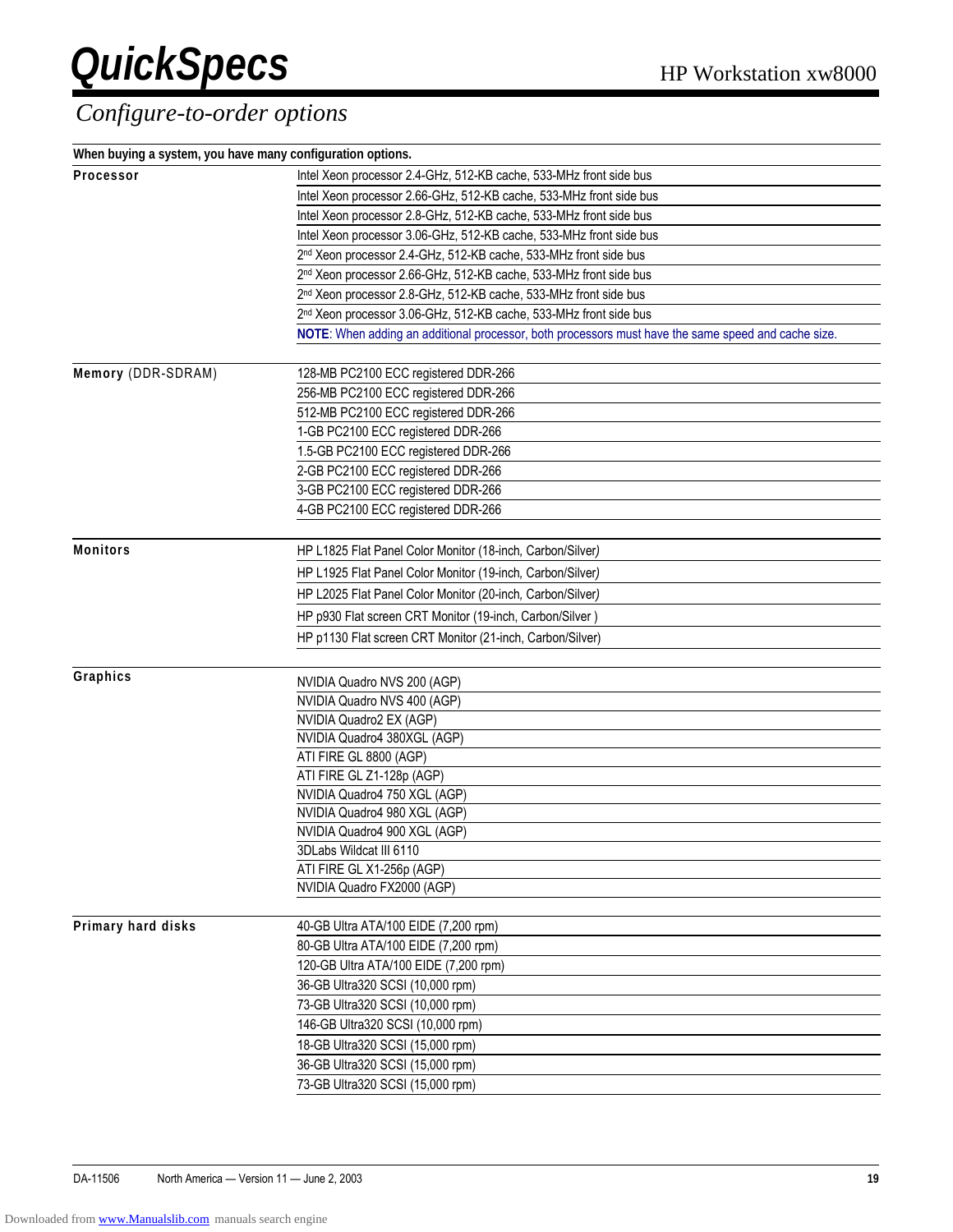## Configure-to-order options

| When buying a system, you have many configuration options. | |
|---|---|
| **Processor** | Intel Xeon processor 2.4-GHz, 512-KB cache, 533-MHz front side bus |
| | Intel Xeon processor 2.66-GHz, 512-KB cache, 533-MHz front side bus |
| | Intel Xeon processor 2.8-GHz, 512-KB cache, 533-MHz front side bus |
| | Intel Xeon processor 3.06-GHz, 512-KB cache, 533-MHz front side bus |
| | 2nd Xeon processor 2.4-GHz, 512-KB cache, 533-MHz front side bus |
| | 2nd Xeon processor 2.66-GHz, 512-KB cache, 533-MHz front side bus |
| | 2nd Xeon processor 2.8-GHz, 512-KB cache, 533-MHz front side bus |
| | 2nd Xeon processor 3.06-GHz, 512-KB cache, 533-MHz front side bus |
| | **NOTE**: When adding an additional processor, both processors must have the same speed and cache size. |
| **Memory** (DDR-SDRAM) | 128-MB PC2100 ECC registered DDR-266 |
| | 256-MB PC2100 ECC registered DDR-266 |
| | 512-MB PC2100 ECC registered DDR-266 |
| | 1-GB PC2100 ECC registered DDR-266 |
| | 1.5-GB PC2100 ECC registered DDR-266 |
| | 2-GB PC2100 ECC registered DDR-266 |
| | 3-GB PC2100 ECC registered DDR-266 |
| | 4-GB PC2100 ECC registered DDR-266 |
| **Monitors** | HP L1825 Flat Panel Color Monitor (18-inch, Carbon/Silver) |
| | HP L1925 Flat Panel Color Monitor (19-inch, Carbon/Silver) |
| | HP L2025 Flat Panel Color Monitor (20-inch, Carbon/Silver) |
| | HP p930 Flat screen CRT Monitor (19-inch, Carbon/Silver ) |
| | HP p1130 Flat screen CRT Monitor (21-inch, Carbon/Silver) |
| **Graphics** | NVIDIA Quadro NVS 200 (AGP) |
| | NVIDIA Quadro NVS 400 (AGP) |
| | NVIDIA Quadro2 EX (AGP) |
| | NVIDIA Quadro4 380XGL (AGP) |
| | ATI FIRE GL 8800 (AGP) |
| | ATI FIRE GL Z1-128p (AGP) |
| | NVIDIA Quadro4 750 XGL (AGP) |
| | NVIDIA Quadro4 980 XGL (AGP) |
| | NVIDIA Quadro4 900 XGL (AGP) |
| | 3DLabs Wildcat III 6110 |
| | ATI FIRE GL X1-256p (AGP) |
| | NVIDIA Quadro FX2000 (AGP) |
| **Primary hard disks** | 40-GB Ultra ATA/100 EIDE (7,200 rpm) |
| | 80-GB Ultra ATA/100 EIDE (7,200 rpm) |
| | 120-GB Ultra ATA/100 EIDE (7,200 rpm) |
| | 36-GB Ultra320 SCSI (10,000 rpm) |
| | 73-GB Ultra320 SCSI (10,000 rpm) |
| | 146-GB Ultra320 SCSI (10,000 rpm) |
| | 18-GB Ultra320 SCSI (15,000 rpm) |
| | 36-GB Ultra320 SCSI (15,000 rpm) |
| | 73-GB Ultra320 SCSI (15,000 rpm) |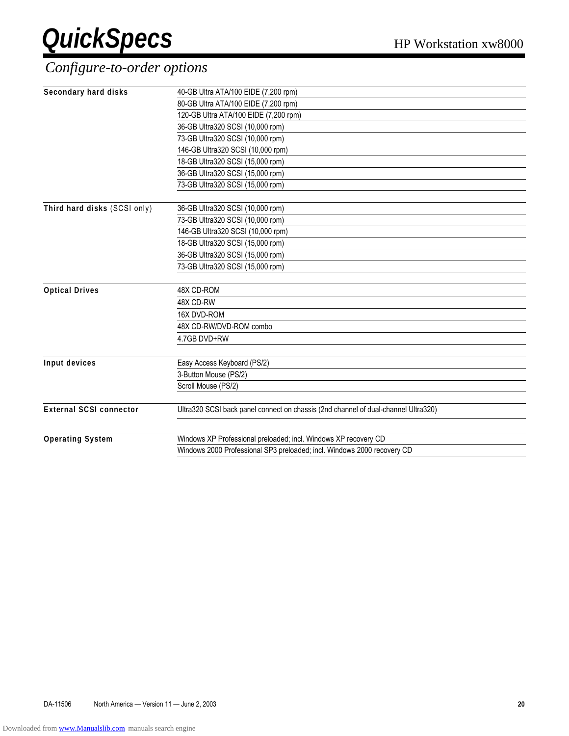## Configure-to-order options

| | |
|---|---|
| **Secondary hard disks** | 40-GB Ultra ATA/100 EIDE (7,200 rpm) |
| | 80-GB Ultra ATA/100 EIDE (7,200 rpm) |
| | 120-GB Ultra ATA/100 EIDE (7,200 rpm) |
| | 36-GB Ultra320 SCSI (10,000 rpm) |
| | 73-GB Ultra320 SCSI (10,000 rpm) |
| | 146-GB Ultra320 SCSI (10,000 rpm) |
| | 18-GB Ultra320 SCSI (15,000 rpm) |
| | 36-GB Ultra320 SCSI (15,000 rpm) |
| | 73-GB Ultra320 SCSI (15,000 rpm) |
| **Third hard disks** (SCSI only) | 36-GB Ultra320 SCSI (10,000 rpm) |
| | 73-GB Ultra320 SCSI (10,000 rpm) |
| | 146-GB Ultra320 SCSI (10,000 rpm) |
| | 18-GB Ultra320 SCSI (15,000 rpm) |
| | 36-GB Ultra320 SCSI (15,000 rpm) |
| | 73-GB Ultra320 SCSI (15,000 rpm) |
| **Optical Drives** | 48X CD-ROM |
| | 48X CD-RW |
| | 16X DVD-ROM |
| | 48X CD-RW/DVD-ROM combo |
| | 4.7GB DVD+RW |
| **Input devices** | Easy Access Keyboard (PS/2) |
| | 3-Button Mouse (PS/2) |
| | Scroll Mouse (PS/2) |
| **External SCSI connector** | Ultra320 SCSI back panel connect on chassis (2nd channel of dual-channel Ultra320) |
| **Operating System** | Windows XP Professional preloaded; incl. Windows XP recovery CD |
| | Windows 2000 Professional SP3 preloaded; incl. Windows 2000 recovery CD |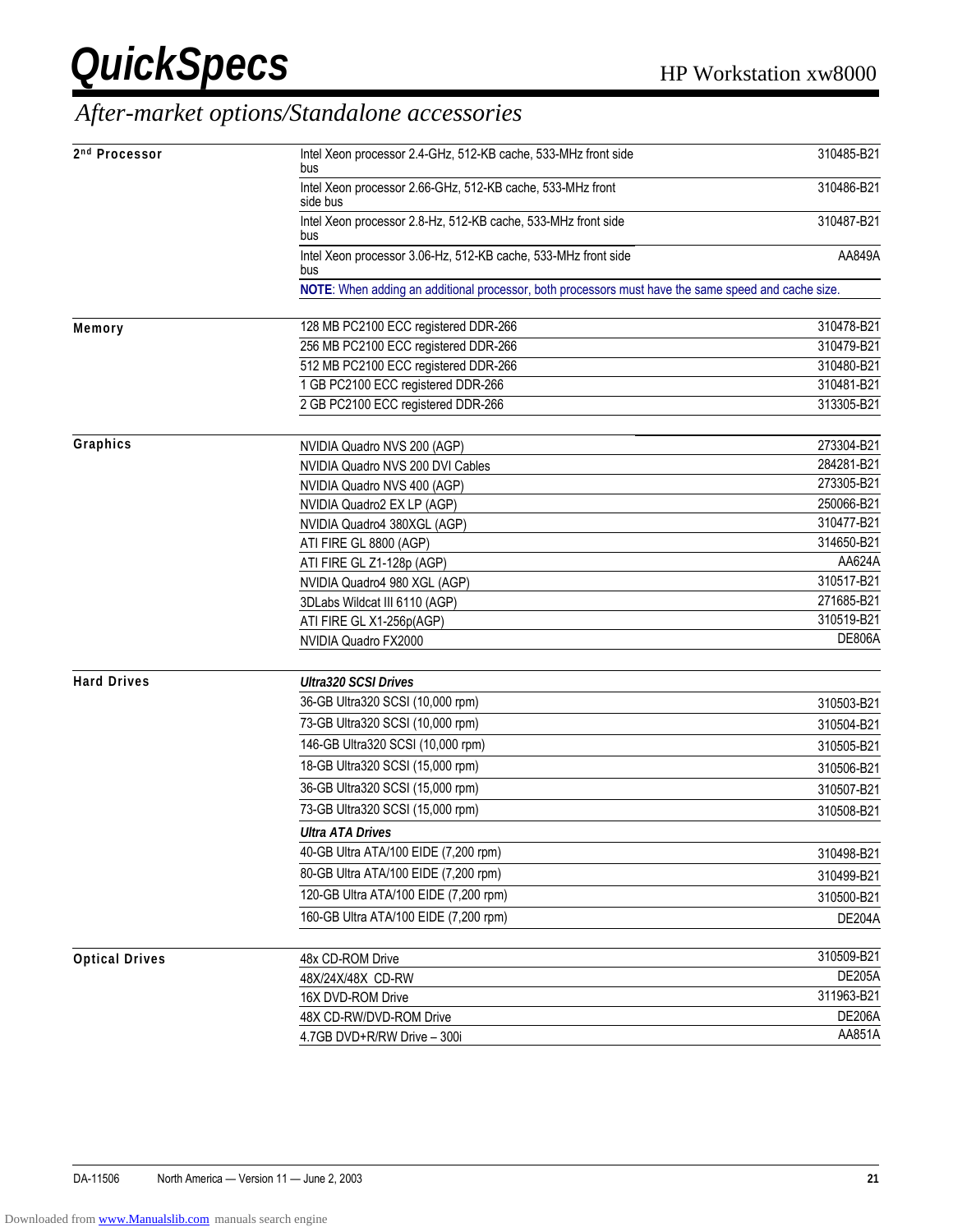## After-market options/Standalone accessories

| Category | Description | Part Number |
|---|---|---|
| 2nd Processor | Intel Xeon processor 2.4-GHz, 512-KB cache, 533-MHz front side bus | 310485-B21 |
| | Intel Xeon processor 2.66-GHz, 512-KB cache, 533-MHz front side bus | 310486-B21 |
| | Intel Xeon processor 2.8-Hz, 512-KB cache, 533-MHz front side bus | 310487-B21 |
| | Intel Xeon processor 3.06-Hz, 512-KB cache, 533-MHz front side bus | AA849A |
| | **NOTE**: When adding an additional processor, both processors must have the same speed and cache size. | |
| Memory | 128 MB PC2100 ECC registered DDR-266 | 310478-B21 |
| | 256 MB PC2100 ECC registered DDR-266 | 310479-B21 |
| | 512 MB PC2100 ECC registered DDR-266 | 310480-B21 |
| | 1 GB PC2100 ECC registered DDR-266 | 310481-B21 |
| | 2 GB PC2100 ECC registered DDR-266 | 313305-B21 |
| Graphics | NVIDIA Quadro NVS 200 (AGP) | 273304-B21 |
| | NVIDIA Quadro NVS 200 DVI Cables | 284281-B21 |
| | NVIDIA Quadro NVS 400 (AGP) | 273305-B21 |
| | NVIDIA Quadro2 EX LP (AGP) | 250066-B21 |
| | NVIDIA Quadro4 380XGL (AGP) | 310477-B21 |
| | ATI FIRE GL 8800 (AGP) | 314650-B21 |
| | ATI FIRE GL Z1-128p (AGP) | AA624A |
| | NVIDIA Quadro4 980 XGL (AGP) | 310517-B21 |
| | 3DLabs Wildcat III 6110 (AGP) | 271685-B21 |
| | ATI FIRE GL X1-256p(AGP) | 310519-B21 |
| | NVIDIA Quadro FX2000 | DE806A |
| Hard Drives | ***Ultra320 SCSI Drives*** | |
| | 36-GB Ultra320 SCSI (10,000 rpm) | 310503-B21 |
| | 73-GB Ultra320 SCSI (10,000 rpm) | 310504-B21 |
| | 146-GB Ultra320 SCSI (10,000 rpm) | 310505-B21 |
| | 18-GB Ultra320 SCSI (15,000 rpm) | 310506-B21 |
| | 36-GB Ultra320 SCSI (15,000 rpm) | 310507-B21 |
| | 73-GB Ultra320 SCSI (15,000 rpm) | 310508-B21 |
| | ***Ultra ATA Drives*** | |
| | 40-GB Ultra ATA/100 EIDE (7,200 rpm) | 310498-B21 |
| | 80-GB Ultra ATA/100 EIDE (7,200 rpm) | 310499-B21 |
| | 120-GB Ultra ATA/100 EIDE (7,200 rpm) | 310500-B21 |
| | 160-GB Ultra ATA/100 EIDE (7,200 rpm) | DE204A |
| Optical Drives | 48x CD-ROM Drive | 310509-B21 |
| | 48X/24X/48X CD-RW | DE205A |
| | 16X DVD-ROM Drive | 311963-B21 |
| | 48X CD-RW/DVD-ROM Drive | DE206A |
| | 4.7GB DVD+R/RW Drive – 300i | AA851A |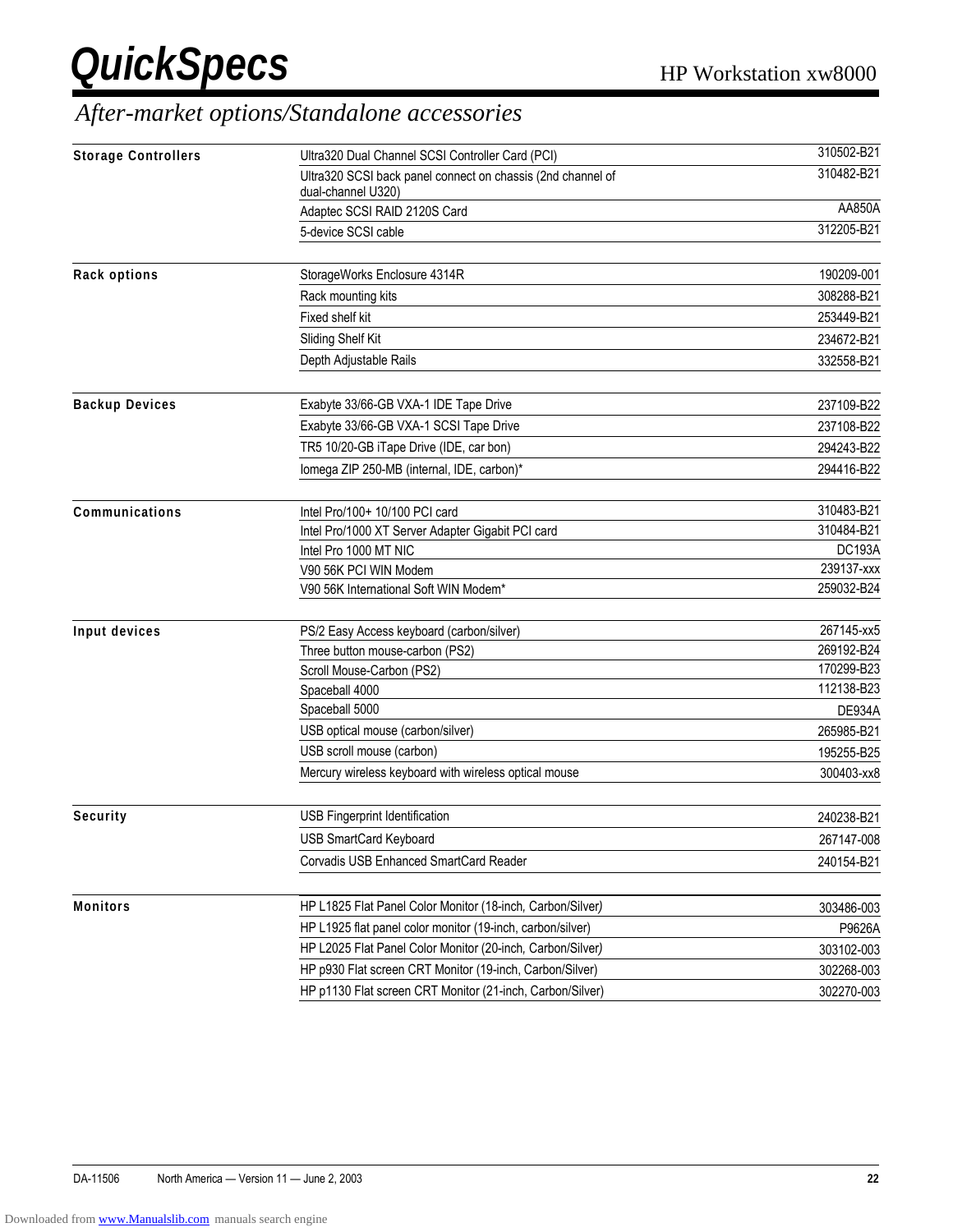## After-market options/Standalone accessories

| Category | Description | Part Number |
|---|---|---|
| **Storage Controllers** | Ultra320 Dual Channel SCSI Controller Card (PCI) | 310502-B21 |
| | Ultra320 SCSI back panel connect on chassis (2nd channel of dual-channel U320) | 310482-B21 |
| | Adaptec SCSI RAID 2120S Card | AA850A |
| | 5-device SCSI cable | 312205-B21 |
| **Rack options** | StorageWorks Enclosure 4314R | 190209-001 |
| | Rack mounting kits | 308288-B21 |
| | Fixed shelf kit | 253449-B21 |
| | Sliding Shelf Kit | 234672-B21 |
| | Depth Adjustable Rails | 332558-B21 |
| **Backup Devices** | Exabyte 33/66-GB VXA-1 IDE Tape Drive | 237109-B22 |
| | Exabyte 33/66-GB VXA-1 SCSI Tape Drive | 237108-B22 |
| | TR5 10/20-GB iTape Drive (IDE, car bon) | 294243-B22 |
| | Iomega ZIP 250-MB (internal, IDE, carbon)* | 294416-B22 |
| **Communications** | Intel Pro/100+ 10/100 PCI card | 310483-B21 |
| | Intel Pro/1000 XT Server Adapter Gigabit PCI card | 310484-B21 |
| | Intel Pro 1000 MT NIC | DC193A |
| | V90 56K PCI WIN Modem | 239137-xxx |
| | V90 56K International Soft WIN Modem* | 259032-B24 |
| **Input devices** | PS/2 Easy Access keyboard (carbon/silver) | 267145-xx5 |
| | Three button mouse-carbon (PS2) | 269192-B24 |
| | Scroll Mouse-Carbon (PS2) | 170299-B23 |
| | Spaceball 4000 | 112138-B23 |
| | Spaceball 5000 | DE934A |
| | USB optical mouse (carbon/silver) | 265985-B21 |
| | USB scroll mouse (carbon) | 195255-B25 |
| | Mercury wireless keyboard with wireless optical mouse | 300403-xx8 |
| **Security** | USB Fingerprint Identification | 240238-B21 |
| | USB SmartCard Keyboard | 267147-008 |
| | Corvadis USB Enhanced SmartCard Reader | 240154-B21 |
| **Monitors** | HP L1825 Flat Panel Color Monitor (18-inch, Carbon/Silver) | 303486-003 |
| | HP L1925 flat panel color monitor (19-inch, carbon/silver) | P9626A |
| | HP L2025 Flat Panel Color Monitor (20-inch, Carbon/Silver) | 303102-003 |
| | HP p930 Flat screen CRT Monitor (19-inch, Carbon/Silver) | 302268-003 |
| | HP p1130 Flat screen CRT Monitor (21-inch, Carbon/Silver) | 302270-003 |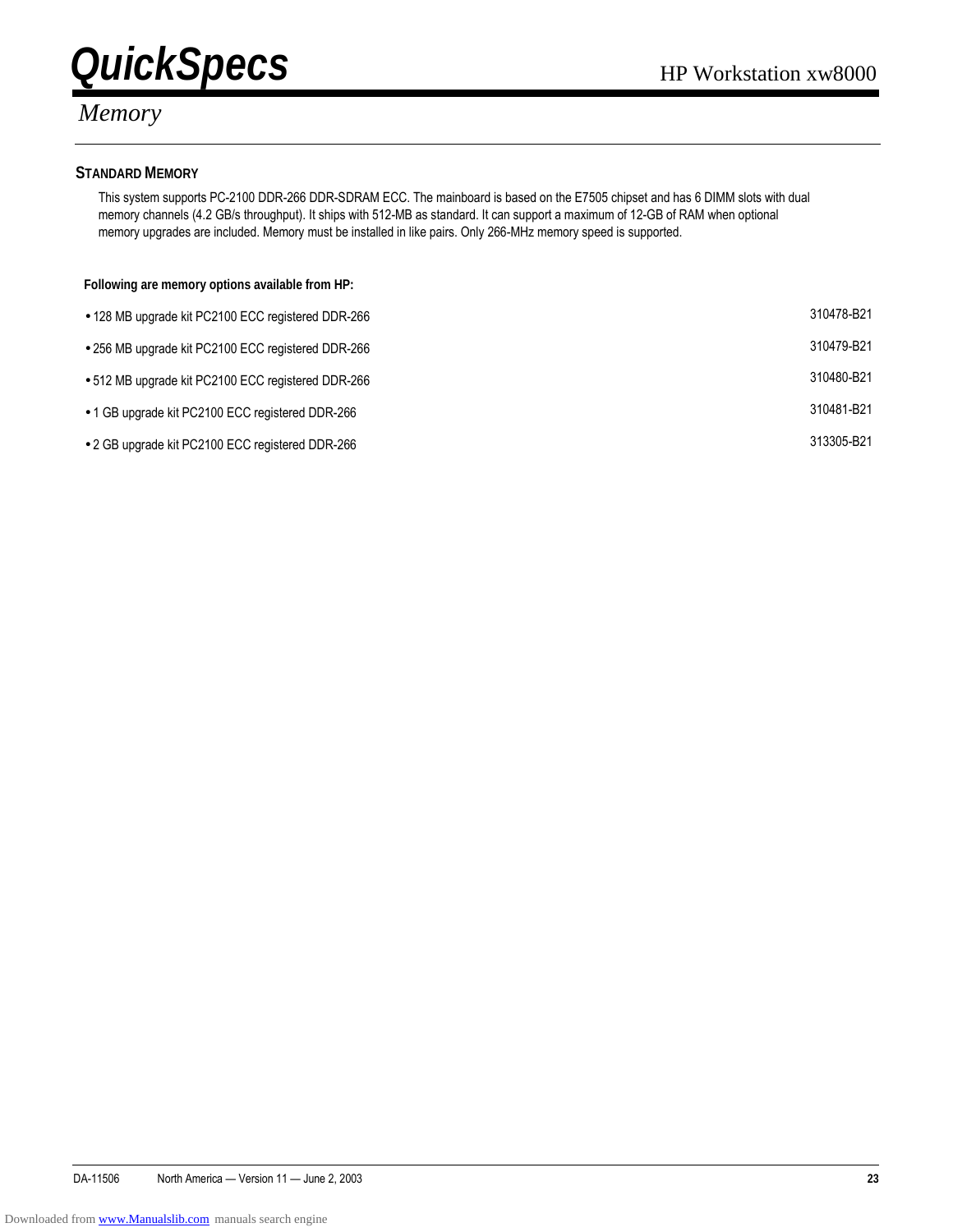# Memory

## STANDARD MEMORY

This system supports PC-2100 DDR-266 DDR-SDRAM ECC. The mainboard is based on the E7505 chipset and has 6 DIMM slots with dual memory channels (4.2 GB/s throughput). It ships with 512-MB as standard. It can support a maximum of 12-GB of RAM when optional memory upgrades are included. Memory must be installed in like pairs. Only 266-MHz memory speed is supported.

**Following are memory options available from HP:**

| Option | Part Number |
| --- | --- |
| • 128 MB upgrade kit PC2100 ECC registered DDR-266 | 310478-B21 |
| • 256 MB upgrade kit PC2100 ECC registered DDR-266 | 310479-B21 |
| • 512 MB upgrade kit PC2100 ECC registered DDR-266 | 310480-B21 |
| • 1 GB upgrade kit PC2100 ECC registered DDR-266 | 310481-B21 |
| • 2 GB upgrade kit PC2100 ECC registered DDR-266 | 313305-B21 |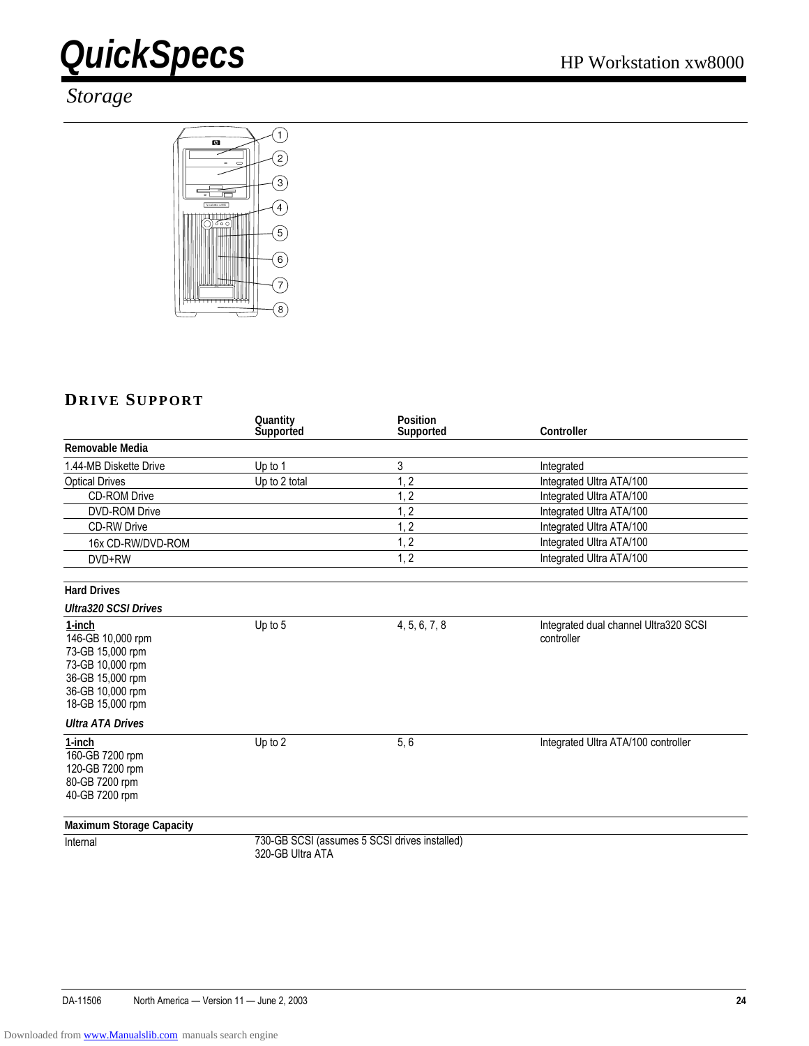## Storage

## DRIVE SUPPORT

| | Quantity Supported | Position Supported | Controller |
|---|---|---|---|
| **Removable Media** | | | |
| 1.44-MB Diskette Drive | Up to 1 | 3 | Integrated |
| Optical Drives | Up to 2 total | 1, 2 | Integrated Ultra ATA/100 |
| CD-ROM Drive | | 1, 2 | Integrated Ultra ATA/100 |
| DVD-ROM Drive | | 1, 2 | Integrated Ultra ATA/100 |
| CD-RW Drive | | 1, 2 | Integrated Ultra ATA/100 |
| 16x CD-RW/DVD-ROM | | 1, 2 | Integrated Ultra ATA/100 |
| DVD+RW | | 1, 2 | Integrated Ultra ATA/100 |
| **Hard Drives** | | | |
| ***Ultra320 SCSI Drives*** | | | |
| 1-inch<br>146-GB 10,000 rpm<br>73-GB 15,000 rpm<br>73-GB 10,000 rpm<br>36-GB 15,000 rpm<br>36-GB 10,000 rpm<br>18-GB 15,000 rpm | Up to 5 | 4, 5, 6, 7, 8 | Integrated dual channel Ultra320 SCSI controller |
| ***Ultra ATA Drives*** | | | |
| 1-inch<br>160-GB 7200 rpm<br>120-GB 7200 rpm<br>80-GB 7200 rpm<br>40-GB 7200 rpm | Up to 2 | 5, 6 | Integrated Ultra ATA/100 controller |
| **Maximum Storage Capacity** | | | |
| Internal | 730-GB SCSI (assumes 5 SCSI drives installed)<br>320-GB Ultra ATA | | |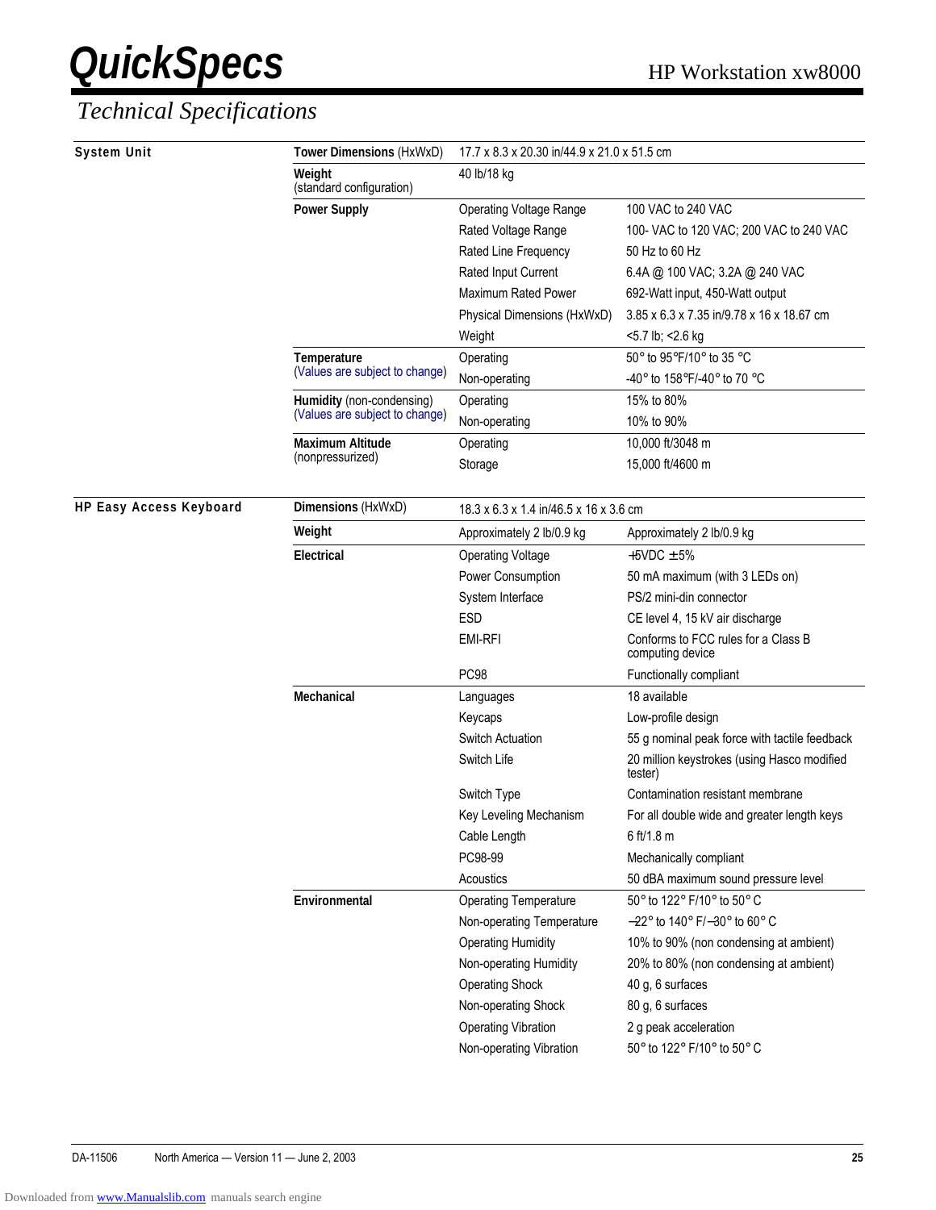# Technical Specifications

| System Unit | | | |
|---|---|---|---|
| | **Tower Dimensions** (HxWxD) | 17.7 x 8.3 x 20.30 in/44.9 x 21.0 x 51.5 cm | |
| | **Weight** (standard configuration) | 40 lb/18 kg | |
| | **Power Supply** | Operating Voltage Range | 100 VAC to 240 VAC |
| | | Rated Voltage Range | 100- VAC to 120 VAC; 200 VAC to 240 VAC |
| | | Rated Line Frequency | 50 Hz to 60 Hz |
| | | Rated Input Current | 6.4A @ 100 VAC; 3.2A @ 240 VAC |
| | | Maximum Rated Power | 692-Watt input, 450-Watt output |
| | | Physical Dimensions (HxWxD) | 3.85 x 6.3 x 7.35 in/9.78 x 16 x 18.67 cm |
| | | Weight | <5.7 lb; <2.6 kg |
| | **Temperature** (Values are subject to change) | Operating | 50° to 95°F/10° to 35 °C |
| | | Non-operating | -40° to 158°F/-40° to 70 °C |
| | **Humidity** (non-condensing) (Values are subject to change) | Operating | 15% to 80% |
| | | Non-operating | 10% to 90% |
| | **Maximum Altitude** (nonpressurized) | Operating | 10,000 ft/3048 m |
| | | Storage | 15,000 ft/4600 m |

| HP Easy Access Keyboard | | | |
|---|---|---|---|
| | **Dimensions** (HxWxD) | 18.3 x 6.3 x 1.4 in/46.5 x 16 x 3.6 cm | |
| | **Weight** | Approximately 2 lb/0.9 kg | Approximately 2 lb/0.9 kg |
| | **Electrical** | Operating Voltage | +5VDC ± 5% |
| | | Power Consumption | 50 mA maximum (with 3 LEDs on) |
| | | System Interface | PS/2 mini-din connector |
| | | ESD | CE level 4, 15 kV air discharge |
| | | EMI-RFI | Conforms to FCC rules for a Class B computing device |
| | | PC98 | Functionally compliant |
| | **Mechanical** | Languages | 18 available |
| | | Keycaps | Low-profile design |
| | | Switch Actuation | 55 g nominal peak force with tactile feedback |
| | | Switch Life | 20 million keystrokes (using Hasco modified tester) |
| | | Switch Type | Contamination resistant membrane |
| | | Key Leveling Mechanism | For all double wide and greater length keys |
| | | Cable Length | 6 ft/1.8 m |
| | | PC98-99 | Mechanically compliant |
| | | Acoustics | 50 dBA maximum sound pressure level |
| | **Environmental** | Operating Temperature | 50° to 122° F/10° to 50° C |
| | | Non-operating Temperature | −22° to 140° F/−30° to 60° C |
| | | Operating Humidity | 10% to 90% (non condensing at ambient) |
| | | Non-operating Humidity | 20% to 80% (non condensing at ambient) |
| | | Operating Shock | 40 g, 6 surfaces |
| | | Non-operating Shock | 80 g, 6 surfaces |
| | | Operating Vibration | 2 g peak acceleration |
| | | Non-operating Vibration | 50° to 122° F/10° to 50° C |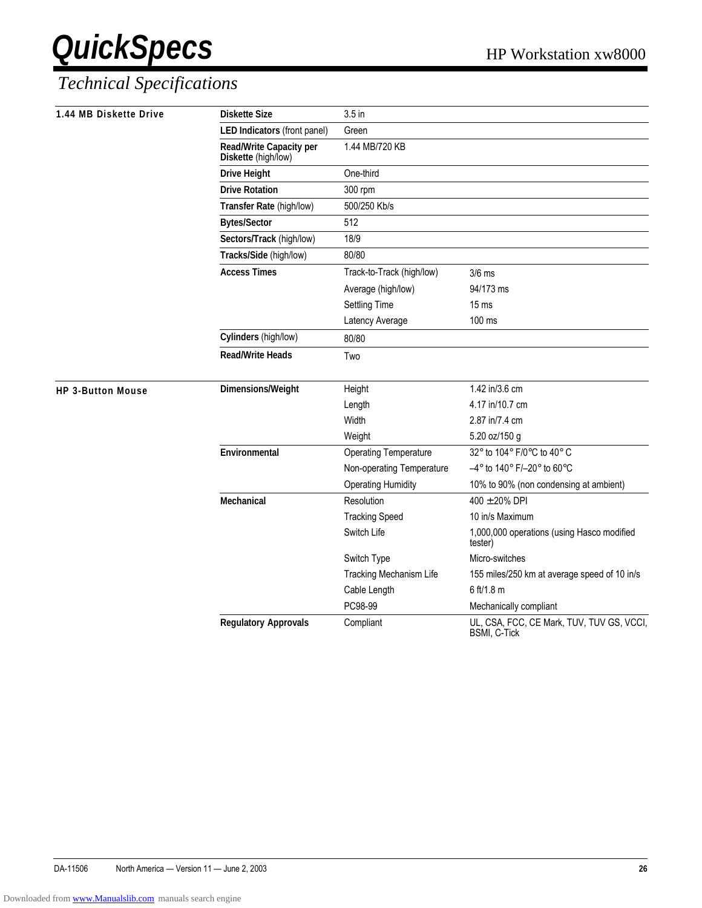# Technical Specifications

| | | | |
|---|---|---|---|
| **1.44 MB Diskette Drive** | **Diskette Size** | 3.5 in | |
| | **LED Indicators** (front panel) | Green | |
| | **Read/Write Capacity per Diskette** (high/low) | 1.44 MB/720 KB | |
| | **Drive Height** | One-third | |
| | **Drive Rotation** | 300 rpm | |
| | **Transfer Rate** (high/low) | 500/250 Kb/s | |
| | **Bytes/Sector** | 512 | |
| | **Sectors/Track** (high/low) | 18/9 | |
| | **Tracks/Side** (high/low) | 80/80 | |
| | **Access Times** | Track-to-Track (high/low) | 3/6 ms |
| | | Average (high/low) | 94/173 ms |
| | | Settling Time | 15 ms |
| | | Latency Average | 100 ms |
| | **Cylinders** (high/low) | 80/80 | |
| | **Read/Write Heads** | Two | |

| | | | |
|---|---|---|---|
| **HP 3-Button Mouse** | **Dimensions/Weight** | Height | 1.42 in/3.6 cm |
| | | Length | 4.17 in/10.7 cm |
| | | Width | 2.87 in/7.4 cm |
| | | Weight | 5.20 oz/150 g |
| | **Environmental** | Operating Temperature | 32° to 104° F/0°C to 40° C |
| | | Non-operating Temperature | –4° to 140° F/–20° to 60°C |
| | | Operating Humidity | 10% to 90% (non condensing at ambient) |
| | **Mechanical** | Resolution | 400 ±20% DPI |
| | | Tracking Speed | 10 in/s Maximum |
| | | Switch Life | 1,000,000 operations (using Hasco modified tester) |
| | | Switch Type | Micro-switches |
| | | Tracking Mechanism Life | 155 miles/250 km at average speed of 10 in/s |
| | | Cable Length | 6 ft/1.8 m |
| | | PC98-99 | Mechanically compliant |
| | **Regulatory Approvals** | Compliant | UL, CSA, FCC, CE Mark, TUV, TUV GS, VCCI, BSMI, C-Tick |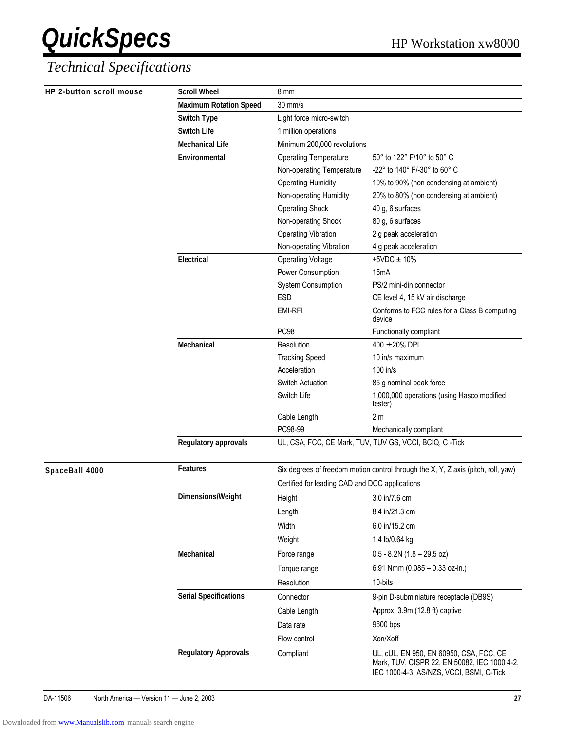## Technical Specifications

| HP 2-button scroll mouse | | | |
|---|---|---|---|
| | **Scroll Wheel** | 8 mm | |
| | **Maximum Rotation Speed** | 30 mm/s | |
| | **Switch Type** | Light force micro-switch | |
| | **Switch Life** | 1 million operations | |
| | **Mechanical Life** | Minimum 200,000 revolutions | |
| | **Environmental** | Operating Temperature | 50° to 122° F/10° to 50° C |
| | | Non-operating Temperature | -22° to 140° F/-30° to 60° C |
| | | Operating Humidity | 10% to 90% (non condensing at ambient) |
| | | Non-operating Humidity | 20% to 80% (non condensing at ambient) |
| | | Operating Shock | 40 g, 6 surfaces |
| | | Non-operating Shock | 80 g, 6 surfaces |
| | | Operating Vibration | 2 g peak acceleration |
| | | Non-operating Vibration | 4 g peak acceleration |
| | **Electrical** | Operating Voltage | +5VDC ± 10% |
| | | Power Consumption | 15mA |
| | | System Consumption | PS/2 mini-din connector |
| | | ESD | CE level 4, 15 kV air discharge |
| | | EMI-RFI | Conforms to FCC rules for a Class B computing device |
| | | PC98 | Functionally compliant |
| | **Mechanical** | Resolution | 400 ±20% DPI |
| | | Tracking Speed | 10 in/s maximum |
| | | Acceleration | 100 in/s |
| | | Switch Actuation | 85 g nominal peak force |
| | | Switch Life | 1,000,000 operations (using Hasco modified tester) |
| | | Cable Length | 2 m |
| | | PC98-99 | Mechanically compliant |
| | **Regulatory approvals** | UL, CSA, FCC, CE Mark, TUV, TUV GS, VCCI, BCIQ, C -Tick | |

| SpaceBall 4000 | | | |
|---|---|---|---|
| | **Features** | Six degrees of freedom motion control through the X, Y, Z axis (pitch, roll, yaw) | |
| | | Certified for leading CAD and DCC applications | |
| | **Dimensions/Weight** | Height | 3.0 in/7.6 cm |
| | | Length | 8.4 in/21.3 cm |
| | | Width | 6.0 in/15.2 cm |
| | | Weight | 1.4 lb/0.64 kg |
| | **Mechanical** | Force range | 0.5 - 8.2N (1.8 – 29.5 oz) |
| | | Torque range | 6.91 Nmm (0.085 – 0.33 oz-in.) |
| | | Resolution | 10-bits |
| | **Serial Specifications** | Connector | 9-pin D-subminiature receptacle (DB9S) |
| | | Cable Length | Approx. 3.9m (12.8 ft) captive |
| | | Data rate | 9600 bps |
| | | Flow control | Xon/Xoff |
| | **Regulatory Approvals** | Compliant | UL, cUL, EN 950, EN 60950, CSA, FCC, CE Mark, TUV, CISPR 22, EN 50082, IEC 1000 4-2, IEC 1000-4-3, AS/NZS, VCCI, BSMI, C-Tick |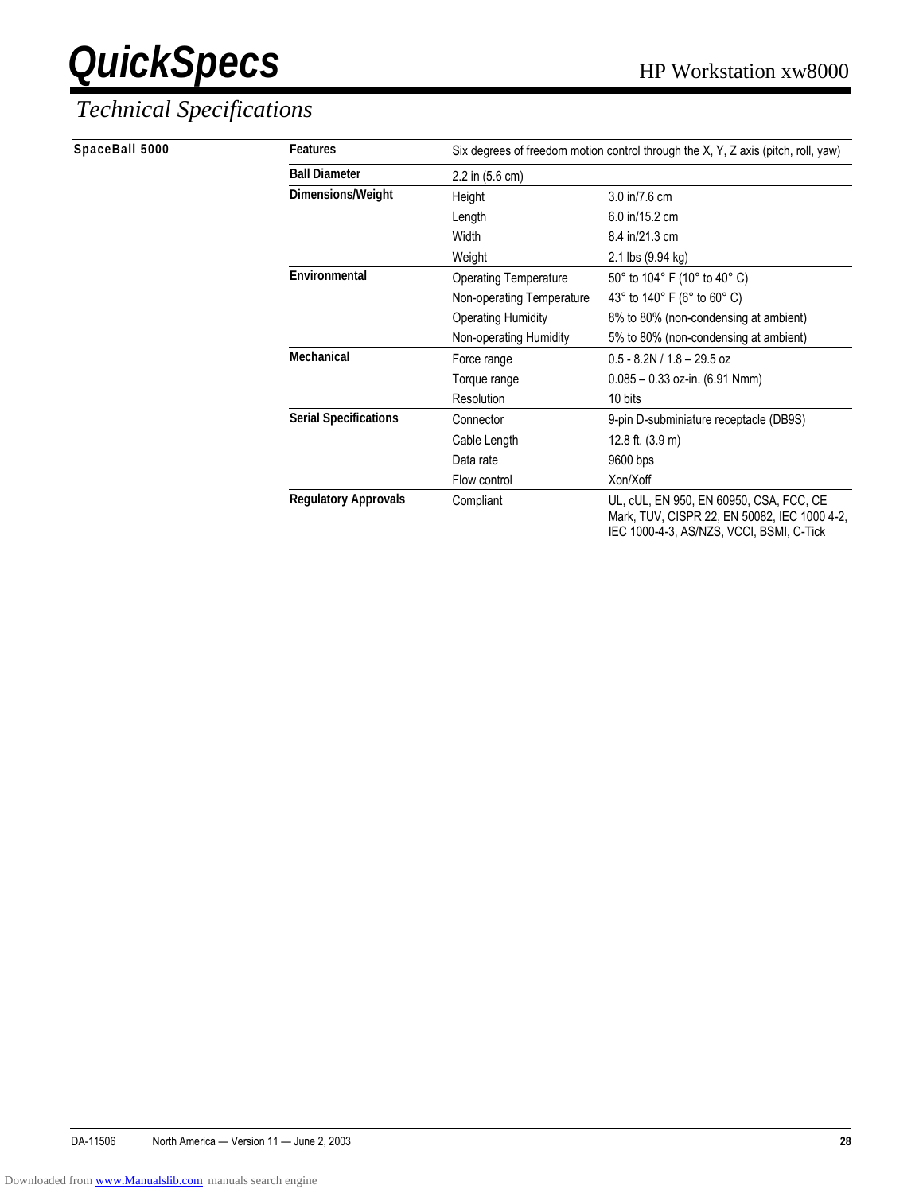## Technical Specifications

| SpaceBall 5000 | | | |
|---|---|---|---|
| | **Features** | Six degrees of freedom motion control through the X, Y, Z axis (pitch, roll, yaw) | |
| | **Ball Diameter** | 2.2 in (5.6 cm) | |
| | **Dimensions/Weight** | Height | 3.0 in/7.6 cm |
| | | Length | 6.0 in/15.2 cm |
| | | Width | 8.4 in/21.3 cm |
| | | Weight | 2.1 lbs (9.94 kg) |
| | **Environmental** | Operating Temperature | 50° to 104° F (10° to 40° C) |
| | | Non-operating Temperature | 43° to 140° F (6° to 60° C) |
| | | Operating Humidity | 8% to 80% (non-condensing at ambient) |
| | | Non-operating Humidity | 5% to 80% (non-condensing at ambient) |
| | **Mechanical** | Force range | 0.5 - 8.2N / 1.8 – 29.5 oz |
| | | Torque range | 0.085 – 0.33 oz-in. (6.91 Nmm) |
| | | Resolution | 10 bits |
| | **Serial Specifications** | Connector | 9-pin D-subminiature receptacle (DB9S) |
| | | Cable Length | 12.8 ft. (3.9 m) |
| | | Data rate | 9600 bps |
| | | Flow control | Xon/Xoff |
| | **Regulatory Approvals** | Compliant | UL, cUL, EN 950, EN 60950, CSA, FCC, CE Mark, TUV, CISPR 22, EN 50082, IEC 1000 4-2, IEC 1000-4-3, AS/NZS, VCCI, BSMI, C-Tick |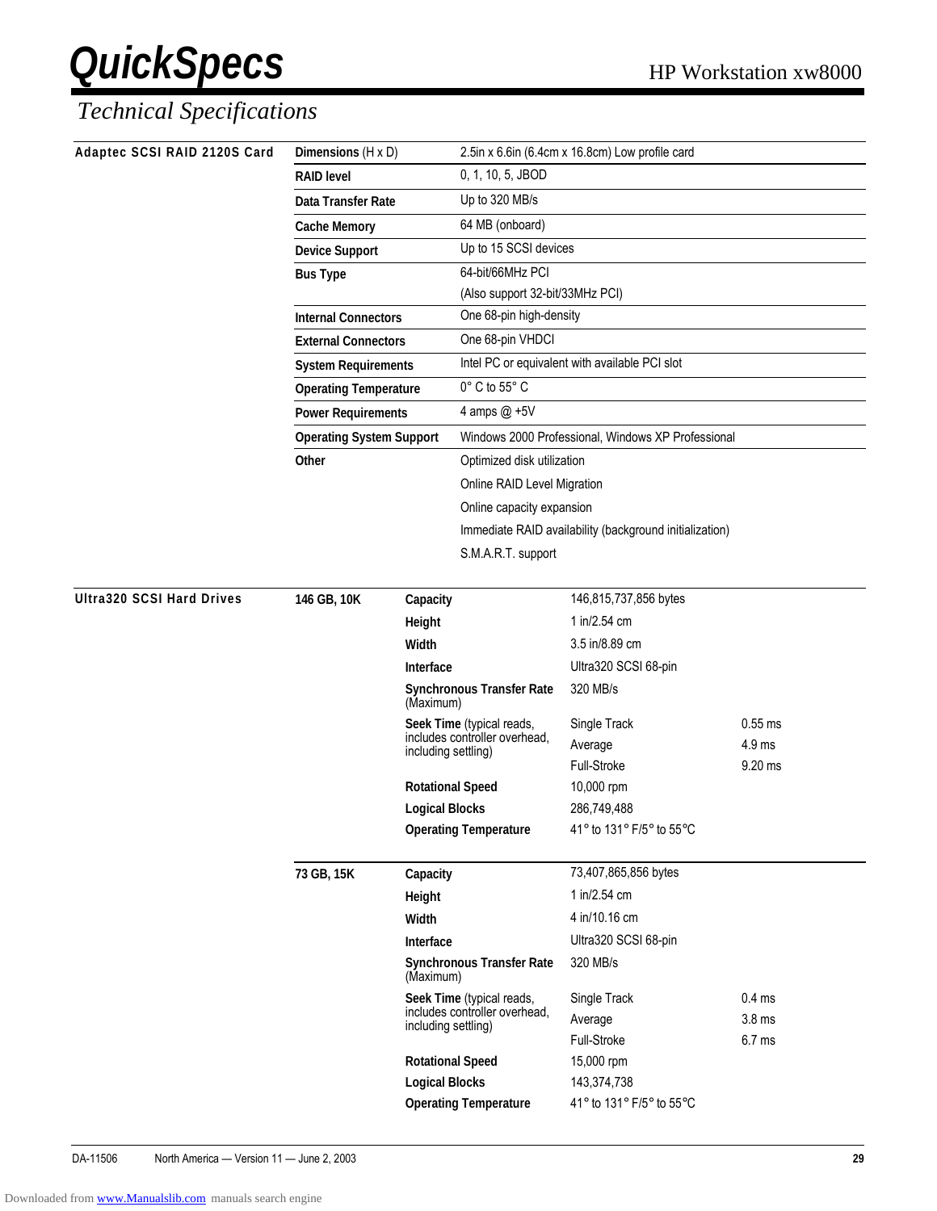## Technical Specifications

### Adaptec SCSI RAID 2120S Card

| | |
|---|---|
| **Dimensions** (H x D) | 2.5in x 6.6in (6.4cm x 16.8cm) Low profile card |
| **RAID level** | 0, 1, 10, 5, JBOD |
| **Data Transfer Rate** | Up to 320 MB/s |
| **Cache Memory** | 64 MB (onboard) |
| **Device Support** | Up to 15 SCSI devices |
| **Bus Type** | 64-bit/66MHz PCI<br>(Also support 32-bit/33MHz PCI) |
| **Internal Connectors** | One 68-pin high-density |
| **External Connectors** | One 68-pin VHDCI |
| **System Requirements** | Intel PC or equivalent with available PCI slot |
| **Operating Temperature** | 0° C to 55° C |
| **Power Requirements** | 4 amps @ +5V |
| **Operating System Support** | Windows 2000 Professional, Windows XP Professional |
| **Other** | Optimized disk utilization<br>Online RAID Level Migration<br>Online capacity expansion<br>Immediate RAID availability (background initialization)<br>S.M.A.R.T. support |

### Ultra320 SCSI Hard Drives

| | | | |
|---|---|---|---|
| **146 GB, 10K** | **Capacity** | 146,815,737,856 bytes | |
| | **Height** | 1 in/2.54 cm | |
| | **Width** | 3.5 in/8.89 cm | |
| | **Interface** | Ultra320 SCSI 68-pin | |
| | **Synchronous Transfer Rate** (Maximum) | 320 MB/s | |
| | **Seek Time** (typical reads, includes controller overhead, including settling) | Single Track | 0.55 ms |
| | | Average | 4.9 ms |
| | | Full-Stroke | 9.20 ms |
| | **Rotational Speed** | 10,000 rpm | |
| | **Logical Blocks** | 286,749,488 | |
| | **Operating Temperature** | 41° to 131° F/5° to 55°C | |
| **73 GB, 15K** | **Capacity** | 73,407,865,856 bytes | |
| | **Height** | 1 in/2.54 cm | |
| | **Width** | 4 in/10.16 cm | |
| | **Interface** | Ultra320 SCSI 68-pin | |
| | **Synchronous Transfer Rate** (Maximum) | 320 MB/s | |
| | **Seek Time** (typical reads, includes controller overhead, including settling) | Single Track | 0.4 ms |
| | | Average | 3.8 ms |
| | | Full-Stroke | 6.7 ms |
| | **Rotational Speed** | 15,000 rpm | |
| | **Logical Blocks** | 143,374,738 | |
| | **Operating Temperature** | 41° to 131° F/5° to 55°C | |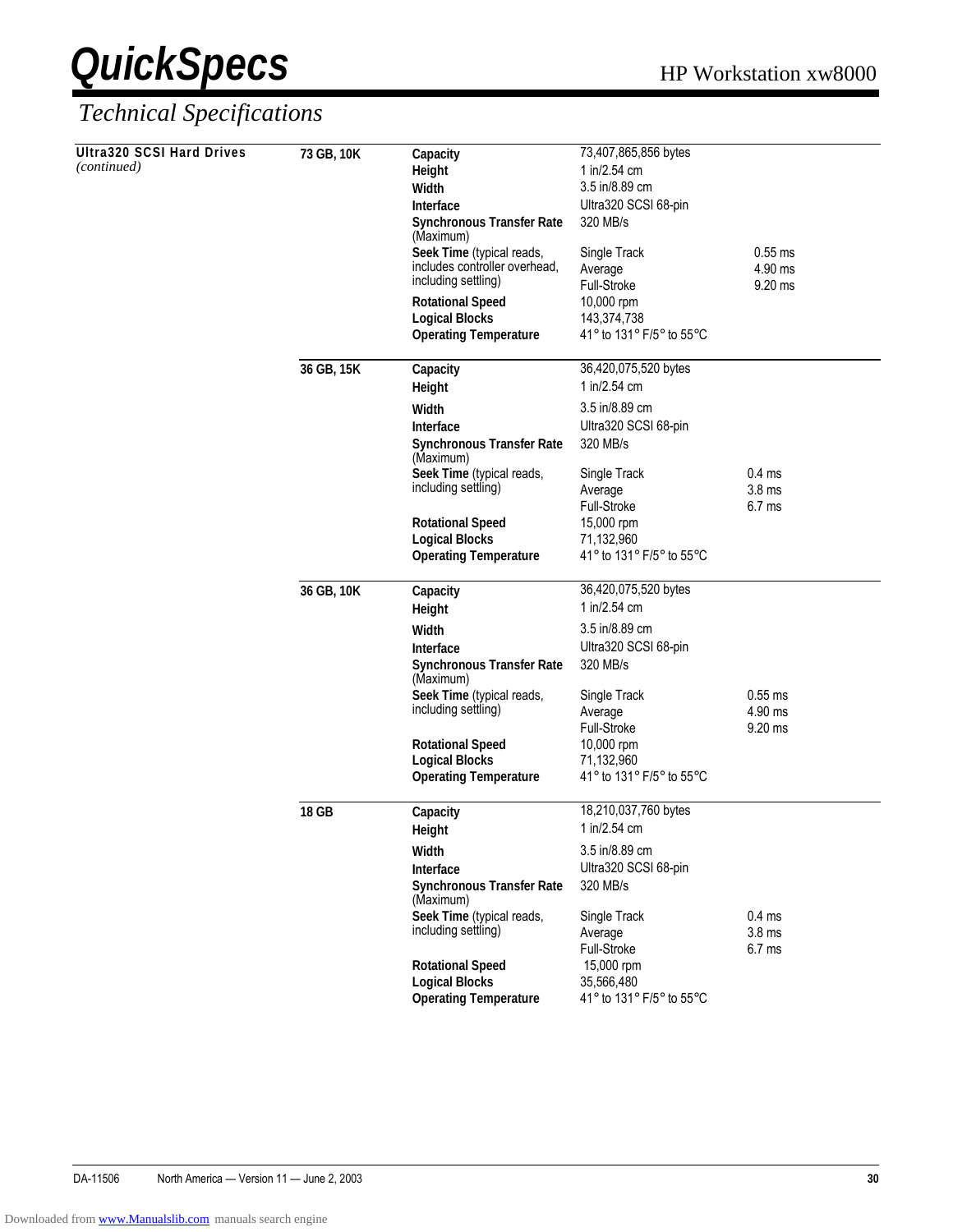## Technical Specifications

**Ultra320 SCSI Hard Drives** *(continued)*

| Drive | Specification | Value | |
|---|---|---|---|
| **73 GB, 10K** | **Capacity** | 73,407,865,856 bytes | |
| | **Height** | 1 in/2.54 cm | |
| | **Width** | 3.5 in/8.89 cm | |
| | **Interface** | Ultra320 SCSI 68-pin | |
| | **Synchronous Transfer Rate** (Maximum) | 320 MB/s | |
| | **Seek Time** (typical reads, includes controller overhead, including settling) | Single Track | 0.55 ms |
| | | Average | 4.90 ms |
| | | Full-Stroke | 9.20 ms |
| | **Rotational Speed** | 10,000 rpm | |
| | **Logical Blocks** | 143,374,738 | |
| | **Operating Temperature** | 41° to 131° F/5° to 55°C | |
| **36 GB, 15K** | **Capacity** | 36,420,075,520 bytes | |
| | **Height** | 1 in/2.54 cm | |
| | **Width** | 3.5 in/8.89 cm | |
| | **Interface** | Ultra320 SCSI 68-pin | |
| | **Synchronous Transfer Rate** (Maximum) | 320 MB/s | |
| | **Seek Time** (typical reads, including settling) | Single Track | 0.4 ms |
| | | Average | 3.8 ms |
| | | Full-Stroke | 6.7 ms |
| | **Rotational Speed** | 15,000 rpm | |
| | **Logical Blocks** | 71,132,960 | |
| | **Operating Temperature** | 41° to 131° F/5° to 55°C | |
| **36 GB, 10K** | **Capacity** | 36,420,075,520 bytes | |
| | **Height** | 1 in/2.54 cm | |
| | **Width** | 3.5 in/8.89 cm | |
| | **Interface** | Ultra320 SCSI 68-pin | |
| | **Synchronous Transfer Rate** (Maximum) | 320 MB/s | |
| | **Seek Time** (typical reads, including settling) | Single Track | 0.55 ms |
| | | Average | 4.90 ms |
| | | Full-Stroke | 9.20 ms |
| | **Rotational Speed** | 10,000 rpm | |
| | **Logical Blocks** | 71,132,960 | |
| | **Operating Temperature** | 41° to 131° F/5° to 55°C | |
| **18 GB** | **Capacity** | 18,210,037,760 bytes | |
| | **Height** | 1 in/2.54 cm | |
| | **Width** | 3.5 in/8.89 cm | |
| | **Interface** | Ultra320 SCSI 68-pin | |
| | **Synchronous Transfer Rate** (Maximum) | 320 MB/s | |
| | **Seek Time** (typical reads, including settling) | Single Track | 0.4 ms |
| | | Average | 3.8 ms |
| | | Full-Stroke | 6.7 ms |
| | **Rotational Speed** | 15,000 rpm | |
| | **Logical Blocks** | 35,566,480 | |
| | **Operating Temperature** | 41° to 131° F/5° to 55°C | |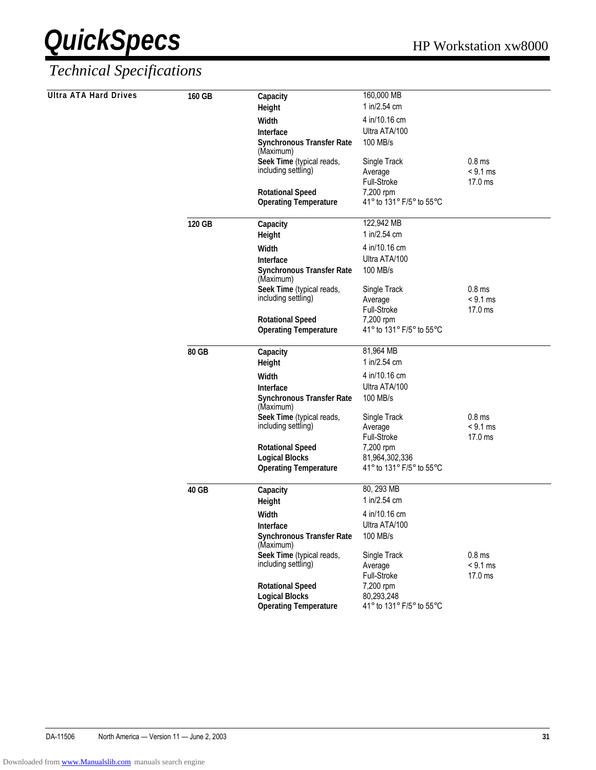## Technical Specifications

### Ultra ATA Hard Drives

| Drive | Specification | Value | |
|---|---|---|---|
| **160 GB** | **Capacity** | 160,000 MB | |
| | **Height** | 1 in/2.54 cm | |
| | **Width** | 4 in/10.16 cm | |
| | **Interface** | Ultra ATA/100 | |
| | **Synchronous Transfer Rate** (Maximum) | 100 MB/s | |
| | **Seek Time** (typical reads, including settling) | Single Track | 0.8 ms |
| | | Average | < 9.1 ms |
| | | Full-Stroke | 17.0 ms |
| | **Rotational Speed** | 7,200 rpm | |
| | **Operating Temperature** | 41° to 131° F/5° to 55°C | |
| **120 GB** | **Capacity** | 122,942 MB | |
| | **Height** | 1 in/2.54 cm | |
| | **Width** | 4 in/10.16 cm | |
| | **Interface** | Ultra ATA/100 | |
| | **Synchronous Transfer Rate** (Maximum) | 100 MB/s | |
| | **Seek Time** (typical reads, including settling) | Single Track | 0.8 ms |
| | | Average | < 9.1 ms |
| | | Full-Stroke | 17.0 ms |
| | **Rotational Speed** | 7,200 rpm | |
| | **Operating Temperature** | 41° to 131° F/5° to 55°C | |
| **80 GB** | **Capacity** | 81,964 MB | |
| | **Height** | 1 in/2.54 cm | |
| | **Width** | 4 in/10.16 cm | |
| | **Interface** | Ultra ATA/100 | |
| | **Synchronous Transfer Rate** (Maximum) | 100 MB/s | |
| | **Seek Time** (typical reads, including settling) | Single Track | 0.8 ms |
| | | Average | < 9.1 ms |
| | | Full-Stroke | 17.0 ms |
| | **Rotational Speed** | 7,200 rpm | |
| | **Logical Blocks** | 81,964,302,336 | |
| | **Operating Temperature** | 41° to 131° F/5° to 55°C | |
| **40 GB** | **Capacity** | 80, 293 MB | |
| | **Height** | 1 in/2.54 cm | |
| | **Width** | 4 in/10.16 cm | |
| | **Interface** | Ultra ATA/100 | |
| | **Synchronous Transfer Rate** (Maximum) | 100 MB/s | |
| | **Seek Time** (typical reads, including settling) | Single Track | 0.8 ms |
| | | Average | < 9.1 ms |
| | | Full-Stroke | 17.0 ms |
| | **Rotational Speed** | 7,200 rpm | |
| | **Logical Blocks** | 80,293,248 | |
| | **Operating Temperature** | 41° to 131° F/5° to 55°C | |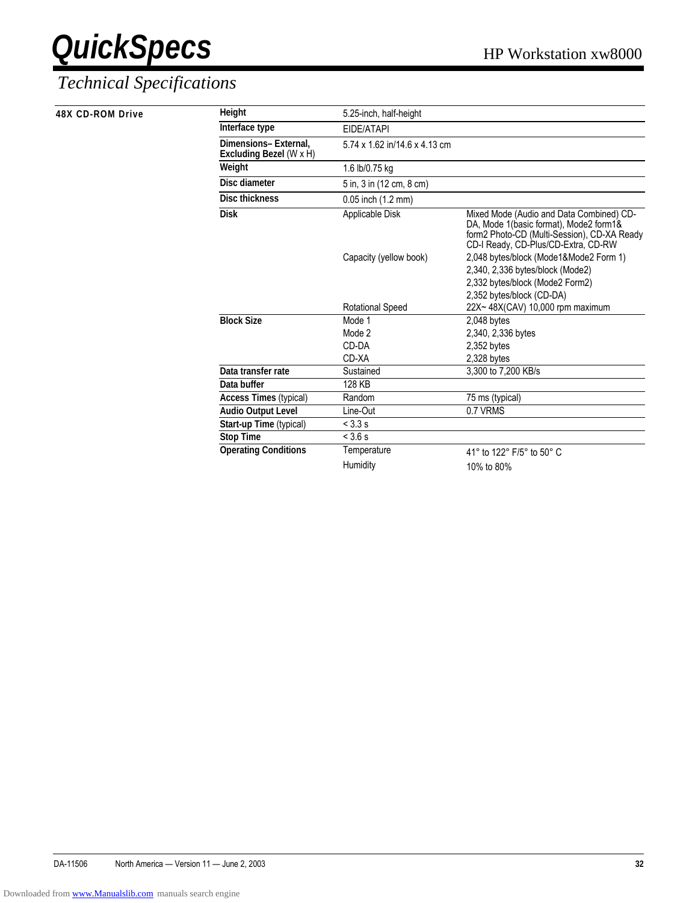# QuickSpecs

HP Workstation xw8000

## Technical Specifications

### 48X CD-ROM Drive

| | | |
|---|---|---|
| **Height** | 5.25-inch, half-height | |
| **Interface type** | EIDE/ATAPI | |
| **Dimensions– External, Excluding Bezel** (W x H) | 5.74 x 1.62 in/14.6 x 4.13 cm | |
| **Weight** | 1.6 lb/0.75 kg | |
| **Disc diameter** | 5 in, 3 in (12 cm, 8 cm) | |
| **Disc thickness** | 0.05 inch (1.2 mm) | |
| **Disk** | Applicable Disk | Mixed Mode (Audio and Data Combined) CD-DA, Mode 1(basic format), Mode2 form1& form2 Photo-CD (Multi-Session), CD-XA Ready CD-I Ready, CD-Plus/CD-Extra, CD-RW |
| | Capacity (yellow book) | 2,048 bytes/block (Mode1&Mode2 Form 1) |
| | | 2,340, 2,336 bytes/block (Mode2) |
| | | 2,332 bytes/block (Mode2 Form2) |
| | | 2,352 bytes/block (CD-DA) |
| | Rotational Speed | 22X~ 48X(CAV) 10,000 rpm maximum |
| **Block Size** | Mode 1 | 2,048 bytes |
| | Mode 2 | 2,340, 2,336 bytes |
| | CD-DA | 2,352 bytes |
| | CD-XA | 2,328 bytes |
| **Data transfer rate** | Sustained | 3,300 to 7,200 KB/s |
| **Data buffer** | 128 KB | |
| **Access Times** (typical) | Random | 75 ms (typical) |
| **Audio Output Level** | Line-Out | 0.7 VRMS |
| **Start-up Time** (typical) | < 3.3 s | |
| **Stop Time** | < 3.6 s | |
| **Operating Conditions** | Temperature | 41° to 122° F/5° to 50° C |
| | Humidity | 10% to 80% |

DA-11506 North America — Version 11 — June 2, 2003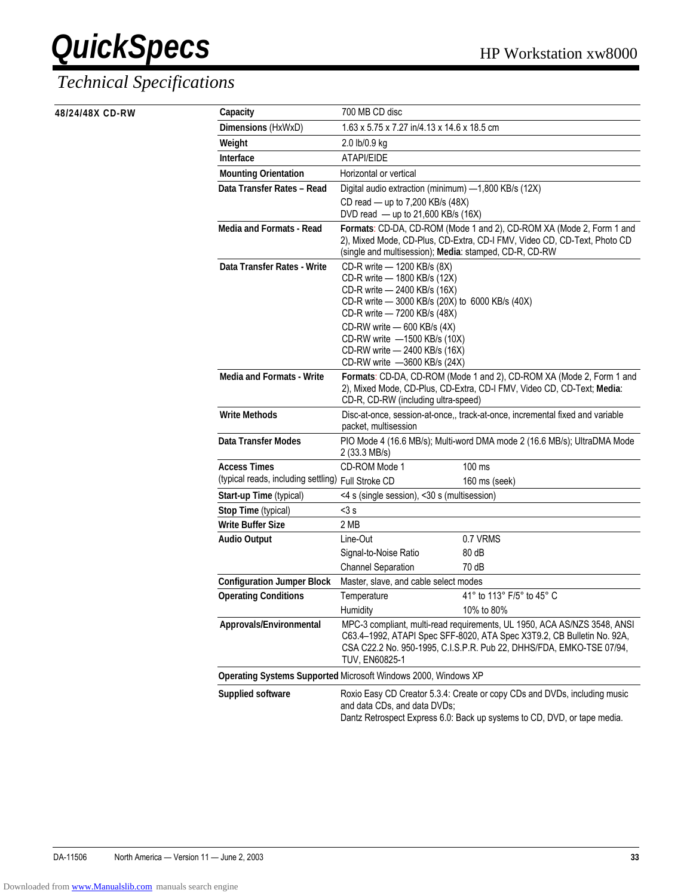# Technical Specifications

## 48/24/48X CD-RW

| | | |
|---|---|---|
| **Capacity** | 700 MB CD disc | |
| **Dimensions** (HxWxD) | 1.63 x 5.75 x 7.27 in/4.13 x 14.6 x 18.5 cm | |
| **Weight** | 2.0 lb/0.9 kg | |
| **Interface** | ATAPI/EIDE | |
| **Mounting Orientation** | Horizontal or vertical | |
| **Data Transfer Rates – Read** | Digital audio extraction (minimum) —1,800 KB/s (12X)<br>CD read — up to 7,200 KB/s (48X)<br>DVD read — up to 21,600 KB/s (16X) | |
| **Media and Formats - Read** | **Formats**: CD-DA, CD-ROM (Mode 1 and 2), CD-ROM XA (Mode 2, Form 1 and 2), Mixed Mode, CD-Plus, CD-Extra, CD-I FMV, Video CD, CD-Text, Photo CD (single and multisession); **Media**: stamped, CD-R, CD-RW | |
| **Data Transfer Rates - Write** | CD-R write — 1200 KB/s (8X)<br>CD-R write — 1800 KB/s (12X)<br>CD-R write — 2400 KB/s (16X)<br>CD-R write — 3000 KB/s (20X) to 6000 KB/s (40X)<br>CD-R write — 7200 KB/s (48X)<br>CD-RW write — 600 KB/s (4X)<br>CD-RW write —1500 KB/s (10X)<br>CD-RW write — 2400 KB/s (16X)<br>CD-RW write —3600 KB/s (24X) | |
| **Media and Formats - Write** | **Formats**: CD-DA, CD-ROM (Mode 1 and 2), CD-ROM XA (Mode 2, Form 1 and 2), Mixed Mode, CD-Plus, CD-Extra, CD-I FMV, Video CD, CD-Text; **Media**: CD-R, CD-RW (including ultra-speed) | |
| **Write Methods** | Disc-at-once, session-at-once,, track-at-once, incremental fixed and variable packet, multisession | |
| **Data Transfer Modes** | PIO Mode 4 (16.6 MB/s); Multi-word DMA mode 2 (16.6 MB/s); UltraDMA Mode 2 (33.3 MB/s) | |
| **Access Times** | CD-ROM Mode 1 | 100 ms |
| (typical reads, including settling) | Full Stroke CD | 160 ms (seek) |
| **Start-up Time** (typical) | <4 s (single session), <30 s (multisession) | |
| **Stop Time** (typical) | <3 s | |
| **Write Buffer Size** | 2 MB | |
| **Audio Output** | Line-Out | 0.7 VRMS |
| | Signal-to-Noise Ratio | 80 dB |
| | Channel Separation | 70 dB |
| **Configuration Jumper Block** | Master, slave, and cable select modes | |
| **Operating Conditions** | Temperature | 41° to 113° F/5° to 45° C |
| | Humidity | 10% to 80% |
| **Approvals/Environmental** | MPC-3 compliant, multi-read requirements, UL 1950, ACA AS/NZS 3548, ANSI C63.4–1992, ATAPI Spec SFF-8020, ATA Spec X3T9.2, CB Bulletin No. 92A, CSA C22.2 No. 950-1995, C.I.S.P.R. Pub 22, DHHS/FDA, EMKO-TSE 07/94, TUV, EN60825-1 | |
| **Operating Systems Supported** | Microsoft Windows 2000, Windows XP | |
| **Supplied software** | Roxio Easy CD Creator 5.3.4: Create or copy CDs and DVDs, including music and data CDs, and data DVDs;<br>Dantz Retrospect Express 6.0: Back up systems to CD, DVD, or tape media. | |

DA-11506 North America — Version 11 — June 2, 2003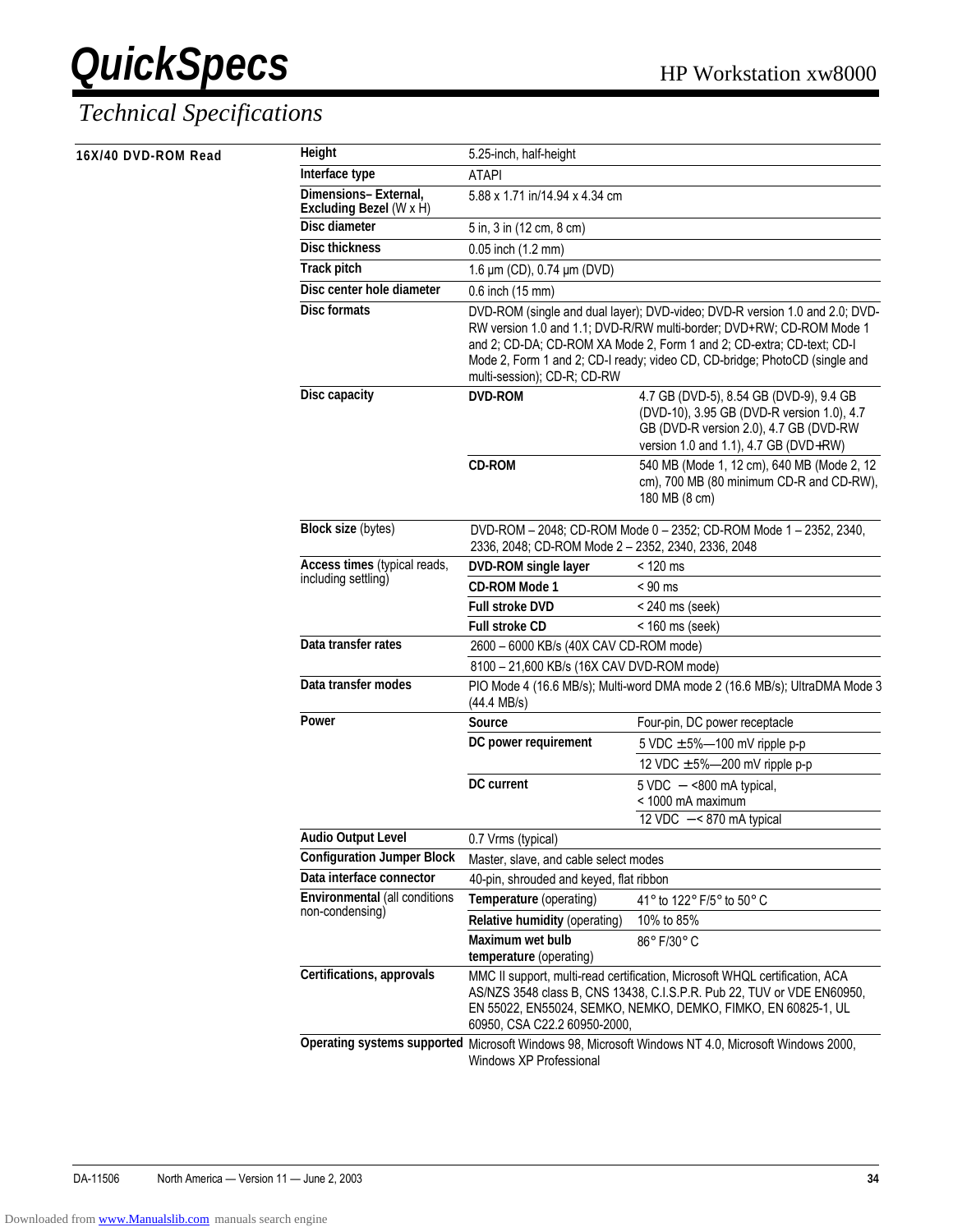## Technical Specifications

### 16X/40 DVD-ROM Read

| | | |
|---|---|---|
| **Height** | 5.25-inch, half-height | |
| **Interface type** | ATAPI | |
| **Dimensions– External, Excluding Bezel** (W x H) | 5.88 x 1.71 in/14.94 x 4.34 cm | |
| **Disc diameter** | 5 in, 3 in (12 cm, 8 cm) | |
| **Disc thickness** | 0.05 inch (1.2 mm) | |
| **Track pitch** | 1.6 µm (CD), 0.74 µm (DVD) | |
| **Disc center hole diameter** | 0.6 inch (15 mm) | |
| **Disc formats** | DVD-ROM (single and dual layer); DVD-video; DVD-R version 1.0 and 2.0; DVD-RW version 1.0 and 1.1; DVD-R/RW multi-border; DVD+RW; CD-ROM Mode 1 and 2; CD-DA; CD-ROM XA Mode 2, Form 1 and 2; CD-extra; CD-text; CD-I Mode 2, Form 1 and 2; CD-I ready; video CD, CD-bridge; PhotoCD (single and multi-session); CD-R; CD-RW | |
| **Disc capacity** | **DVD-ROM** | 4.7 GB (DVD-5), 8.54 GB (DVD-9), 9.4 GB (DVD-10), 3.95 GB (DVD-R version 1.0), 4.7 GB (DVD-R version 2.0), 4.7 GB (DVD-RW version 1.0 and 1.1), 4.7 GB (DVD+RW) |
| | **CD-ROM** | 540 MB (Mode 1, 12 cm), 640 MB (Mode 2, 12 cm), 700 MB (80 minimum CD-R and CD-RW), 180 MB (8 cm) |
| **Block size** (bytes) | DVD-ROM – 2048; CD-ROM Mode 0 – 2352; CD-ROM Mode 1 – 2352, 2340, 2336, 2048; CD-ROM Mode 2 – 2352, 2340, 2336, 2048 | |
| **Access times** (typical reads, including settling) | **DVD-ROM single layer** | < 120 ms |
| | **CD-ROM Mode 1** | < 90 ms |
| | **Full stroke DVD** | < 240 ms (seek) |
| | **Full stroke CD** | < 160 ms (seek) |
| **Data transfer rates** | 2600 – 6000 KB/s (40X CAV CD-ROM mode) | |
| | 8100 – 21,600 KB/s (16X CAV DVD-ROM mode) | |
| **Data transfer modes** | PIO Mode 4 (16.6 MB/s); Multi-word DMA mode 2 (16.6 MB/s); UltraDMA Mode 3 (44.4 MB/s) | |
| **Power** | **Source** | Four-pin, DC power receptacle |
| | **DC power requirement** | 5 VDC ± 5%—100 mV ripple p-p |
| | | 12 VDC ± 5%—200 mV ripple p-p |
| | **DC current** | 5 VDC – <800 mA typical, < 1000 mA maximum |
| | | 12 VDC –< 870 mA typical |
| **Audio Output Level** | 0.7 Vrms (typical) | |
| **Configuration Jumper Block** | Master, slave, and cable select modes | |
| **Data interface connector** | 40-pin, shrouded and keyed, flat ribbon | |
| **Environmental** (all conditions non-condensing) | **Temperature** (operating) | 41° to 122° F/5° to 50° C |
| | **Relative humidity** (operating) | 10% to 85% |
| | **Maximum wet bulb temperature** (operating) | 86° F/30° C |
| **Certifications, approvals** | MMC II support, multi-read certification, Microsoft WHQL certification, ACA AS/NZS 3548 class B, CNS 13438, C.I.S.P.R. Pub 22, TUV or VDE EN60950, EN 55022, EN55024, SEMKO, NEMKO, DEMKO, FIMKO, EN 60825-1, UL 60950, CSA C22.2 60950-2000, | |
| **Operating systems supported** | Microsoft Windows 98, Microsoft Windows NT 4.0, Microsoft Windows 2000, Windows XP Professional | |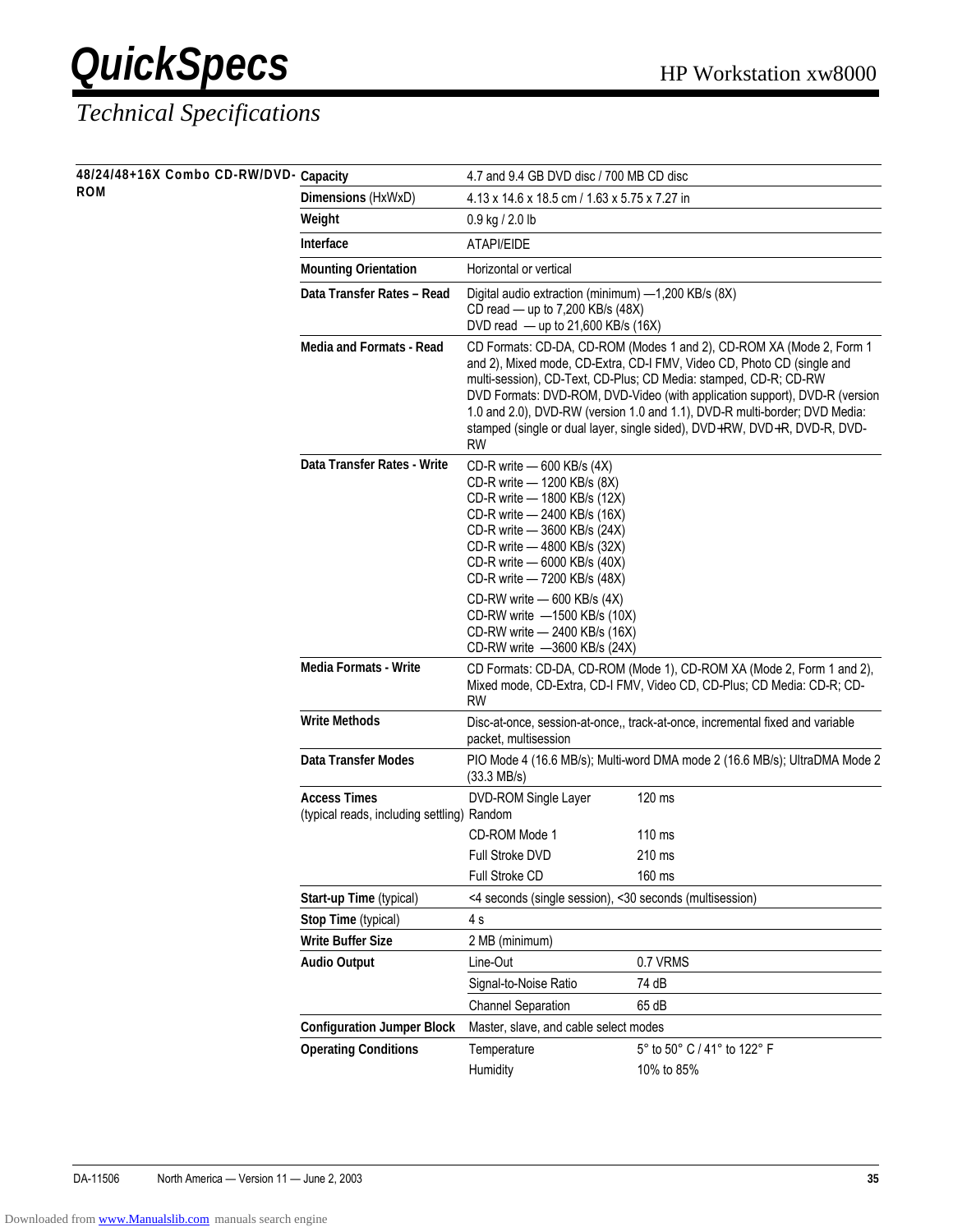# QuickSpecs

## Technical Specifications

**48/24/48+16X Combo CD-RW/DVD-ROM**

| | | |
|---|---|---|
| **Capacity** | 4.7 and 9.4 GB DVD disc / 700 MB CD disc | |
| **Dimensions** (HxWxD) | 4.13 x 14.6 x 18.5 cm / 1.63 x 5.75 x 7.27 in | |
| **Weight** | 0.9 kg / 2.0 lb | |
| **Interface** | ATAPI/EIDE | |
| **Mounting Orientation** | Horizontal or vertical | |
| **Data Transfer Rates – Read** | Digital audio extraction (minimum) —1,200 KB/s (8X)<br>CD read — up to 7,200 KB/s (48X)<br>DVD read — up to 21,600 KB/s (16X) | |
| **Media and Formats - Read** | CD Formats: CD-DA, CD-ROM (Modes 1 and 2), CD-ROM XA (Mode 2, Form 1 and 2), Mixed mode, CD-Extra, CD-I FMV, Video CD, Photo CD (single and multi-session), CD-Text, CD-Plus; CD Media: stamped, CD-R; CD-RW<br>DVD Formats: DVD-ROM, DVD-Video (with application support), DVD-R (version 1.0 and 2.0), DVD-RW (version 1.0 and 1.1), DVD-R multi-border; DVD Media: stamped (single or dual layer, single sided), DVD+RW, DVD+R, DVD-R, DVD-RW | |
| **Data Transfer Rates - Write** | CD-R write — 600 KB/s (4X)<br>CD-R write — 1200 KB/s (8X)<br>CD-R write — 1800 KB/s (12X)<br>CD-R write — 2400 KB/s (16X)<br>CD-R write — 3600 KB/s (24X)<br>CD-R write — 4800 KB/s (32X)<br>CD-R write — 6000 KB/s (40X)<br>CD-R write — 7200 KB/s (48X)<br>CD-RW write — 600 KB/s (4X)<br>CD-RW write —1500 KB/s (10X)<br>CD-RW write — 2400 KB/s (16X)<br>CD-RW write —3600 KB/s (24X) | |
| **Media Formats - Write** | CD Formats: CD-DA, CD-ROM (Mode 1), CD-ROM XA (Mode 2, Form 1 and 2), Mixed mode, CD-Extra, CD-I FMV, Video CD, CD-Plus; CD Media: CD-R; CD-RW | |
| **Write Methods** | Disc-at-once, session-at-once,, track-at-once, incremental fixed and variable packet, multisession | |
| **Data Transfer Modes** | PIO Mode 4 (16.6 MB/s); Multi-word DMA mode 2 (16.6 MB/s); UltraDMA Mode 2 (33.3 MB/s) | |
| **Access Times** (typical reads, including settling) | DVD-ROM Single Layer Random | 120 ms |
| | CD-ROM Mode 1 | 110 ms |
| | Full Stroke DVD | 210 ms |
| | Full Stroke CD | 160 ms |
| **Start-up Time** (typical) | <4 seconds (single session), <30 seconds (multisession) | |
| **Stop Time** (typical) | 4 s | |
| **Write Buffer Size** | 2 MB (minimum) | |
| **Audio Output** | Line-Out | 0.7 VRMS |
| | Signal-to-Noise Ratio | 74 dB |
| | Channel Separation | 65 dB |
| **Configuration Jumper Block** | Master, slave, and cable select modes | |
| **Operating Conditions** | Temperature | 5° to 50° C / 41° to 122° F |
| | Humidity | 10% to 85% |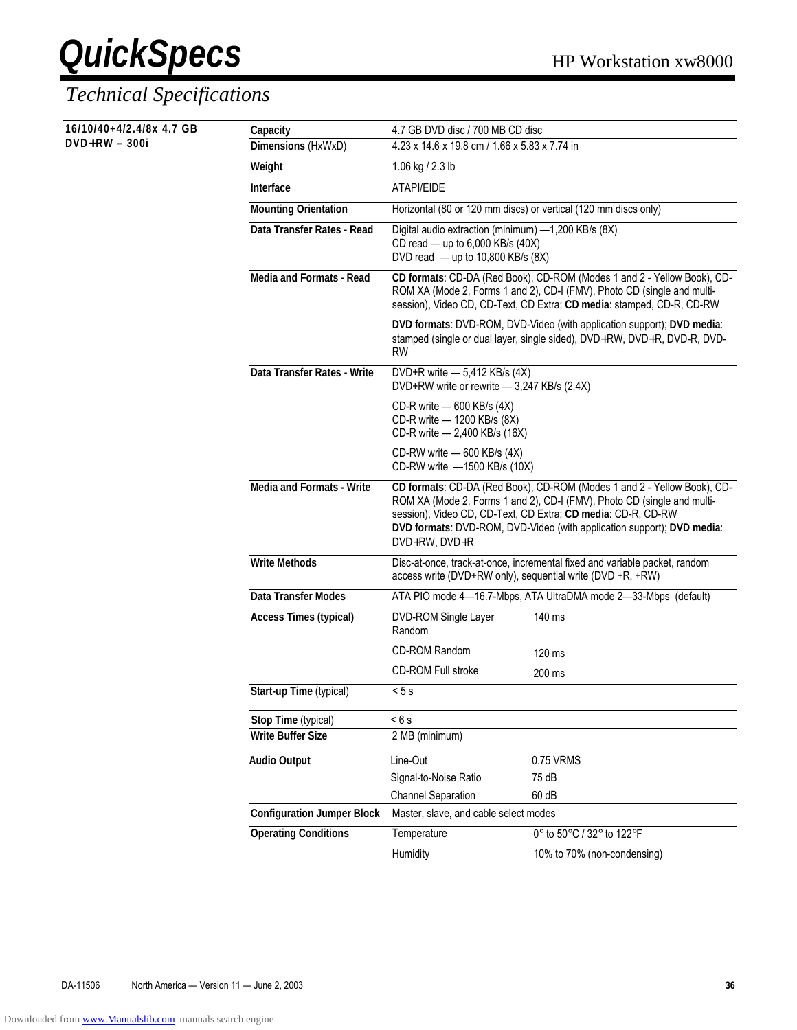# Technical Specifications

**16/10/40+4/2.4/8x 4.7 GB DVD+RW – 300i**

| | | |
|---|---|---|
| **Capacity** | 4.7 GB DVD disc / 700 MB CD disc | |
| **Dimensions** (HxWxD) | 4.23 x 14.6 x 19.8 cm / 1.66 x 5.83 x 7.74 in | |
| **Weight** | 1.06 kg / 2.3 lb | |
| **Interface** | ATAPI/EIDE | |
| **Mounting Orientation** | Horizontal (80 or 120 mm discs) or vertical (120 mm discs only) | |
| **Data Transfer Rates - Read** | Digital audio extraction (minimum) —1,200 KB/s (8X)<br>CD read — up to 6,000 KB/s (40X)<br>DVD read — up to 10,800 KB/s (8X) | |
| **Media and Formats - Read** | **CD formats**: CD-DA (Red Book), CD-ROM (Modes 1 and 2 - Yellow Book), CD-ROM XA (Mode 2, Forms 1 and 2), CD-I (FMV), Photo CD (single and multi-session), Video CD, CD-Text, CD Extra; **CD media**: stamped, CD-R, CD-RW<br><br>**DVD formats**: DVD-ROM, DVD-Video (with application support); **DVD media**: stamped (single or dual layer, single sided), DVD+RW, DVD+R, DVD-R, DVD-RW | |
| **Data Transfer Rates - Write** | DVD+R write — 5,412 KB/s (4X)<br>DVD+RW write or rewrite — 3,247 KB/s (2.4X)<br><br>CD-R write — 600 KB/s (4X)<br>CD-R write — 1200 KB/s (8X)<br>CD-R write — 2,400 KB/s (16X)<br><br>CD-RW write — 600 KB/s (4X)<br>CD-RW write —1500 KB/s (10X) | |
| **Media and Formats - Write** | **CD formats**: CD-DA (Red Book), CD-ROM (Modes 1 and 2 - Yellow Book), CD-ROM XA (Mode 2, Forms 1 and 2), CD-I (FMV), Photo CD (single and multi-session), Video CD, CD-Text, CD Extra; **CD media**: CD-R, CD-RW<br>**DVD formats**: DVD-ROM, DVD-Video (with application support); **DVD media**: DVD+RW, DVD+R | |
| **Write Methods** | Disc-at-once, track-at-once, incremental fixed and variable packet, random access write (DVD+RW only), sequential write (DVD +R, +RW) | |
| **Data Transfer Modes** | ATA PIO mode 4—16.7-Mbps, ATA UltraDMA mode 2—33-Mbps (default) | |
| **Access Times (typical)** | DVD-ROM Single Layer Random | 140 ms |
| | CD-ROM Random | 120 ms |
| | CD-ROM Full stroke | 200 ms |
| **Start-up Time** (typical) | < 5 s | |
| **Stop Time** (typical) | < 6 s | |
| **Write Buffer Size** | 2 MB (minimum) | |
| **Audio Output** | Line-Out | 0.75 VRMS |
| | Signal-to-Noise Ratio | 75 dB |
| | Channel Separation | 60 dB |
| **Configuration Jumper Block** | Master, slave, and cable select modes | |
| **Operating Conditions** | Temperature | 0° to 50°C / 32° to 122°F |
| | Humidity | 10% to 70% (non-condensing) |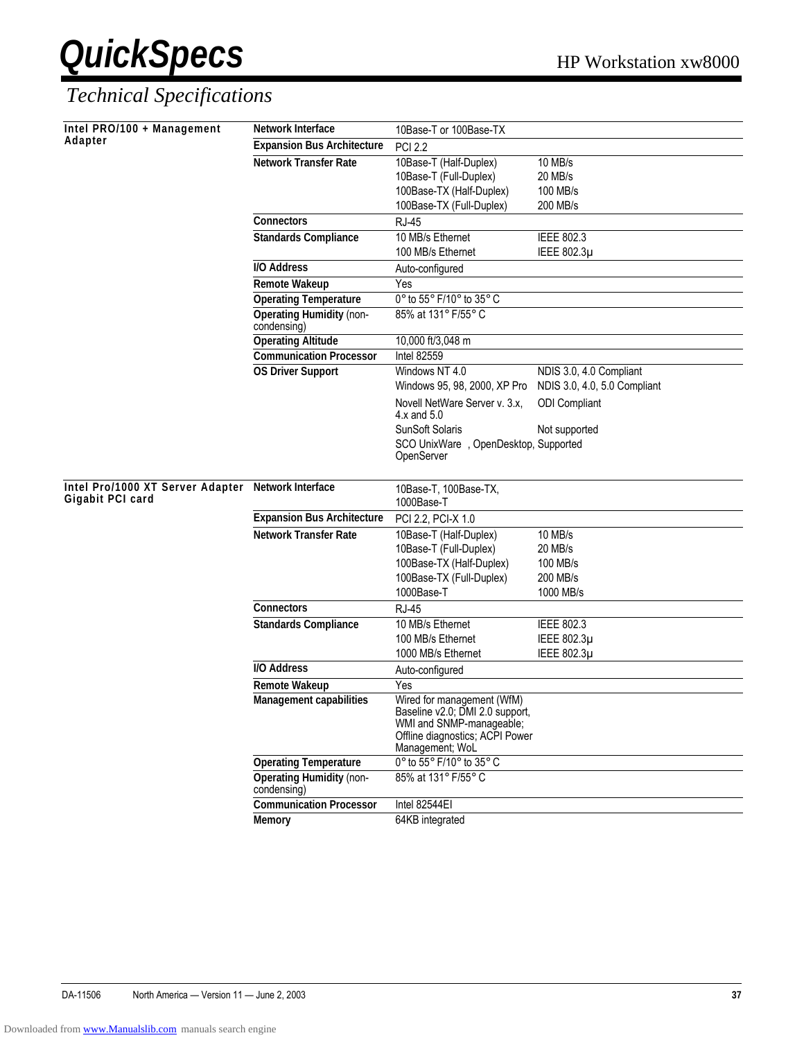## Technical Specifications

| | | | |
|---|---|---|---|
| **Intel PRO/100 + Management Adapter** | **Network Interface** | 10Base-T or 100Base-TX | |
| | **Expansion Bus Architecture** | PCI 2.2 | |
| | **Network Transfer Rate** | 10Base-T (Half-Duplex) | 10 MB/s |
| | | 10Base-T (Full-Duplex) | 20 MB/s |
| | | 100Base-TX (Half-Duplex) | 100 MB/s |
| | | 100Base-TX (Full-Duplex) | 200 MB/s |
| | **Connectors** | RJ-45 | |
| | **Standards Compliance** | 10 MB/s Ethernet | IEEE 802.3 |
| | | 100 MB/s Ethernet | IEEE 802.3µ |
| | **I/O Address** | Auto-configured | |
| | **Remote Wakeup** | Yes | |
| | **Operating Temperature** | 0° to 55° F/10° to 35° C | |
| | **Operating Humidity** (non-condensing) | 85% at 131° F/55° C | |
| | **Operating Altitude** | 10,000 ft/3,048 m | |
| | **Communication Processor** | Intel 82559 | |
| | **OS Driver Support** | Windows NT 4.0 | NDIS 3.0, 4.0 Compliant |
| | | Windows 95, 98, 2000, XP Pro | NDIS 3.0, 4.0, 5.0 Compliant |
| | | Novell NetWare Server v. 3.x, 4.x and 5.0 | ODI Compliant |
| | | SunSoft Solaris | Not supported |
| | | SCO UnixWare , OpenDesktop, OpenServer | Supported |
| **Intel Pro/1000 XT Server Adapter Gigabit PCI card** | **Network Interface** | 10Base-T, 100Base-TX, 1000Base-T | |
| | **Expansion Bus Architecture** | PCI 2.2, PCI-X 1.0 | |
| | **Network Transfer Rate** | 10Base-T (Half-Duplex) | 10 MB/s |
| | | 10Base-T (Full-Duplex) | 20 MB/s |
| | | 100Base-TX (Half-Duplex) | 100 MB/s |
| | | 100Base-TX (Full-Duplex) | 200 MB/s |
| | | 1000Base-T | 1000 MB/s |
| | **Connectors** | RJ-45 | |
| | **Standards Compliance** | 10 MB/s Ethernet | IEEE 802.3 |
| | | 100 MB/s Ethernet | IEEE 802.3µ |
| | | 1000 MB/s Ethernet | IEEE 802.3µ |
| | **I/O Address** | Auto-configured | |
| | **Remote Wakeup** | Yes | |
| | **Management capabilities** | Wired for management (WfM) Baseline v2.0; DMI 2.0 support, WMI and SNMP-manageable; Offline diagnostics; ACPI Power Management; WoL | |
| | **Operating Temperature** | 0° to 55° F/10° to 35° C | |
| | **Operating Humidity** (non-condensing) | 85% at 131° F/55° C | |
| | **Communication Processor** | Intel 82544EI | |
| | **Memory** | 64KB integrated | |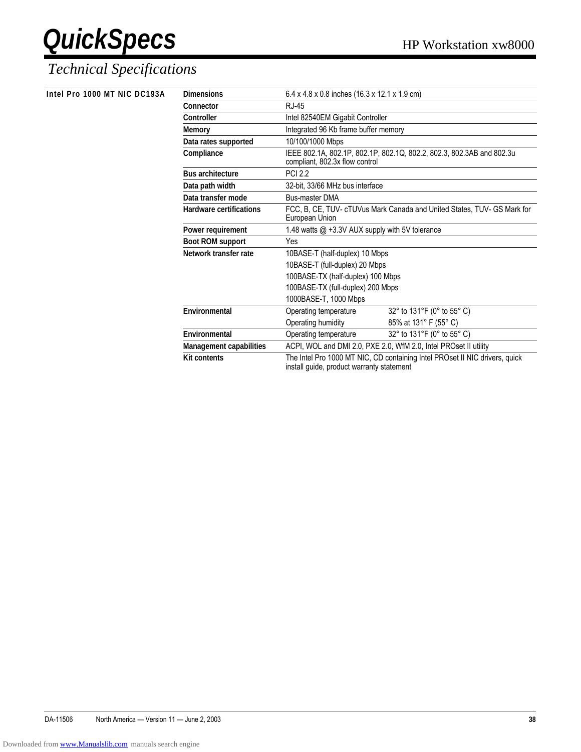# Technical Specifications

**Intel Pro 1000 MT NIC DC193A**

| | | |
|---|---|---|
| **Dimensions** | 6.4 x 4.8 x 0.8 inches (16.3 x 12.1 x 1.9 cm) | |
| **Connector** | RJ-45 | |
| **Controller** | Intel 82540EM Gigabit Controller | |
| **Memory** | Integrated 96 Kb frame buffer memory | |
| **Data rates supported** | 10/100/1000 Mbps | |
| **Compliance** | IEEE 802.1A, 802.1P, 802.1P, 802.1Q, 802.2, 802.3, 802.3AB and 802.3u compliant, 802.3x flow control | |
| **Bus architecture** | PCI 2.2 | |
| **Data path width** | 32-bit, 33/66 MHz bus interface | |
| **Data transfer mode** | Bus-master DMA | |
| **Hardware certifications** | FCC, B, CE, TUV- cTUVus Mark Canada and United States, TUV- GS Mark for European Union | |
| **Power requirement** | 1.48 watts @ +3.3V AUX supply with 5V tolerance | |
| **Boot ROM support** | Yes | |
| **Network transfer rate** | 10BASE-T (half-duplex) 10 Mbps | |
| | 10BASE-T (full-duplex) 20 Mbps | |
| | 100BASE-TX (half-duplex) 100 Mbps | |
| | 100BASE-TX (full-duplex) 200 Mbps | |
| | 1000BASE-T, 1000 Mbps | |
| **Environmental** | Operating temperature | 32° to 131°F (0° to 55° C) |
| | Operating humidity | 85% at 131° F (55° C) |
| **Environmental** | Operating temperature | 32° to 131°F (0° to 55° C) |
| **Management capabilities** | ACPI, WOL and DMI 2.0, PXE 2.0, WfM 2.0, Intel PROset II utility | |
| **Kit contents** | The Intel Pro 1000 MT NIC, CD containing Intel PROset II NIC drivers, quick install guide, product warranty statement | |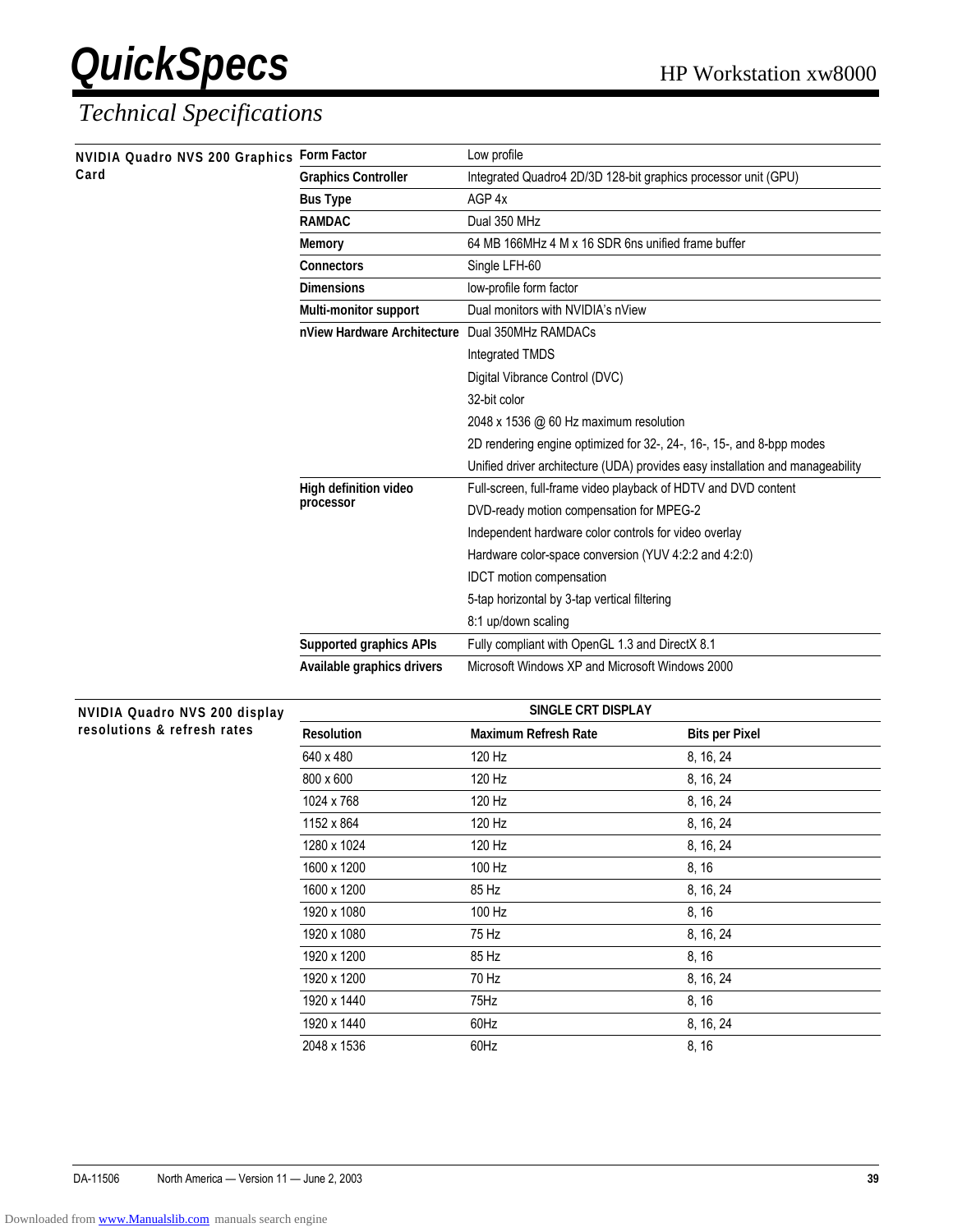# Technical Specifications

### NVIDIA Quadro NVS 200 Graphics Card

| | |
|---|---|
| **Form Factor** | Low profile |
| **Graphics Controller** | Integrated Quadro4 2D/3D 128-bit graphics processor unit (GPU) |
| **Bus Type** | AGP 4x |
| **RAMDAC** | Dual 350 MHz |
| **Memory** | 64 MB 166MHz 4 M x 16 SDR 6ns unified frame buffer |
| **Connectors** | Single LFH-60 |
| **Dimensions** | low-profile form factor |
| **Multi-monitor support** | Dual monitors with NVIDIA's nView |
| **nView Hardware Architecture** | Dual 350MHz RAMDACs |
| | Integrated TMDS |
| | Digital Vibrance Control (DVC) |
| | 32-bit color |
| | 2048 x 1536 @ 60 Hz maximum resolution |
| | 2D rendering engine optimized for 32-, 24-, 16-, 15-, and 8-bpp modes |
| | Unified driver architecture (UDA) provides easy installation and manageability |
| **High definition video processor** | Full-screen, full-frame video playback of HDTV and DVD content |
| | DVD-ready motion compensation for MPEG-2 |
| | Independent hardware color controls for video overlay |
| | Hardware color-space conversion (YUV 4:2:2 and 4:2:0) |
| | IDCT motion compensation |
| | 5-tap horizontal by 3-tap vertical filtering |
| | 8:1 up/down scaling |
| **Supported graphics APIs** | Fully compliant with OpenGL 1.3 and DirectX 8.1 |
| **Available graphics drivers** | Microsoft Windows XP and Microsoft Windows 2000 |

### NVIDIA Quadro NVS 200 display resolutions & refresh rates

| SINGLE CRT DISPLAY | | |
|---|---|---|
| **Resolution** | **Maximum Refresh Rate** | **Bits per Pixel** |
| 640 x 480 | 120 Hz | 8, 16, 24 |
| 800 x 600 | 120 Hz | 8, 16, 24 |
| 1024 x 768 | 120 Hz | 8, 16, 24 |
| 1152 x 864 | 120 Hz | 8, 16, 24 |
| 1280 x 1024 | 120 Hz | 8, 16, 24 |
| 1600 x 1200 | 100 Hz | 8, 16 |
| 1600 x 1200 | 85 Hz | 8, 16, 24 |
| 1920 x 1080 | 100 Hz | 8, 16 |
| 1920 x 1080 | 75 Hz | 8, 16, 24 |
| 1920 x 1200 | 85 Hz | 8, 16 |
| 1920 x 1200 | 70 Hz | 8, 16, 24 |
| 1920 x 1440 | 75Hz | 8, 16 |
| 1920 x 1440 | 60Hz | 8, 16, 24 |
| 2048 x 1536 | 60Hz | 8, 16 |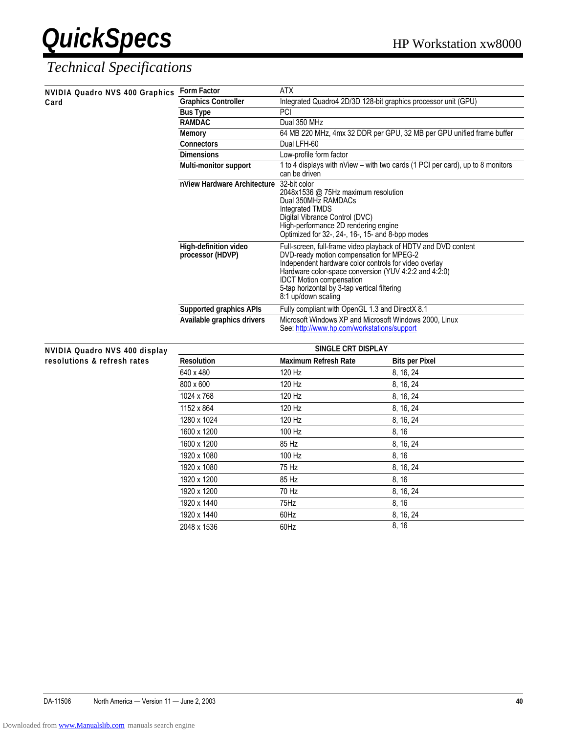# Technical Specifications

**NVIDIA Quadro NVS 400 Graphics Card**

| | |
|---|---|
| **Form Factor** | ATX |
| **Graphics Controller** | Integrated Quadro4 2D/3D 128-bit graphics processor unit (GPU) |
| **Bus Type** | PCI |
| **RAMDAC** | Dual 350 MHz |
| **Memory** | 64 MB 220 MHz, 4mx 32 DDR per GPU, 32 MB per GPU unified frame buffer |
| **Connectors** | Dual LFH-60 |
| **Dimensions** | Low-profile form factor |
| **Multi-monitor support** | 1 to 4 displays with nView – with two cards (1 PCI per card), up to 8 monitors can be driven |
| **nView Hardware Architecture** | 32-bit color<br>2048x1536 @ 75Hz maximum resolution<br>Dual 350MHz RAMDACs<br>Integrated TMDS<br>Digital Vibrance Control (DVC)<br>High-performance 2D rendering engine<br>Optimized for 32-, 24-, 16-, 15- and 8-bpp modes |
| **High-definition video processor (HDVP)** | Full-screen, full-frame video playback of HDTV and DVD content<br>DVD-ready motion compensation for MPEG-2<br>Independent hardware color controls for video overlay<br>Hardware color-space conversion (YUV 4:2:2 and 4:2:0)<br>IDCT Motion compensation<br>5-tap horizontal by 3-tap vertical filtering<br>8:1 up/down scaling |
| **Supported graphics APIs** | Fully compliant with OpenGL 1.3 and DirectX 8.1 |
| **Available graphics drivers** | Microsoft Windows XP and Microsoft Windows 2000, Linux<br>See: http://www.hp.com/workstations/support |

**NVIDIA Quadro NVS 400 display resolutions & refresh rates**

| SINGLE CRT DISPLAY | | |
|---|---|---|
| **Resolution** | **Maximum Refresh Rate** | **Bits per Pixel** |
| 640 x 480 | 120 Hz | 8, 16, 24 |
| 800 x 600 | 120 Hz | 8, 16, 24 |
| 1024 x 768 | 120 Hz | 8, 16, 24 |
| 1152 x 864 | 120 Hz | 8, 16, 24 |
| 1280 x 1024 | 120 Hz | 8, 16, 24 |
| 1600 x 1200 | 100 Hz | 8, 16 |
| 1600 x 1200 | 85 Hz | 8, 16, 24 |
| 1920 x 1080 | 100 Hz | 8, 16 |
| 1920 x 1080 | 75 Hz | 8, 16, 24 |
| 1920 x 1200 | 85 Hz | 8, 16 |
| 1920 x 1200 | 70 Hz | 8, 16, 24 |
| 1920 x 1440 | 75Hz | 8, 16 |
| 1920 x 1440 | 60Hz | 8, 16, 24 |
| 2048 x 1536 | 60Hz | 8, 16 |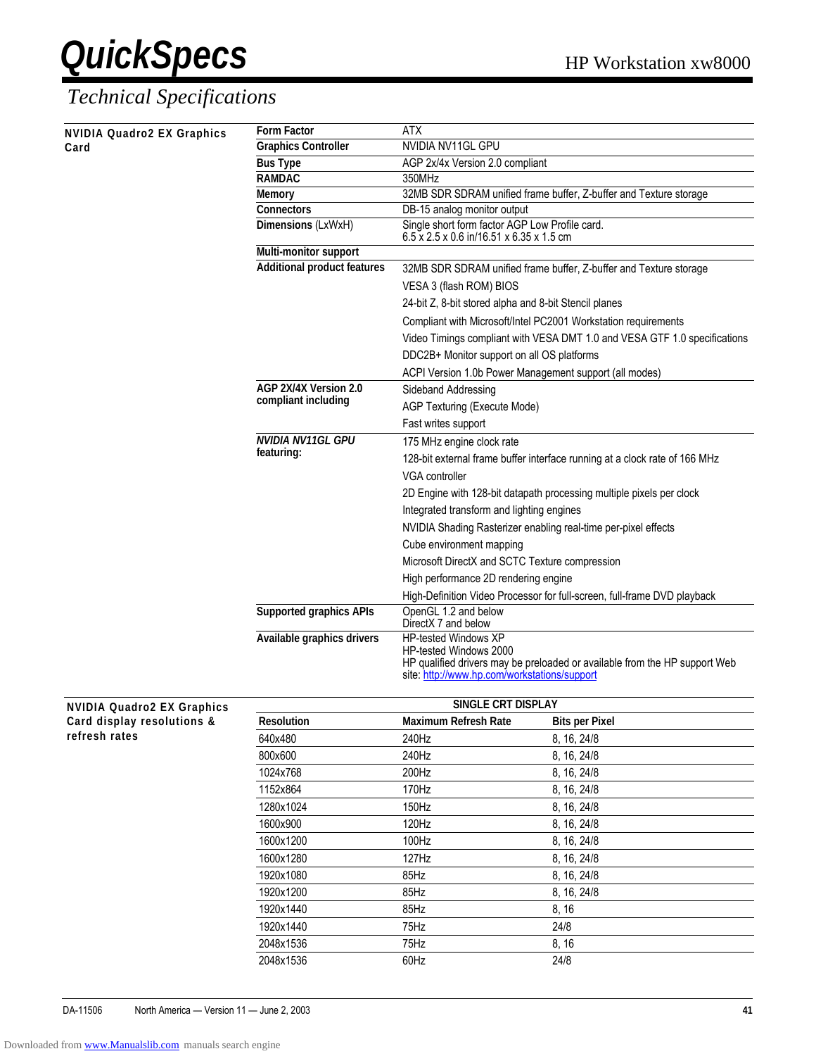# Technical Specifications

## NVIDIA Quadro2 EX Graphics Card

| | |
|---|---|
| **Form Factor** | ATX |
| **Graphics Controller** | NVIDIA NV11GL GPU |
| **Bus Type** | AGP 2x/4x Version 2.0 compliant |
| **RAMDAC** | 350MHz |
| **Memory** | 32MB SDR SDRAM unified frame buffer, Z-buffer and Texture storage |
| **Connectors** | DB-15 analog monitor output |
| **Dimensions** (LxWxH) | Single short form factor AGP Low Profile card.<br>6.5 x 2.5 x 0.6 in/16.51 x 6.35 x 1.5 cm |
| **Multi-monitor support** | |
| **Additional product features** | 32MB SDR SDRAM unified frame buffer, Z-buffer and Texture storage<br>VESA 3 (flash ROM) BIOS<br>24-bit Z, 8-bit stored alpha and 8-bit Stencil planes<br>Compliant with Microsoft/Intel PC2001 Workstation requirements<br>Video Timings compliant with VESA DMT 1.0 and VESA GTF 1.0 specifications<br>DDC2B+ Monitor support on all OS platforms<br>ACPI Version 1.0b Power Management support (all modes) |
| **AGP 2X/4X Version 2.0 compliant including** | Sideband Addressing<br>AGP Texturing (Execute Mode)<br>Fast writes support |
| ***NVIDIA NV11GL GPU* featuring:** | 175 MHz engine clock rate<br>128-bit external frame buffer interface running at a clock rate of 166 MHz<br>VGA controller<br>2D Engine with 128-bit datapath processing multiple pixels per clock<br>Integrated transform and lighting engines<br>NVIDIA Shading Rasterizer enabling real-time per-pixel effects<br>Cube environment mapping<br>Microsoft DirectX and SCTC Texture compression<br>High performance 2D rendering engine<br>High-Definition Video Processor for full-screen, full-frame DVD playback |
| **Supported graphics APIs** | OpenGL 1.2 and below<br>DirectX 7 and below |
| **Available graphics drivers** | HP-tested Windows XP<br>HP-tested Windows 2000<br>HP qualified drivers may be preloaded or available from the HP support Web site: http://www.hp.com/workstations/support |

## NVIDIA Quadro2 EX Graphics Card display resolutions & refresh rates

| SINGLE CRT DISPLAY | | |
|---|---|---|
| **Resolution** | **Maximum Refresh Rate** | **Bits per Pixel** |
| 640x480 | 240Hz | 8, 16, 24/8 |
| 800x600 | 240Hz | 8, 16, 24/8 |
| 1024x768 | 200Hz | 8, 16, 24/8 |
| 1152x864 | 170Hz | 8, 16, 24/8 |
| 1280x1024 | 150Hz | 8, 16, 24/8 |
| 1600x900 | 120Hz | 8, 16, 24/8 |
| 1600x1200 | 100Hz | 8, 16, 24/8 |
| 1600x1280 | 127Hz | 8, 16, 24/8 |
| 1920x1080 | 85Hz | 8, 16, 24/8 |
| 1920x1200 | 85Hz | 8, 16, 24/8 |
| 1920x1440 | 85Hz | 8, 16 |
| 1920x1440 | 75Hz | 24/8 |
| 2048x1536 | 75Hz | 8, 16 |
| 2048x1536 | 60Hz | 24/8 |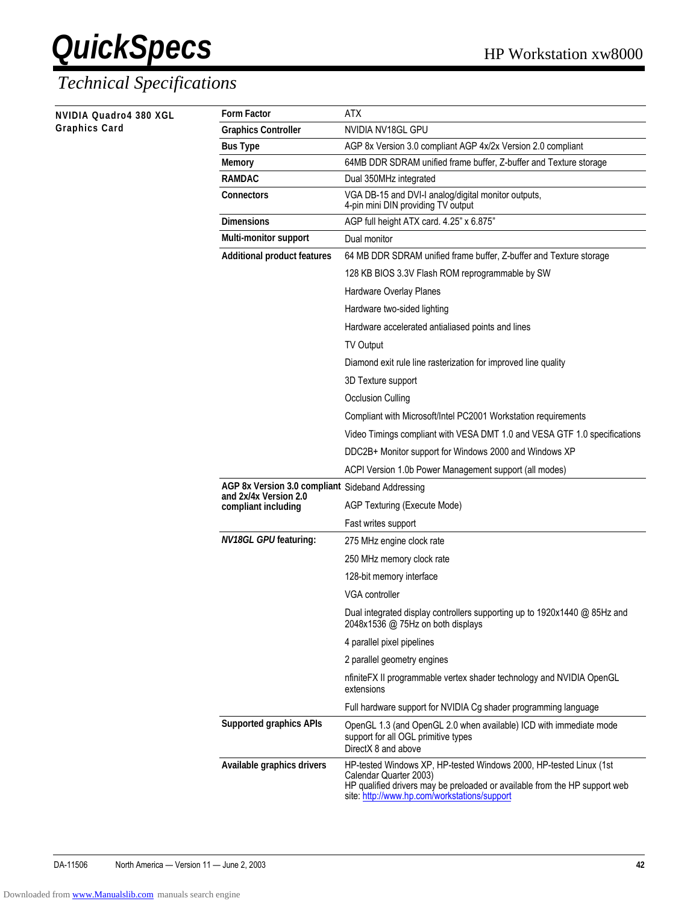# QuickSpecs

## Technical Specifications

### NVIDIA Quadro4 380 XGL Graphics Card

| | |
|---|---|
| **Form Factor** | ATX |
| **Graphics Controller** | NVIDIA NV18GL GPU |
| **Bus Type** | AGP 8x Version 3.0 compliant AGP 4x/2x Version 2.0 compliant |
| **Memory** | 64MB DDR SDRAM unified frame buffer, Z-buffer and Texture storage |
| **RAMDAC** | Dual 350MHz integrated |
| **Connectors** | VGA DB-15 and DVI-I analog/digital monitor outputs,<br>4-pin mini DIN providing TV output |
| **Dimensions** | AGP full height ATX card. 4.25" x 6.875" |
| **Multi-monitor support** | Dual monitor |
| **Additional product features** | 64 MB DDR SDRAM unified frame buffer, Z-buffer and Texture storage |
| | 128 KB BIOS 3.3V Flash ROM reprogrammable by SW |
| | Hardware Overlay Planes |
| | Hardware two-sided lighting |
| | Hardware accelerated antialiased points and lines |
| | TV Output |
| | Diamond exit rule line rasterization for improved line quality |
| | 3D Texture support |
| | Occlusion Culling |
| | Compliant with Microsoft/Intel PC2001 Workstation requirements |
| | Video Timings compliant with VESA DMT 1.0 and VESA GTF 1.0 specifications |
| | DDC2B+ Monitor support for Windows 2000 and Windows XP |
| | ACPI Version 1.0b Power Management support (all modes) |
| **AGP 8x Version 3.0 compliant and 2x/4x Version 2.0 compliant including** | Sideband Addressing |
| | AGP Texturing (Execute Mode) |
| | Fast writes support |
| ***NV18GL GPU* featuring:** | 275 MHz engine clock rate |
| | 250 MHz memory clock rate |
| | 128-bit memory interface |
| | VGA controller |
| | Dual integrated display controllers supporting up to 1920x1440 @ 85Hz and 2048x1536 @ 75Hz on both displays |
| | 4 parallel pixel pipelines |
| | 2 parallel geometry engines |
| | nfiniteFX II programmable vertex shader technology and NVIDIA OpenGL extensions |
| | Full hardware support for NVIDIA Cg shader programming language |
| **Supported graphics APIs** | OpenGL 1.3 (and OpenGL 2.0 when available) ICD with immediate mode support for all OGL primitive types<br>DirectX 8 and above |
| **Available graphics drivers** | HP-tested Windows XP, HP-tested Windows 2000, HP-tested Linux (1st Calendar Quarter 2003)<br>HP qualified drivers may be preloaded or available from the HP support web site: http://www.hp.com/workstations/support |

DA-11506 North America — Version 11 — June 2, 2003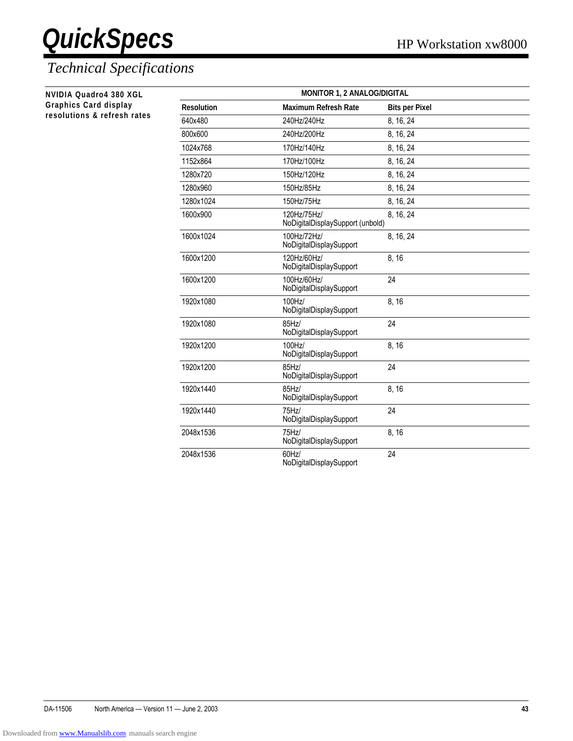# Technical Specifications

**NVIDIA Quadro4 380 XGL Graphics Card display resolutions & refresh rates**

| MONITOR 1, 2 ANALOG/DIGITAL | | |
|---|---|---|
| **Resolution** | **Maximum Refresh Rate** | **Bits per Pixel** |
| 640x480 | 240Hz/240Hz | 8, 16, 24 |
| 800x600 | 240Hz/200Hz | 8, 16, 24 |
| 1024x768 | 170Hz/140Hz | 8, 16, 24 |
| 1152x864 | 170Hz/100Hz | 8, 16, 24 |
| 1280x720 | 150Hz/120Hz | 8, 16, 24 |
| 1280x960 | 150Hz/85Hz | 8, 16, 24 |
| 1280x1024 | 150Hz/75Hz | 8, 16, 24 |
| 1600x900 | 120Hz/75Hz/ NoDigitalDisplaySupport (unbold) | 8, 16, 24 |
| 1600x1024 | 100Hz/72Hz/ NoDigitalDisplaySupport | 8, 16, 24 |
| 1600x1200 | 120Hz/60Hz/ NoDigitalDisplaySupport | 8, 16 |
| 1600x1200 | 100Hz/60Hz/ NoDigitalDisplaySupport | 24 |
| 1920x1080 | 100Hz/ NoDigitalDisplaySupport | 8, 16 |
| 1920x1080 | 85Hz/ NoDigitalDisplaySupport | 24 |
| 1920x1200 | 100Hz/ NoDigitalDisplaySupport | 8, 16 |
| 1920x1200 | 85Hz/ NoDigitalDisplaySupport | 24 |
| 1920x1440 | 85Hz/ NoDigitalDisplaySupport | 8, 16 |
| 1920x1440 | 75Hz/ NoDigitalDisplaySupport | 24 |
| 2048x1536 | 75Hz/ NoDigitalDisplaySupport | 8, 16 |
| 2048x1536 | 60Hz/ NoDigitalDisplaySupport | 24 |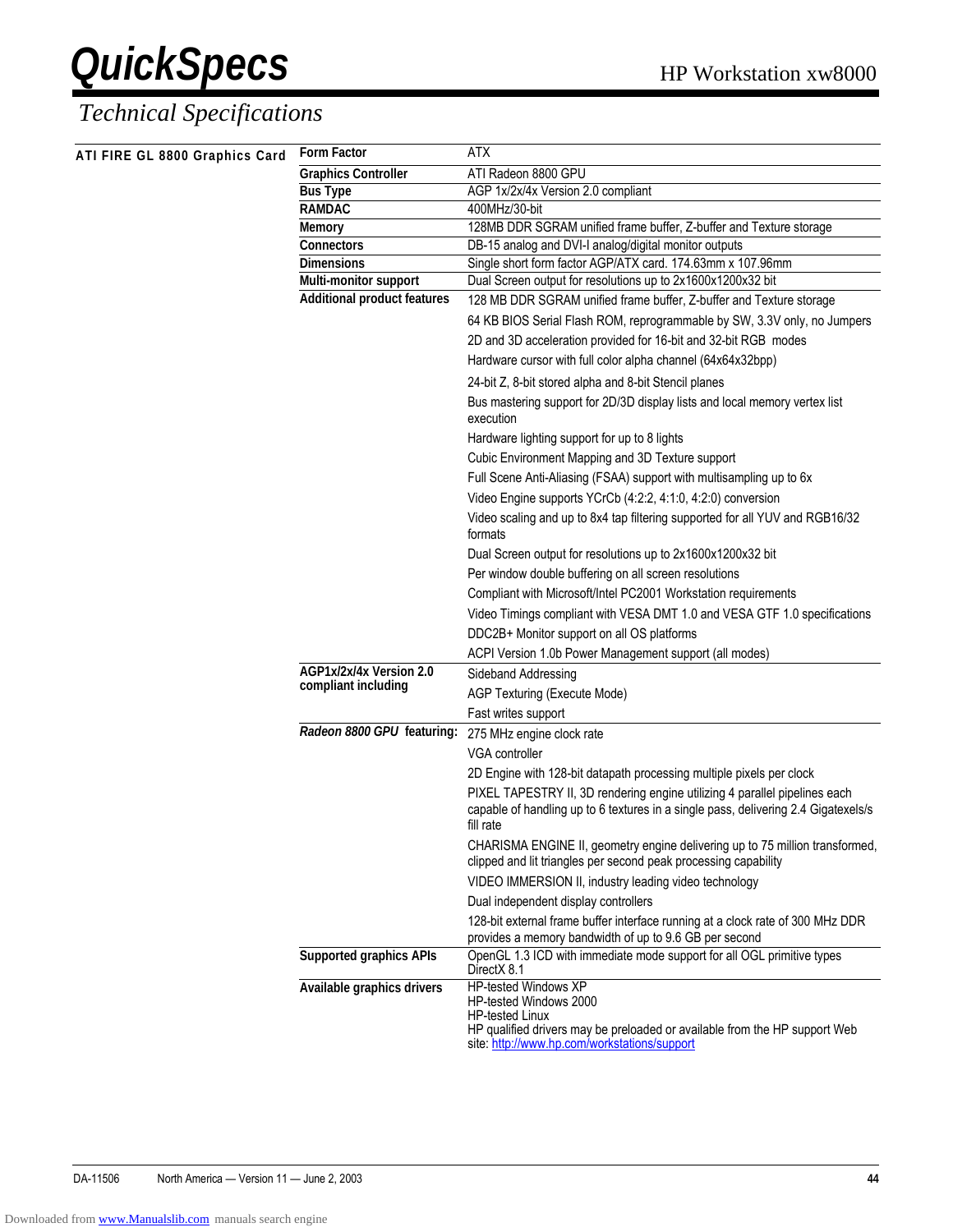# QuickSpecs

## Technical Specifications

### ATI FIRE GL 8800 Graphics Card

| | |
|---|---|
| **Form Factor** | ATX |
| **Graphics Controller** | ATI Radeon 8800 GPU |
| **Bus Type** | AGP 1x/2x/4x Version 2.0 compliant |
| **RAMDAC** | 400MHz/30-bit |
| **Memory** | 128MB DDR SGRAM unified frame buffer, Z-buffer and Texture storage |
| **Connectors** | DB-15 analog and DVI-I analog/digital monitor outputs |
| **Dimensions** | Single short form factor AGP/ATX card. 174.63mm x 107.96mm |
| **Multi-monitor support** | Dual Screen output for resolutions up to 2x1600x1200x32 bit |
| **Additional product features** | 128 MB DDR SGRAM unified frame buffer, Z-buffer and Texture storage |
| | 64 KB BIOS Serial Flash ROM, reprogrammable by SW, 3.3V only, no Jumpers |
| | 2D and 3D acceleration provided for 16-bit and 32-bit RGB modes |
| | Hardware cursor with full color alpha channel (64x64x32bpp) |
| | 24-bit Z, 8-bit stored alpha and 8-bit Stencil planes |
| | Bus mastering support for 2D/3D display lists and local memory vertex list execution |
| | Hardware lighting support for up to 8 lights |
| | Cubic Environment Mapping and 3D Texture support |
| | Full Scene Anti-Aliasing (FSAA) support with multisampling up to 6x |
| | Video Engine supports YCrCb (4:2:2, 4:1:0, 4:2:0) conversion |
| | Video scaling and up to 8x4 tap filtering supported for all YUV and RGB16/32 formats |
| | Dual Screen output for resolutions up to 2x1600x1200x32 bit |
| | Per window double buffering on all screen resolutions |
| | Compliant with Microsoft/Intel PC2001 Workstation requirements |
| | Video Timings compliant with VESA DMT 1.0 and VESA GTF 1.0 specifications |
| | DDC2B+ Monitor support on all OS platforms |
| | ACPI Version 1.0b Power Management support (all modes) |
| **AGP1x/2x/4x Version 2.0 compliant including** | Sideband Addressing |
| | AGP Texturing (Execute Mode) |
| | Fast writes support |
| ***Radeon 8800 GPU* featuring:** | 275 MHz engine clock rate |
| | VGA controller |
| | 2D Engine with 128-bit datapath processing multiple pixels per clock |
| | PIXEL TAPESTRY II, 3D rendering engine utilizing 4 parallel pipelines each capable of handling up to 6 textures in a single pass, delivering 2.4 Gigatexels/s fill rate |
| | CHARISMA ENGINE II, geometry engine delivering up to 75 million transformed, clipped and lit triangles per second peak processing capability |
| | VIDEO IMMERSION II, industry leading video technology |
| | Dual independent display controllers |
| | 128-bit external frame buffer interface running at a clock rate of 300 MHz DDR provides a memory bandwidth of up to 9.6 GB per second |
| **Supported graphics APIs** | OpenGL 1.3 ICD with immediate mode support for all OGL primitive types<br>DirectX 8.1 |
| **Available graphics drivers** | HP-tested Windows XP<br>HP-tested Windows 2000<br>HP-tested Linux<br>HP qualified drivers may be preloaded or available from the HP support Web site: [http://www.hp.com/workstations/support](http://www.hp.com/workstations/support) |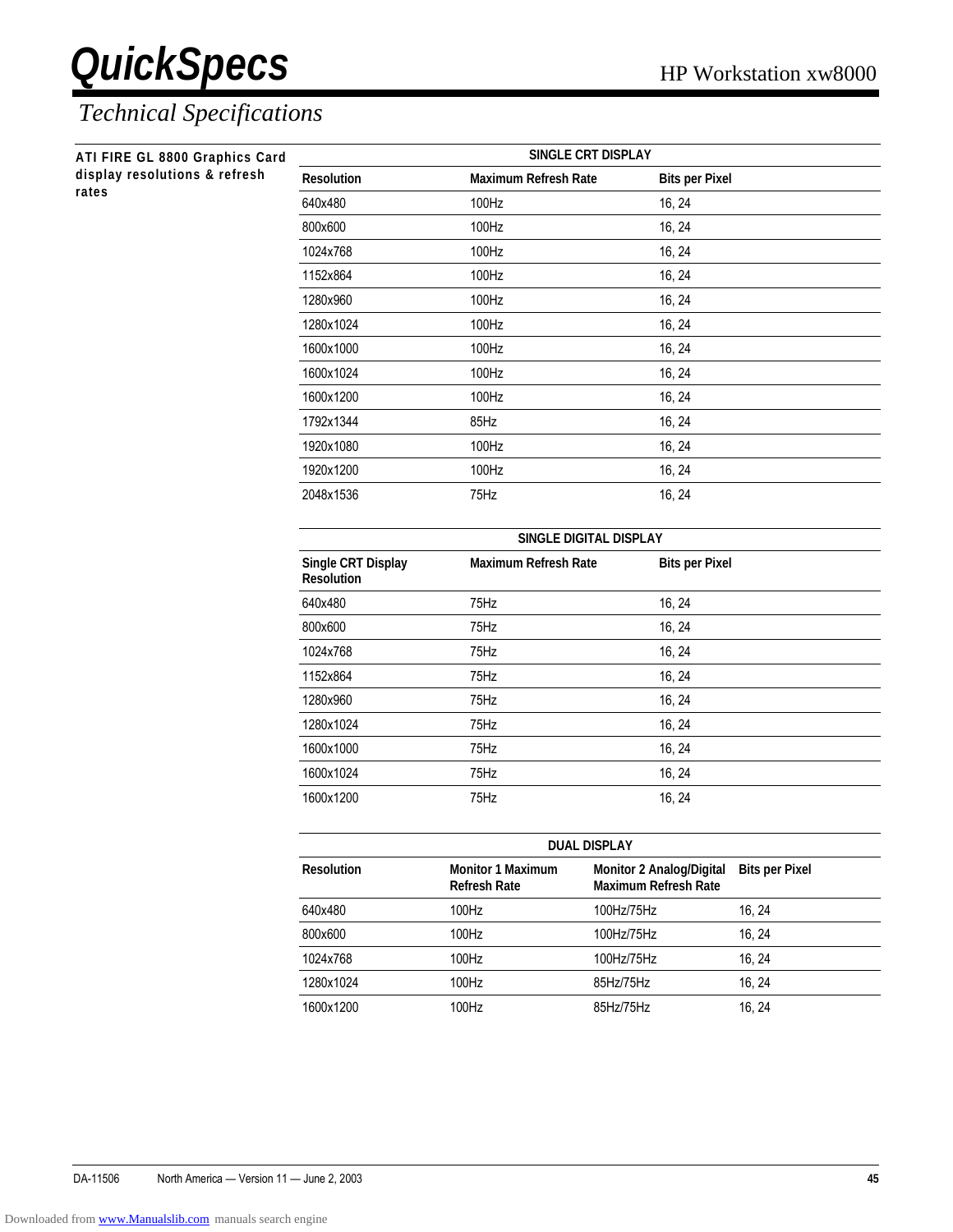# QuickSpecs

## Technical Specifications

**ATI FIRE GL 8800 Graphics Card display resolutions & refresh rates**

| SINGLE CRT DISPLAY | | |
|---|---|---|
| **Resolution** | **Maximum Refresh Rate** | **Bits per Pixel** |
| 640x480 | 100Hz | 16, 24 |
| 800x600 | 100Hz | 16, 24 |
| 1024x768 | 100Hz | 16, 24 |
| 1152x864 | 100Hz | 16, 24 |
| 1280x960 | 100Hz | 16, 24 |
| 1280x1024 | 100Hz | 16, 24 |
| 1600x1000 | 100Hz | 16, 24 |
| 1600x1024 | 100Hz | 16, 24 |
| 1600x1200 | 100Hz | 16, 24 |
| 1792x1344 | 85Hz | 16, 24 |
| 1920x1080 | 100Hz | 16, 24 |
| 1920x1200 | 100Hz | 16, 24 |
| 2048x1536 | 75Hz | 16, 24 |

| SINGLE DIGITAL DISPLAY | | |
|---|---|---|
| **Single CRT Display Resolution** | **Maximum Refresh Rate** | **Bits per Pixel** |
| 640x480 | 75Hz | 16, 24 |
| 800x600 | 75Hz | 16, 24 |
| 1024x768 | 75Hz | 16, 24 |
| 1152x864 | 75Hz | 16, 24 |
| 1280x960 | 75Hz | 16, 24 |
| 1280x1024 | 75Hz | 16, 24 |
| 1600x1000 | 75Hz | 16, 24 |
| 1600x1024 | 75Hz | 16, 24 |
| 1600x1200 | 75Hz | 16, 24 |

| DUAL DISPLAY | | | |
|---|---|---|---|
| **Resolution** | **Monitor 1 Maximum Refresh Rate** | **Monitor 2 Analog/Digital Maximum Refresh Rate** | **Bits per Pixel** |
| 640x480 | 100Hz | 100Hz/75Hz | 16, 24 |
| 800x600 | 100Hz | 100Hz/75Hz | 16, 24 |
| 1024x768 | 100Hz | 100Hz/75Hz | 16, 24 |
| 1280x1024 | 100Hz | 85Hz/75Hz | 16, 24 |
| 1600x1200 | 100Hz | 85Hz/75Hz | 16, 24 |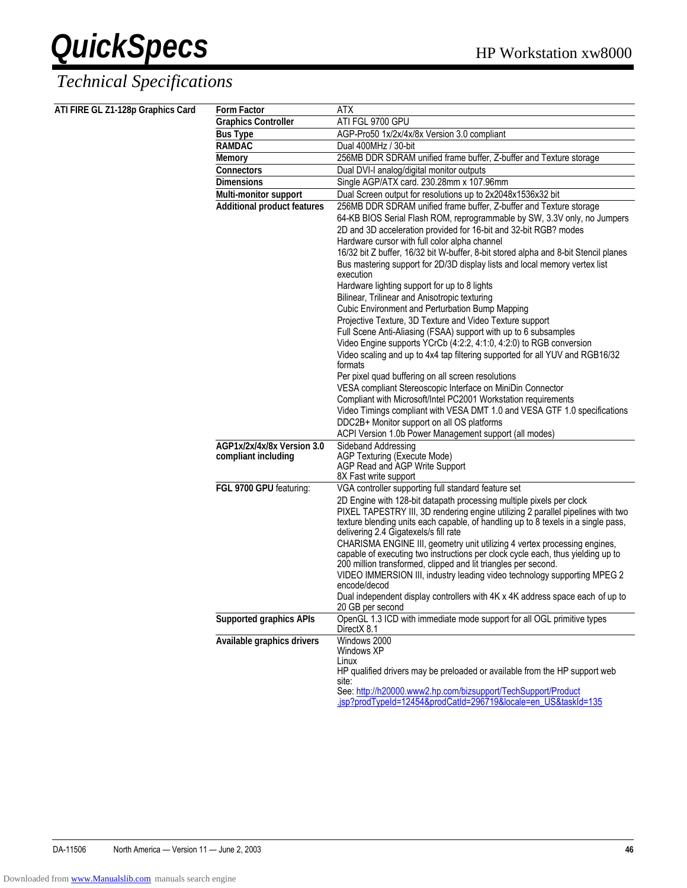# QuickSpecs

## Technical Specifications

**ATI FIRE GL Z1-128p Graphics Card**

| | |
|---|---|
| **Form Factor** | ATX |
| **Graphics Controller** | ATI FGL 9700 GPU |
| **Bus Type** | AGP-Pro50 1x/2x/4x/8x Version 3.0 compliant |
| **RAMDAC** | Dual 400MHz / 30-bit |
| **Memory** | 256MB DDR SDRAM unified frame buffer, Z-buffer and Texture storage |
| **Connectors** | Dual DVI-I analog/digital monitor outputs |
| **Dimensions** | Single AGP/ATX card. 230.28mm x 107.96mm |
| **Multi-monitor support** | Dual Screen output for resolutions up to 2x2048x1536x32 bit |
| **Additional product features** | 256MB DDR SDRAM unified frame buffer, Z-buffer and Texture storage<br>64-KB BIOS Serial Flash ROM, reprogrammable by SW, 3.3V only, no Jumpers<br>2D and 3D acceleration provided for 16-bit and 32-bit RGB? modes<br>Hardware cursor with full color alpha channel<br>16/32 bit Z buffer, 16/32 bit W-buffer, 8-bit stored alpha and 8-bit Stencil planes<br>Bus mastering support for 2D/3D display lists and local memory vertex list execution<br>Hardware lighting support for up to 8 lights<br>Bilinear, Trilinear and Anisotropic texturing<br>Cubic Environment and Perturbation Bump Mapping<br>Projective Texture, 3D Texture and Video Texture support<br>Full Scene Anti-Aliasing (FSAA) support with up to 6 subsamples<br>Video Engine supports YCrCb (4:2:2, 4:1:0, 4:2:0) to RGB conversion<br>Video scaling and up to 4x4 tap filtering supported for all YUV and RGB16/32 formats<br>Per pixel quad buffering on all screen resolutions<br>VESA compliant Stereoscopic Interface on MiniDin Connector<br>Compliant with Microsoft/Intel PC2001 Workstation requirements<br>Video Timings compliant with VESA DMT 1.0 and VESA GTF 1.0 specifications<br>DDC2B+ Monitor support on all OS platforms<br>ACPI Version 1.0b Power Management support (all modes) |
| **AGP1x/2x/4x/8x Version 3.0 compliant including** | Sideband Addressing<br>AGP Texturing (Execute Mode)<br>AGP Read and AGP Write Support<br>8X Fast write support |
| **FGL 9700 GPU** featuring: | VGA controller supporting full standard feature set<br>2D Engine with 128-bit datapath processing multiple pixels per clock<br>PIXEL TAPESTRY III, 3D rendering engine utilizing 2 parallel pipelines with two texture blending units each capable, of handling up to 8 texels in a single pass, delivering 2.4 Gigatexels/s fill rate<br>CHARISMA ENGINE III, geometry unit utilizing 4 vertex processing engines, capable of executing two instructions per clock cycle each, thus yielding up to 200 million transformed, clipped and lit triangles per second.<br>VIDEO IMMERSION III, industry leading video technology supporting MPEG 2 encode/decod<br>Dual independent display controllers with 4K x 4K address space each of up to 20 GB per second |
| **Supported graphics APIs** | OpenGL 1.3 ICD with immediate mode support for all OGL primitive types<br>DirectX 8.1 |
| **Available graphics drivers** | Windows 2000<br>Windows XP<br>Linux<br>HP qualified drivers may be preloaded or available from the HP support web site:<br>See: http://h20000.www2.hp.com/bizsupport/TechSupport/Product.jsp?prodTypeId=12454&prodCatId=296719&locale=en_US&taskId=135 |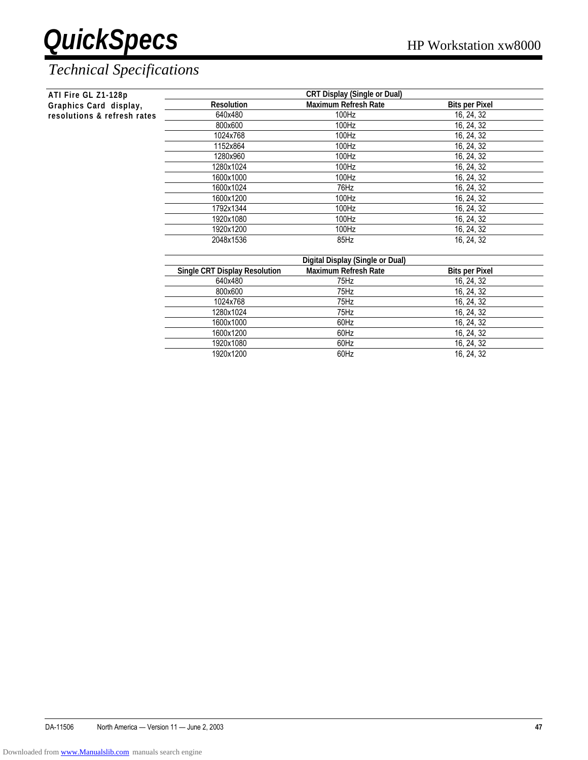# QuickSpecs

HP Workstation xw8000

## Technical Specifications

**ATI Fire GL Z1-128p Graphics Card display, resolutions & refresh rates**

| CRT Display (Single or Dual) | | |
|---|---|---|
| **Resolution** | **Maximum Refresh Rate** | **Bits per Pixel** |
| 640x480 | 100Hz | 16, 24, 32 |
| 800x600 | 100Hz | 16, 24, 32 |
| 1024x768 | 100Hz | 16, 24, 32 |
| 1152x864 | 100Hz | 16, 24, 32 |
| 1280x960 | 100Hz | 16, 24, 32 |
| 1280x1024 | 100Hz | 16, 24, 32 |
| 1600x1000 | 100Hz | 16, 24, 32 |
| 1600x1024 | 76Hz | 16, 24, 32 |
| 1600x1200 | 100Hz | 16, 24, 32 |
| 1792x1344 | 100Hz | 16, 24, 32 |
| 1920x1080 | 100Hz | 16, 24, 32 |
| 1920x1200 | 100Hz | 16, 24, 32 |
| 2048x1536 | 85Hz | 16, 24, 32 |

| Digital Display (Single or Dual) | | |
|---|---|---|
| **Single CRT Display Resolution** | **Maximum Refresh Rate** | **Bits per Pixel** |
| 640x480 | 75Hz | 16, 24, 32 |
| 800x600 | 75Hz | 16, 24, 32 |
| 1024x768 | 75Hz | 16, 24, 32 |
| 1280x1024 | 75Hz | 16, 24, 32 |
| 1600x1000 | 60Hz | 16, 24, 32 |
| 1600x1200 | 60Hz | 16, 24, 32 |
| 1920x1080 | 60Hz | 16, 24, 32 |
| 1920x1200 | 60Hz | 16, 24, 32 |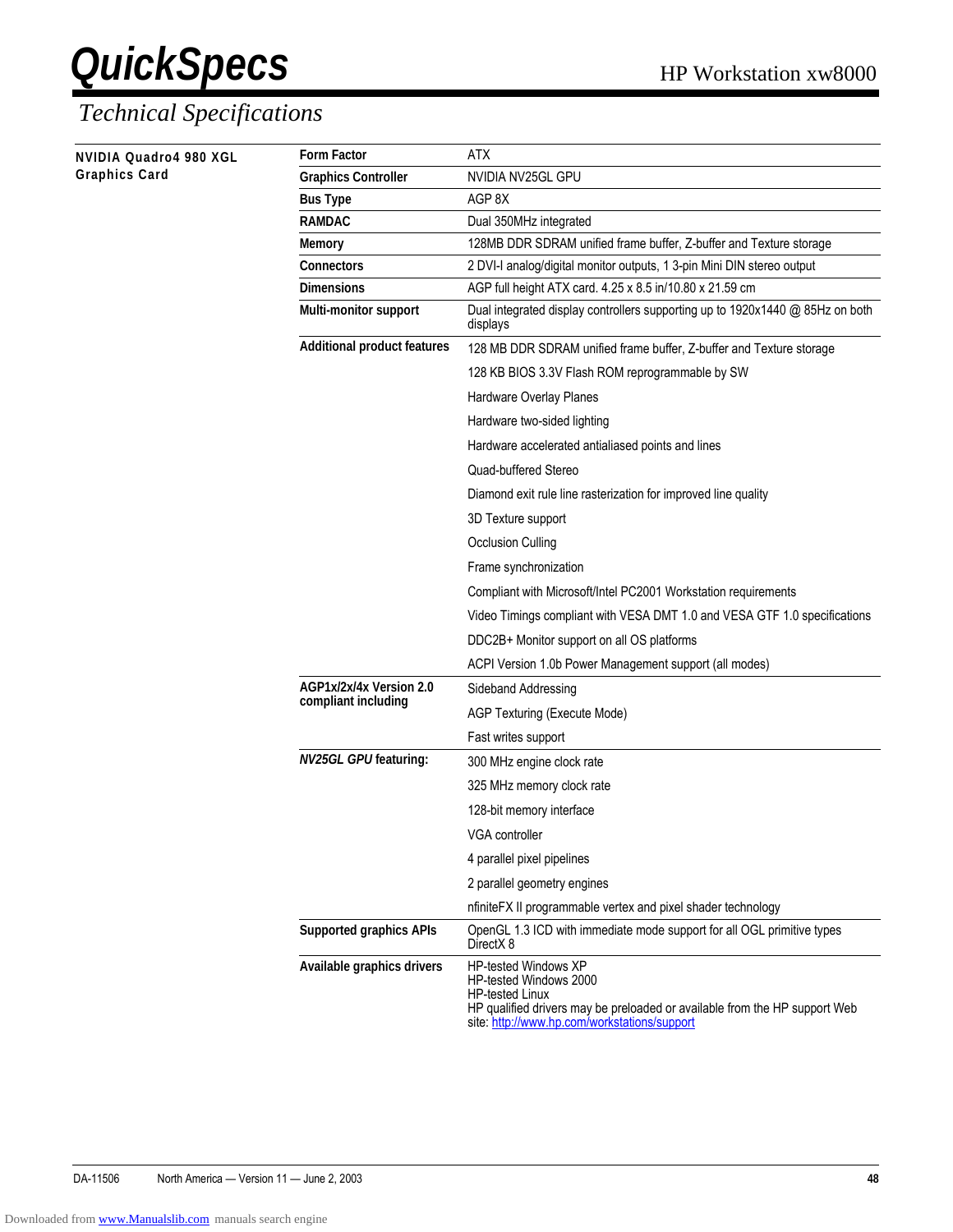# Technical Specifications

**NVIDIA Quadro4 980 XGL Graphics Card**

| | |
|---|---|
| **Form Factor** | ATX |
| **Graphics Controller** | NVIDIA NV25GL GPU |
| **Bus Type** | AGP 8X |
| **RAMDAC** | Dual 350MHz integrated |
| **Memory** | 128MB DDR SDRAM unified frame buffer, Z-buffer and Texture storage |
| **Connectors** | 2 DVI-I analog/digital monitor outputs, 1 3-pin Mini DIN stereo output |
| **Dimensions** | AGP full height ATX card. 4.25 x 8.5 in/10.80 x 21.59 cm |
| **Multi-monitor support** | Dual integrated display controllers supporting up to 1920x1440 @ 85Hz on both displays |
| **Additional product features** | 128 MB DDR SDRAM unified frame buffer, Z-buffer and Texture storage |
| | 128 KB BIOS 3.3V Flash ROM reprogrammable by SW |
| | Hardware Overlay Planes |
| | Hardware two-sided lighting |
| | Hardware accelerated antialiased points and lines |
| | Quad-buffered Stereo |
| | Diamond exit rule line rasterization for improved line quality |
| | 3D Texture support |
| | Occlusion Culling |
| | Frame synchronization |
| | Compliant with Microsoft/Intel PC2001 Workstation requirements |
| | Video Timings compliant with VESA DMT 1.0 and VESA GTF 1.0 specifications |
| | DDC2B+ Monitor support on all OS platforms |
| | ACPI Version 1.0b Power Management support (all modes) |
| **AGP1x/2x/4x Version 2.0 compliant including** | Sideband Addressing |
| | AGP Texturing (Execute Mode) |
| | Fast writes support |
| ***NV25GL GPU* featuring:** | 300 MHz engine clock rate |
| | 325 MHz memory clock rate |
| | 128-bit memory interface |
| | VGA controller |
| | 4 parallel pixel pipelines |
| | 2 parallel geometry engines |
| | nfiniteFX II programmable vertex and pixel shader technology |
| **Supported graphics APIs** | OpenGL 1.3 ICD with immediate mode support for all OGL primitive types<br>DirectX 8 |
| **Available graphics drivers** | HP-tested Windows XP<br>HP-tested Windows 2000<br>HP-tested Linux<br>HP qualified drivers may be preloaded or available from the HP support Web site: http://www.hp.com/workstations/support |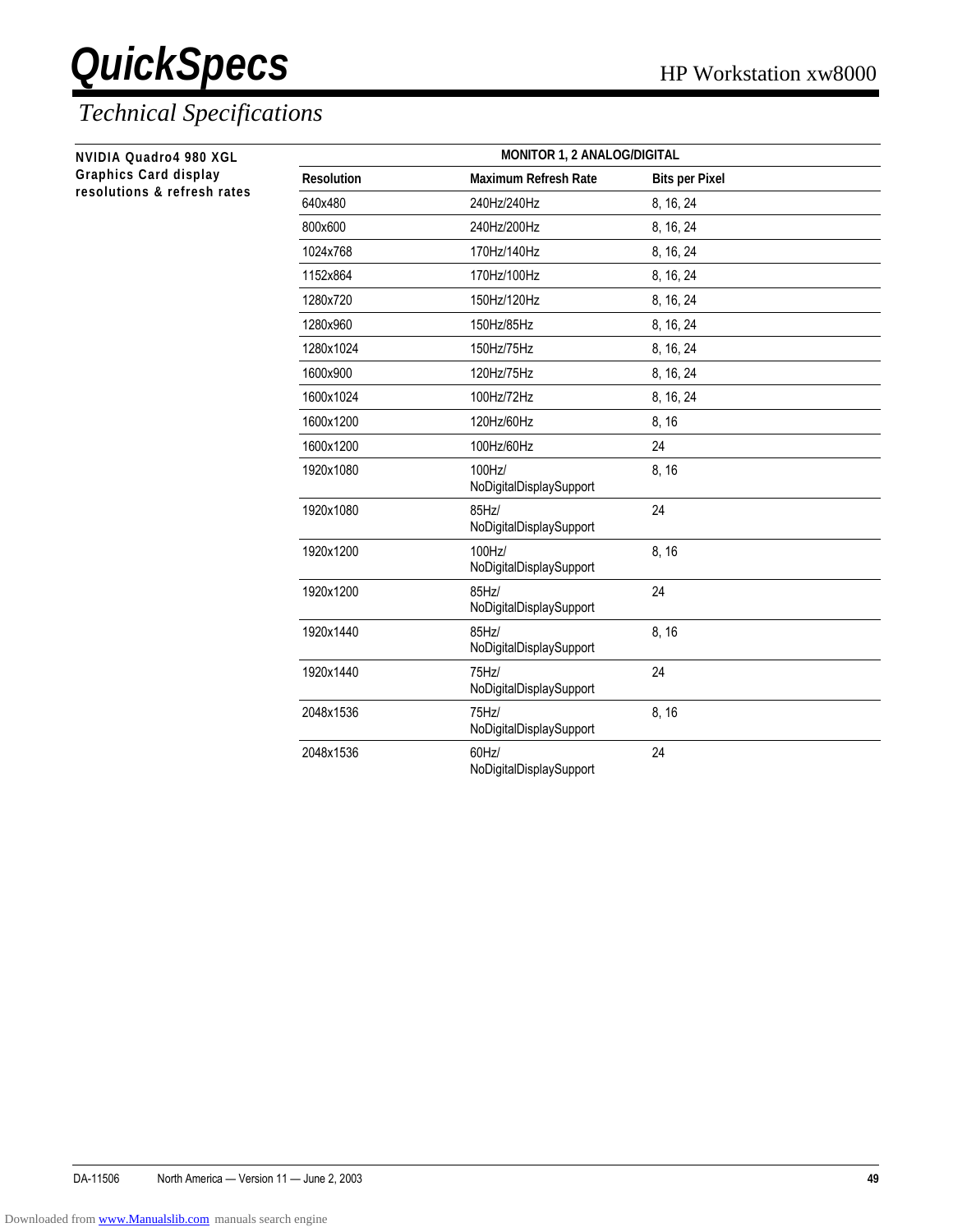## Technical Specifications

**NVIDIA Quadro4 980 XGL Graphics Card display resolutions & refresh rates**

| MONITOR 1, 2 ANALOG/DIGITAL | | |
|---|---|---|
| **Resolution** | **Maximum Refresh Rate** | **Bits per Pixel** |
| 640x480 | 240Hz/240Hz | 8, 16, 24 |
| 800x600 | 240Hz/200Hz | 8, 16, 24 |
| 1024x768 | 170Hz/140Hz | 8, 16, 24 |
| 1152x864 | 170Hz/100Hz | 8, 16, 24 |
| 1280x720 | 150Hz/120Hz | 8, 16, 24 |
| 1280x960 | 150Hz/85Hz | 8, 16, 24 |
| 1280x1024 | 150Hz/75Hz | 8, 16, 24 |
| 1600x900 | 120Hz/75Hz | 8, 16, 24 |
| 1600x1024 | 100Hz/72Hz | 8, 16, 24 |
| 1600x1200 | 120Hz/60Hz | 8, 16 |
| 1600x1200 | 100Hz/60Hz | 24 |
| 1920x1080 | 100Hz/ NoDigitalDisplaySupport | 8, 16 |
| 1920x1080 | 85Hz/ NoDigitalDisplaySupport | 24 |
| 1920x1200 | 100Hz/ NoDigitalDisplaySupport | 8, 16 |
| 1920x1200 | 85Hz/ NoDigitalDisplaySupport | 24 |
| 1920x1440 | 85Hz/ NoDigitalDisplaySupport | 8, 16 |
| 1920x1440 | 75Hz/ NoDigitalDisplaySupport | 24 |
| 2048x1536 | 75Hz/ NoDigitalDisplaySupport | 8, 16 |
| 2048x1536 | 60Hz/ NoDigitalDisplaySupport | 24 |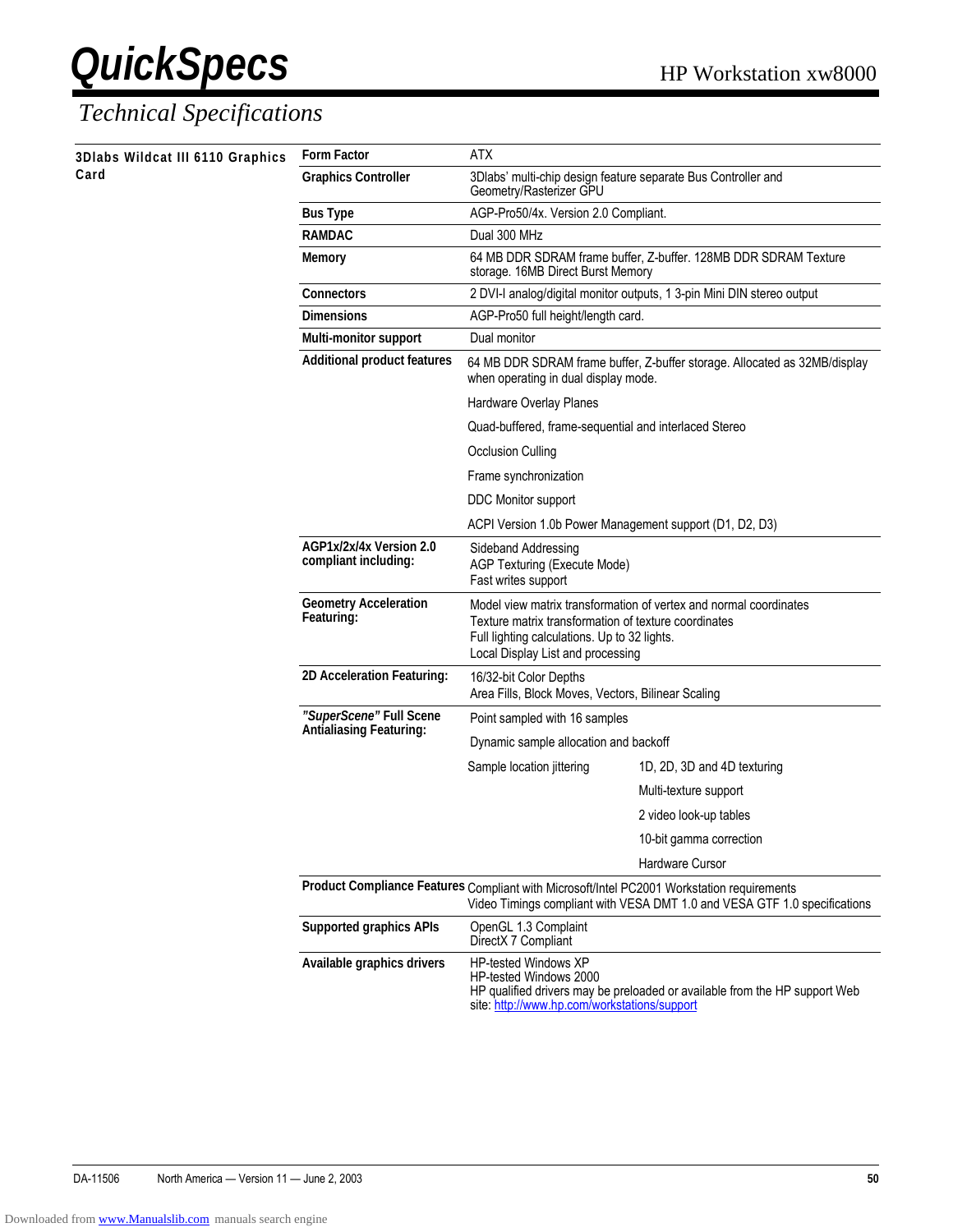# QuickSpecs

HP Workstation xw8000

## Technical Specifications

**3Dlabs Wildcat III 6110 Graphics Card**

| | |
|---|---|
| **Form Factor** | ATX |
| **Graphics Controller** | 3Dlabs' multi-chip design feature separate Bus Controller and Geometry/Rasterizer GPU |
| **Bus Type** | AGP-Pro50/4x. Version 2.0 Compliant. |
| **RAMDAC** | Dual 300 MHz |
| **Memory** | 64 MB DDR SDRAM frame buffer, Z-buffer. 128MB DDR SDRAM Texture storage. 16MB Direct Burst Memory |
| **Connectors** | 2 DVI-I analog/digital monitor outputs, 1 3-pin Mini DIN stereo output |
| **Dimensions** | AGP-Pro50 full height/length card. |
| **Multi-monitor support** | Dual monitor |
| **Additional product features** | 64 MB DDR SDRAM frame buffer, Z-buffer storage. Allocated as 32MB/display when operating in dual display mode.<br>Hardware Overlay Planes<br>Quad-buffered, frame-sequential and interlaced Stereo<br>Occlusion Culling<br>Frame synchronization<br>DDC Monitor support<br>ACPI Version 1.0b Power Management support (D1, D2, D3) |
| **AGP1x/2x/4x Version 2.0 compliant including:** | Sideband Addressing<br>AGP Texturing (Execute Mode)<br>Fast writes support |
| **Geometry Acceleration Featuring:** | Model view matrix transformation of vertex and normal coordinates<br>Texture matrix transformation of texture coordinates<br>Full lighting calculations. Up to 32 lights.<br>Local Display List and processing |
| **2D Acceleration Featuring:** | 16/32-bit Color Depths<br>Area Fills, Block Moves, Vectors, Bilinear Scaling |
| ***"SuperScene"* Full Scene Antialiasing Featuring:** | Point sampled with 16 samples<br>Dynamic sample allocation and backoff<br>Sample location jittering<br>1D, 2D, 3D and 4D texturing<br>Multi-texture support<br>2 video look-up tables<br>10-bit gamma correction<br>Hardware Cursor |
| **Product Compliance Features** | Compliant with Microsoft/Intel PC2001 Workstation requirements<br>Video Timings compliant with VESA DMT 1.0 and VESA GTF 1.0 specifications |
| **Supported graphics APIs** | OpenGL 1.3 Complaint<br>DirectX 7 Compliant |
| **Available graphics drivers** | HP-tested Windows XP<br>HP-tested Windows 2000<br>HP qualified drivers may be preloaded or available from the HP support Web site: http://www.hp.com/workstations/support |

DA-11506 North America — Version 11 — June 2, 2003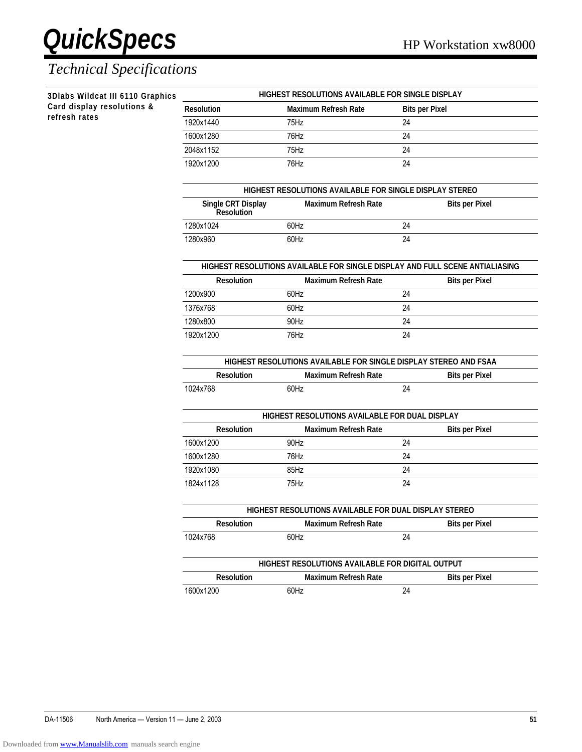# Technical Specifications

**3Dlabs Wildcat III 6110 Graphics Card display resolutions & refresh rates**

| HIGHEST RESOLUTIONS AVAILABLE FOR SINGLE DISPLAY | | |
|---|---|---|
| **Resolution** | **Maximum Refresh Rate** | **Bits per Pixel** |
| 1920x1440 | 75Hz | 24 |
| 1600x1280 | 76Hz | 24 |
| 2048x1152 | 75Hz | 24 |
| 1920x1200 | 76Hz | 24 |

| HIGHEST RESOLUTIONS AVAILABLE FOR SINGLE DISPLAY STEREO | | |
|---|---|---|
| **Single CRT Display Resolution** | **Maximum Refresh Rate** | **Bits per Pixel** |
| 1280x1024 | 60Hz | 24 |
| 1280x960 | 60Hz | 24 |

| HIGHEST RESOLUTIONS AVAILABLE FOR SINGLE DISPLAY AND FULL SCENE ANTIALIASING | | |
|---|---|---|
| **Resolution** | **Maximum Refresh Rate** | **Bits per Pixel** |
| 1200x900 | 60Hz | 24 |
| 1376x768 | 60Hz | 24 |
| 1280x800 | 90Hz | 24 |
| 1920x1200 | 76Hz | 24 |

| HIGHEST RESOLUTIONS AVAILABLE FOR SINGLE DISPLAY STEREO AND FSAA | | |
|---|---|---|
| **Resolution** | **Maximum Refresh Rate** | **Bits per Pixel** |
| 1024x768 | 60Hz | 24 |

| HIGHEST RESOLUTIONS AVAILABLE FOR DUAL DISPLAY | | |
|---|---|---|
| **Resolution** | **Maximum Refresh Rate** | **Bits per Pixel** |
| 1600x1200 | 90Hz | 24 |
| 1600x1280 | 76Hz | 24 |
| 1920x1080 | 85Hz | 24 |
| 1824x1128 | 75Hz | 24 |

| HIGHEST RESOLUTIONS AVAILABLE FOR DUAL DISPLAY STEREO | | |
|---|---|---|
| **Resolution** | **Maximum Refresh Rate** | **Bits per Pixel** |
| 1024x768 | 60Hz | 24 |

| HIGHEST RESOLUTIONS AVAILABLE FOR DIGITAL OUTPUT | | |
|---|---|---|
| **Resolution** | **Maximum Refresh Rate** | **Bits per Pixel** |
| 1600x1200 | 60Hz | 24 |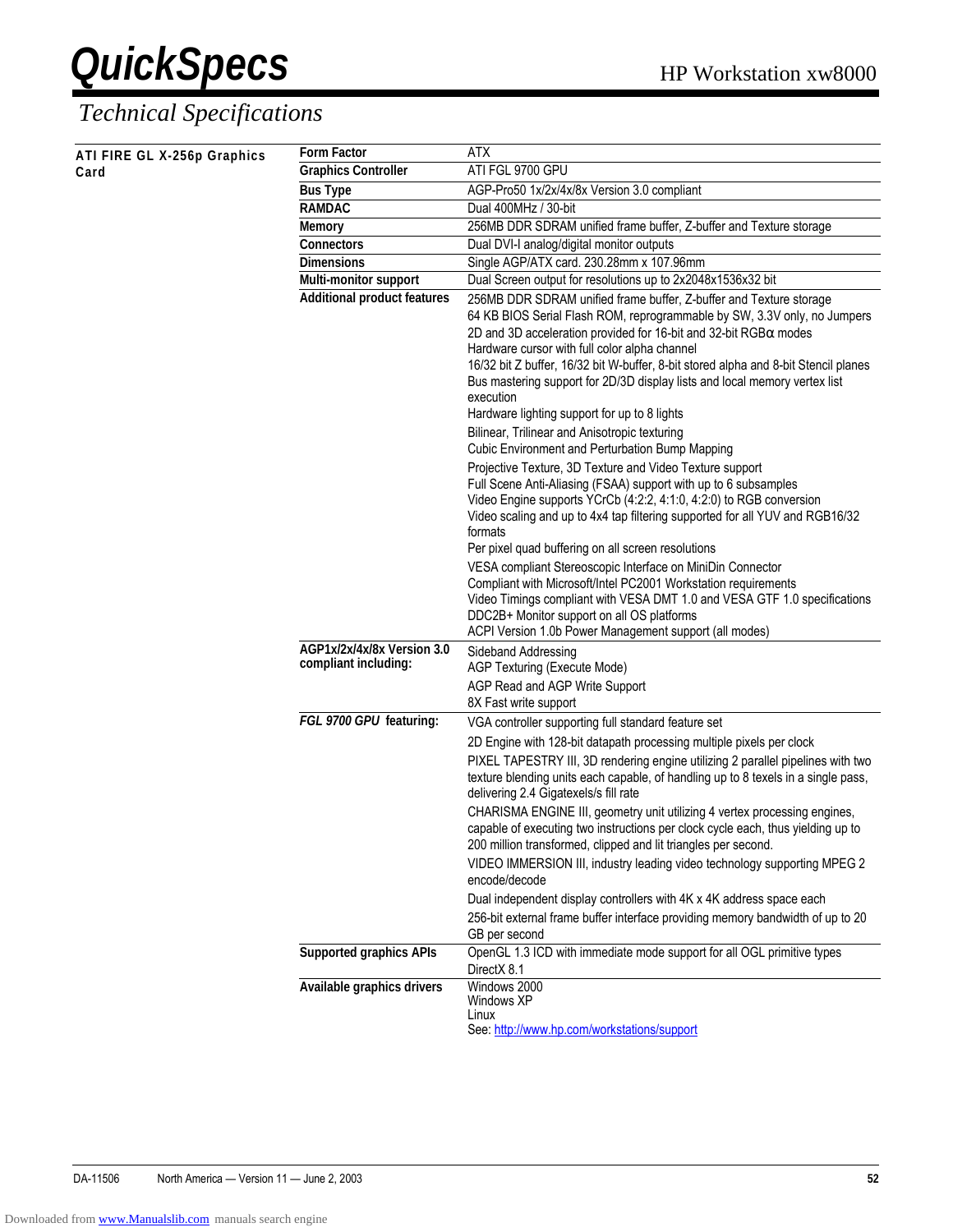# QuickSpecs

HP Workstation xw8000

## Technical Specifications

**ATI FIRE GL X-256p Graphics Card**

| | |
|---|---|
| **Form Factor** | ATX |
| **Graphics Controller** | ATI FGL 9700 GPU |
| **Bus Type** | AGP-Pro50 1x/2x/4x/8x Version 3.0 compliant |
| **RAMDAC** | Dual 400MHz / 30-bit |
| **Memory** | 256MB DDR SDRAM unified frame buffer, Z-buffer and Texture storage |
| **Connectors** | Dual DVI-I analog/digital monitor outputs |
| **Dimensions** | Single AGP/ATX card. 230.28mm x 107.96mm |
| **Multi-monitor support** | Dual Screen output for resolutions up to 2x2048x1536x32 bit |
| **Additional product features** | 256MB DDR SDRAM unified frame buffer, Z-buffer and Texture storage<br>64 KB BIOS Serial Flash ROM, reprogrammable by SW, 3.3V only, no Jumpers<br>2D and 3D acceleration provided for 16-bit and 32-bit RGBα modes<br>Hardware cursor with full color alpha channel<br>16/32 bit Z buffer, 16/32 bit W-buffer, 8-bit stored alpha and 8-bit Stencil planes<br>Bus mastering support for 2D/3D display lists and local memory vertex list execution<br>Hardware lighting support for up to 8 lights<br>Bilinear, Trilinear and Anisotropic texturing<br>Cubic Environment and Perturbation Bump Mapping<br>Projective Texture, 3D Texture and Video Texture support<br>Full Scene Anti-Aliasing (FSAA) support with up to 6 subsamples<br>Video Engine supports YCrCb (4:2:2, 4:1:0, 4:2:0) to RGB conversion<br>Video scaling and up to 4x4 tap filtering supported for all YUV and RGB16/32 formats<br>Per pixel quad buffering on all screen resolutions<br>VESA compliant Stereoscopic Interface on MiniDin Connector<br>Compliant with Microsoft/Intel PC2001 Workstation requirements<br>Video Timings compliant with VESA DMT 1.0 and VESA GTF 1.0 specifications<br>DDC2B+ Monitor support on all OS platforms<br>ACPI Version 1.0b Power Management support (all modes) |
| **AGP1x/2x/4x/8x Version 3.0 compliant including:** | Sideband Addressing<br>AGP Texturing (Execute Mode)<br>AGP Read and AGP Write Support<br>8X Fast write support |
| ***FGL 9700 GPU* featuring:** | VGA controller supporting full standard feature set<br>2D Engine with 128-bit datapath processing multiple pixels per clock<br>PIXEL TAPESTRY III, 3D rendering engine utilizing 2 parallel pipelines with two texture blending units each capable, of handling up to 8 texels in a single pass, delivering 2.4 Gigatexels/s fill rate<br>CHARISMA ENGINE III, geometry unit utilizing 4 vertex processing engines, capable of executing two instructions per clock cycle each, thus yielding up to 200 million transformed, clipped and lit triangles per second.<br>VIDEO IMMERSION III, industry leading video technology supporting MPEG 2 encode/decode<br>Dual independent display controllers with 4K x 4K address space each<br>256-bit external frame buffer interface providing memory bandwidth of up to 20 GB per second |
| **Supported graphics APIs** | OpenGL 1.3 ICD with immediate mode support for all OGL primitive types<br>DirectX 8.1 |
| **Available graphics drivers** | Windows 2000<br>Windows XP<br>Linux<br>See: http://www.hp.com/workstations/support |

DA-11506 North America — Version 11 — June 2, 2003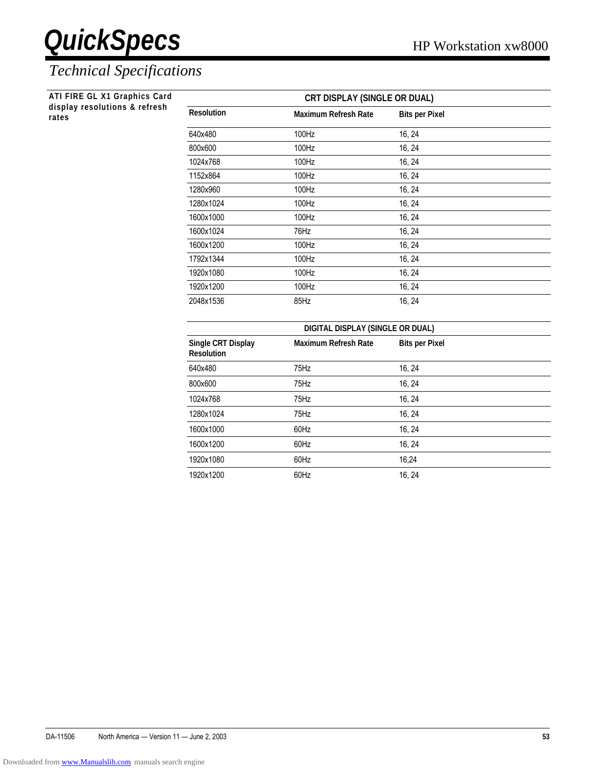# QuickSpecs

# Technical Specifications

**ATI FIRE GL X1 Graphics Card display resolutions & refresh rates**

| CRT DISPLAY (SINGLE OR DUAL) | | |
|---|---|---|
| **Resolution** | **Maximum Refresh Rate** | **Bits per Pixel** |
| 640x480 | 100Hz | 16, 24 |
| 800x600 | 100Hz | 16, 24 |
| 1024x768 | 100Hz | 16, 24 |
| 1152x864 | 100Hz | 16, 24 |
| 1280x960 | 100Hz | 16, 24 |
| 1280x1024 | 100Hz | 16, 24 |
| 1600x1000 | 100Hz | 16, 24 |
| 1600x1024 | 76Hz | 16, 24 |
| 1600x1200 | 100Hz | 16, 24 |
| 1792x1344 | 100Hz | 16, 24 |
| 1920x1080 | 100Hz | 16, 24 |
| 1920x1200 | 100Hz | 16, 24 |
| 2048x1536 | 85Hz | 16, 24 |

| DIGITAL DISPLAY (SINGLE OR DUAL) | | |
|---|---|---|
| **Single CRT Display Resolution** | **Maximum Refresh Rate** | **Bits per Pixel** |
| 640x480 | 75Hz | 16, 24 |
| 800x600 | 75Hz | 16, 24 |
| 1024x768 | 75Hz | 16, 24 |
| 1280x1024 | 75Hz | 16, 24 |
| 1600x1000 | 60Hz | 16, 24 |
| 1600x1200 | 60Hz | 16, 24 |
| 1920x1080 | 60Hz | 16,24 |
| 1920x1200 | 60Hz | 16, 24 |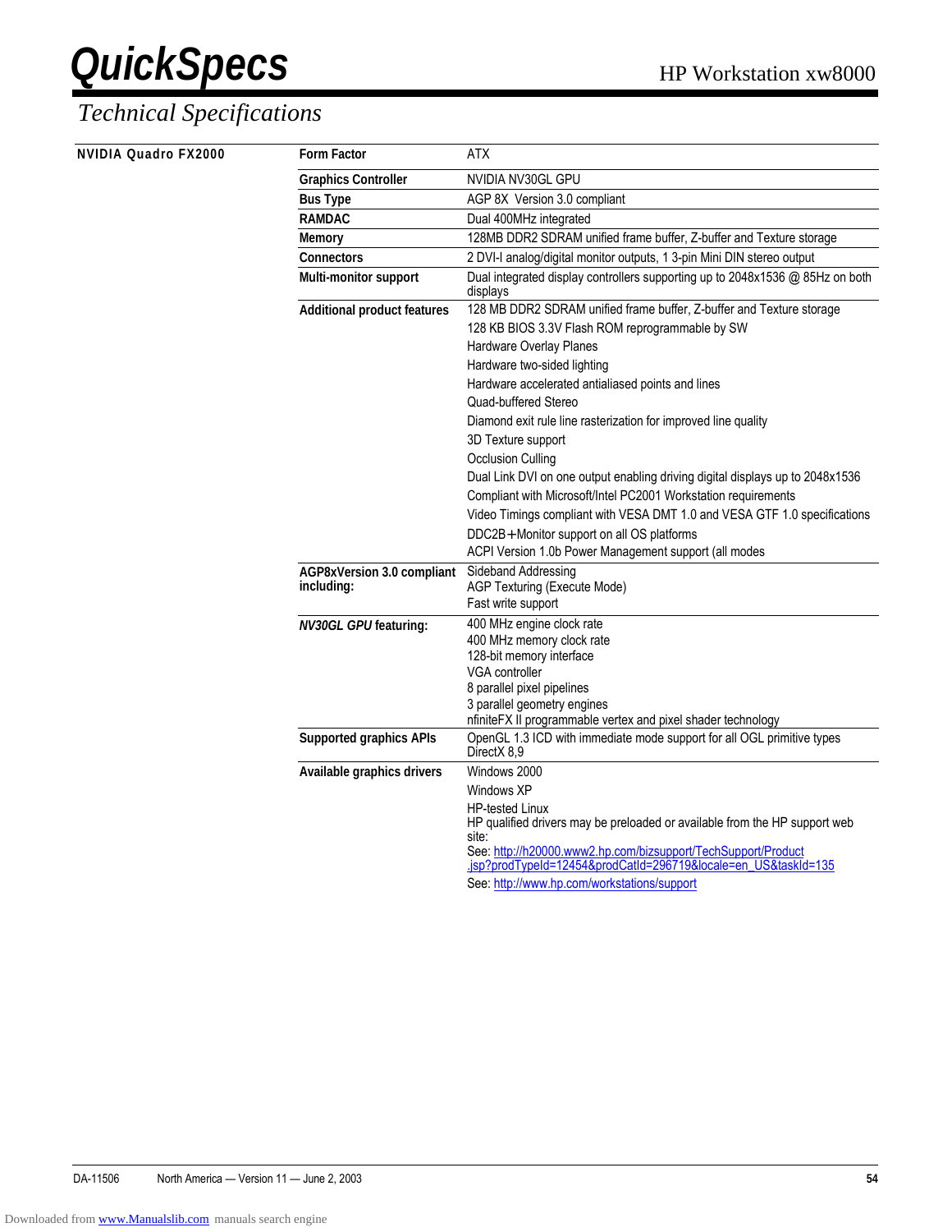# QuickSpecs

## Technical Specifications

### NVIDIA Quadro FX2000

| | |
|---|---|
| **Form Factor** | ATX |
| **Graphics Controller** | NVIDIA NV30GL GPU |
| **Bus Type** | AGP 8X Version 3.0 compliant |
| **RAMDAC** | Dual 400MHz integrated |
| **Memory** | 128MB DDR2 SDRAM unified frame buffer, Z-buffer and Texture storage |
| **Connectors** | 2 DVI-I analog/digital monitor outputs, 1 3-pin Mini DIN stereo output |
| **Multi-monitor support** | Dual integrated display controllers supporting up to 2048x1536 @ 85Hz on both displays |
| **Additional product features** | 128 MB DDR2 SDRAM unified frame buffer, Z-buffer and Texture storage<br>128 KB BIOS 3.3V Flash ROM reprogrammable by SW<br>Hardware Overlay Planes<br>Hardware two-sided lighting<br>Hardware accelerated antialiased points and lines<br>Quad-buffered Stereo<br>Diamond exit rule line rasterization for improved line quality<br>3D Texture support<br>Occlusion Culling<br>Dual Link DVI on one output enabling driving digital displays up to 2048x1536<br>Compliant with Microsoft/Intel PC2001 Workstation requirements<br>Video Timings compliant with VESA DMT 1.0 and VESA GTF 1.0 specifications<br>DDC2B+Monitor support on all OS platforms<br>ACPI Version 1.0b Power Management support (all modes |
| **AGP8xVersion 3.0 compliant including:** | Sideband Addressing<br>AGP Texturing (Execute Mode)<br>Fast write support |
| ***NV30GL GPU* featuring:** | 400 MHz engine clock rate<br>400 MHz memory clock rate<br>128-bit memory interface<br>VGA controller<br>8 parallel pixel pipelines<br>3 parallel geometry engines<br>nfiniteFX II programmable vertex and pixel shader technology |
| **Supported graphics APIs** | OpenGL 1.3 ICD with immediate mode support for all OGL primitive types<br>DirectX 8,9 |
| **Available graphics drivers** | Windows 2000<br>Windows XP<br>HP-tested Linux<br>HP qualified drivers may be preloaded or available from the HP support web site:<br>See: [http://h20000.www2.hp.com/bizsupport/TechSupport/Product.jsp?prodTypeId=12454&prodCatId=296719&locale=en_US&taskId=135](http://h20000.www2.hp.com/bizsupport/TechSupport/Product.jsp?prodTypeId=12454&prodCatId=296719&locale=en_US&taskId=135)<br>See: [http://www.hp.com/workstations/support](http://www.hp.com/workstations/support) |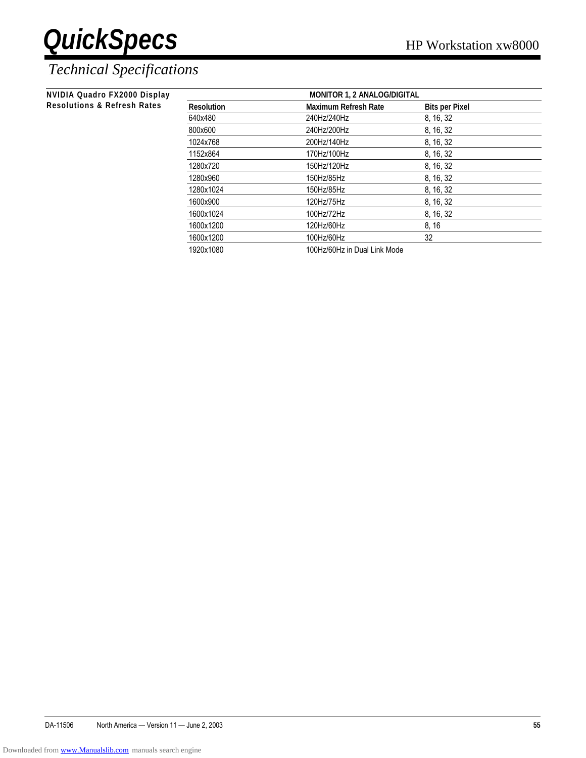## Technical Specifications

**NVIDIA Quadro FX2000 Display Resolutions & Refresh Rates**

| MONITOR 1, 2 ANALOG/DIGITAL | | |
|---|---|---|
| **Resolution** | **Maximum Refresh Rate** | **Bits per Pixel** |
| 640x480 | 240Hz/240Hz | 8, 16, 32 |
| 800x600 | 240Hz/200Hz | 8, 16, 32 |
| 1024x768 | 200Hz/140Hz | 8, 16, 32 |
| 1152x864 | 170Hz/100Hz | 8, 16, 32 |
| 1280x720 | 150Hz/120Hz | 8, 16, 32 |
| 1280x960 | 150Hz/85Hz | 8, 16, 32 |
| 1280x1024 | 150Hz/85Hz | 8, 16, 32 |
| 1600x900 | 120Hz/75Hz | 8, 16, 32 |
| 1600x1024 | 100Hz/72Hz | 8, 16, 32 |
| 1600x1200 | 120Hz/60Hz | 8, 16 |
| 1600x1200 | 100Hz/60Hz | 32 |
| 1920x1080 | 100Hz/60Hz in Dual Link Mode | |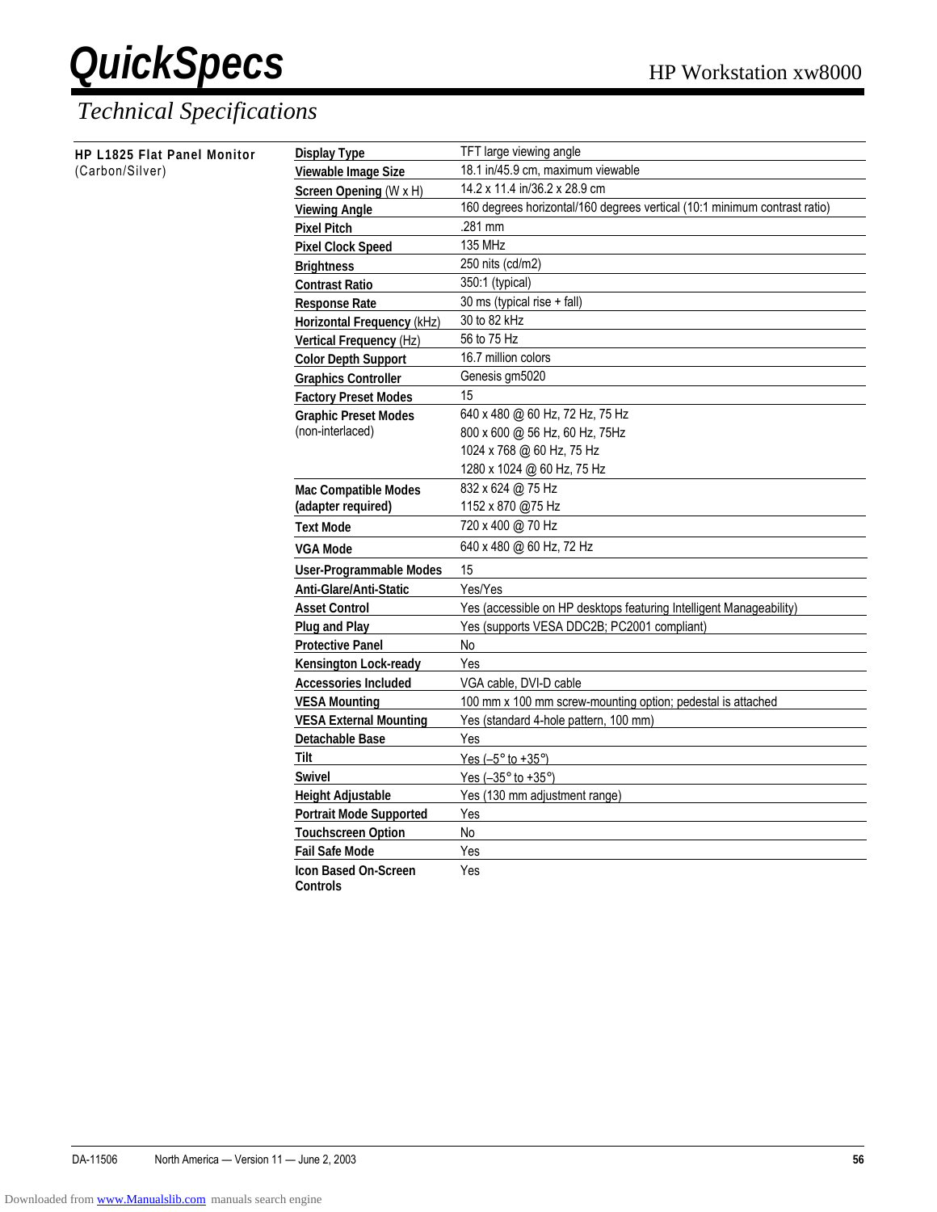## Technical Specifications

**HP L1825 Flat Panel Monitor** (Carbon/Silver)

| | |
|---|---|
| **Display Type** | TFT large viewing angle |
| **Viewable Image Size** | 18.1 in/45.9 cm, maximum viewable |
| **Screen Opening** (W x H) | 14.2 x 11.4 in/36.2 x 28.9 cm |
| **Viewing Angle** | 160 degrees horizontal/160 degrees vertical (10:1 minimum contrast ratio) |
| **Pixel Pitch** | .281 mm |
| **Pixel Clock Speed** | 135 MHz |
| **Brightness** | 250 nits (cd/m2) |
| **Contrast Ratio** | 350:1 (typical) |
| **Response Rate** | 30 ms (typical rise + fall) |
| **Horizontal Frequency** (kHz) | 30 to 82 kHz |
| **Vertical Frequency** (Hz) | 56 to 75 Hz |
| **Color Depth Support** | 16.7 million colors |
| **Graphics Controller** | Genesis gm5020 |
| **Factory Preset Modes** | 15 |
| **Graphic Preset Modes** (non-interlaced) | 640 x 480 @ 60 Hz, 72 Hz, 75 Hz<br>800 x 600 @ 56 Hz, 60 Hz, 75Hz<br>1024 x 768 @ 60 Hz, 75 Hz<br>1280 x 1024 @ 60 Hz, 75 Hz |
| **Mac Compatible Modes (adapter required)** | 832 x 624 @ 75 Hz<br>1152 x 870 @75 Hz |
| **Text Mode** | 720 x 400 @ 70 Hz |
| **VGA Mode** | 640 x 480 @ 60 Hz, 72 Hz |
| **User-Programmable Modes** | 15 |
| **Anti-Glare/Anti-Static** | Yes/Yes |
| **Asset Control** | Yes (accessible on HP desktops featuring Intelligent Manageability) |
| **Plug and Play** | Yes (supports VESA DDC2B; PC2001 compliant) |
| **Protective Panel** | No |
| **Kensington Lock-ready** | Yes |
| **Accessories Included** | VGA cable, DVI-D cable |
| **VESA Mounting** | 100 mm x 100 mm screw-mounting option; pedestal is attached |
| **VESA External Mounting** | Yes (standard 4-hole pattern, 100 mm) |
| **Detachable Base** | Yes |
| **Tilt** | Yes (–5° to +35°) |
| **Swivel** | Yes (–35° to +35°) |
| **Height Adjustable** | Yes (130 mm adjustment range) |
| **Portrait Mode Supported** | Yes |
| **Touchscreen Option** | No |
| **Fail Safe Mode** | Yes |
| **Icon Based On-Screen Controls** | Yes |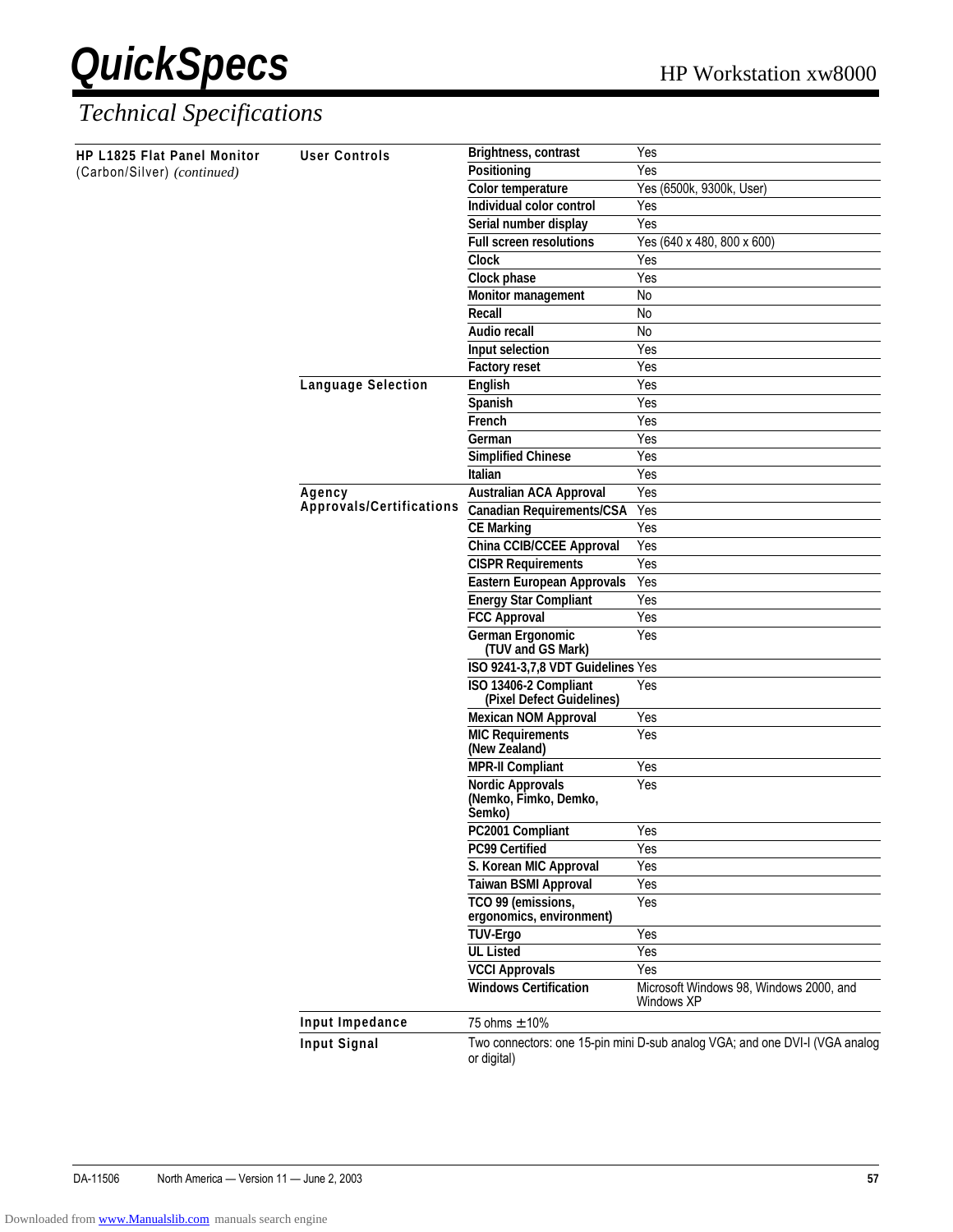# Technical Specifications

| HP L1825 Flat Panel Monitor (Carbon/Silver) *(continued)* | | | |
|---|---|---|---|
| | **User Controls** | **Brightness, contrast** | Yes |
| | | **Positioning** | Yes |
| | | **Color temperature** | Yes (6500k, 9300k, User) |
| | | **Individual color control** | Yes |
| | | **Serial number display** | Yes |
| | | **Full screen resolutions** | Yes (640 x 480, 800 x 600) |
| | | **Clock** | Yes |
| | | **Clock phase** | Yes |
| | | **Monitor management** | No |
| | | **Recall** | No |
| | | **Audio recall** | No |
| | | **Input selection** | Yes |
| | | **Factory reset** | Yes |
| | **Language Selection** | **English** | Yes |
| | | **Spanish** | Yes |
| | | **French** | Yes |
| | | **German** | Yes |
| | | **Simplified Chinese** | Yes |
| | | **Italian** | Yes |
| | **Agency Approvals/Certifications** | **Australian ACA Approval** | Yes |
| | | **Canadian Requirements/CSA** | Yes |
| | | **CE Marking** | Yes |
| | | **China CCIB/CCEE Approval** | Yes |
| | | **CISPR Requirements** | Yes |
| | | **Eastern European Approvals** | Yes |
| | | **Energy Star Compliant** | Yes |
| | | **FCC Approval** | Yes |
| | | **German Ergonomic (TUV and GS Mark)** | Yes |
| | | **ISO 9241-3,7,8 VDT Guidelines** | Yes |
| | | **ISO 13406-2 Compliant (Pixel Defect Guidelines)** | Yes |
| | | **Mexican NOM Approval** | Yes |
| | | **MIC Requirements (New Zealand)** | Yes |
| | | **MPR-II Compliant** | Yes |
| | | **Nordic Approvals (Nemko, Fimko, Demko, Semko)** | Yes |
| | | **PC2001 Compliant** | Yes |
| | | **PC99 Certified** | Yes |
| | | **S. Korean MIC Approval** | Yes |
| | | **Taiwan BSMI Approval** | Yes |
| | | **TCO 99 (emissions, ergonomics, environment)** | Yes |
| | | **TUV-Ergo** | Yes |
| | | **UL Listed** | Yes |
| | | **VCCI Approvals** | Yes |
| | | **Windows Certification** | Microsoft Windows 98, Windows 2000, and Windows XP |
| | **Input Impedance** | 75 ohms ± 10% | |
| | **Input Signal** | Two connectors: one 15-pin mini D-sub analog VGA; and one DVI-I (VGA analog or digital) | |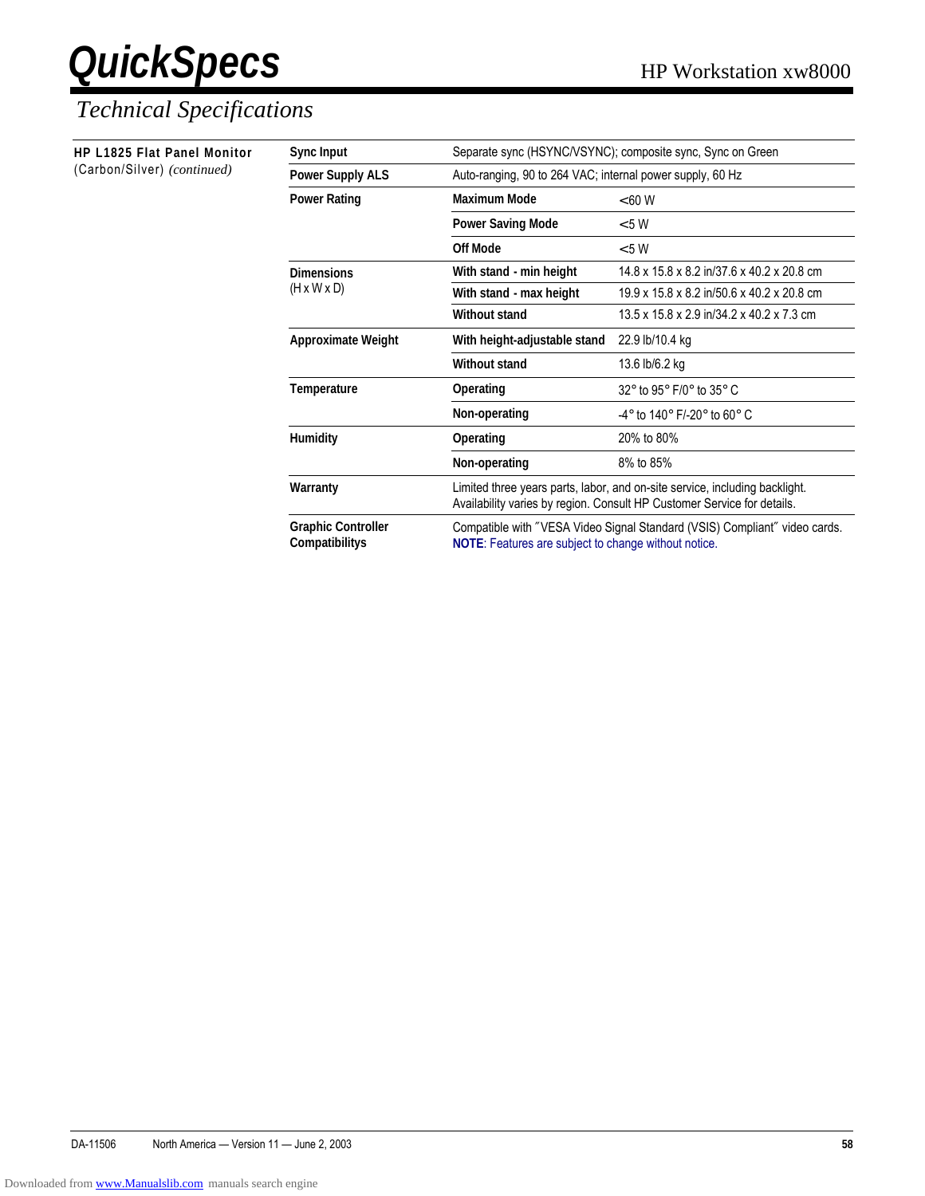# QuickSpecs

## Technical Specifications

**HP L1825 Flat Panel Monitor** (Carbon/Silver) *(continued)*

| | | |
|---|---|---|
| **Sync Input** | Separate sync (HSYNC/VSYNC); composite sync, Sync on Green | |
| **Power Supply ALS** | Auto-ranging, 90 to 264 VAC; internal power supply, 60 Hz | |
| **Power Rating** | **Maximum Mode** | <60 W |
| | **Power Saving Mode** | <5 W |
| | **Off Mode** | <5 W |
| **Dimensions** (H x W x D) | **With stand - min height** | 14.8 x 15.8 x 8.2 in/37.6 x 40.2 x 20.8 cm |
| | **With stand - max height** | 19.9 x 15.8 x 8.2 in/50.6 x 40.2 x 20.8 cm |
| | **Without stand** | 13.5 x 15.8 x 2.9 in/34.2 x 40.2 x 7.3 cm |
| **Approximate Weight** | **With height-adjustable stand** | 22.9 lb/10.4 kg |
| | **Without stand** | 13.6 lb/6.2 kg |
| **Temperature** | **Operating** | 32° to 95° F/0° to 35° C |
| | **Non-operating** | -4° to 140° F/-20° to 60° C |
| **Humidity** | **Operating** | 20% to 80% |
| | **Non-operating** | 8% to 85% |
| **Warranty** | Limited three years parts, labor, and on-site service, including backlight. Availability varies by region. Consult HP Customer Service for details. | |
| **Graphic Controller Compatibilitys** | Compatible with "VESA Video Signal Standard (VSIS) Compliant" video cards. **NOTE**: Features are subject to change without notice. | |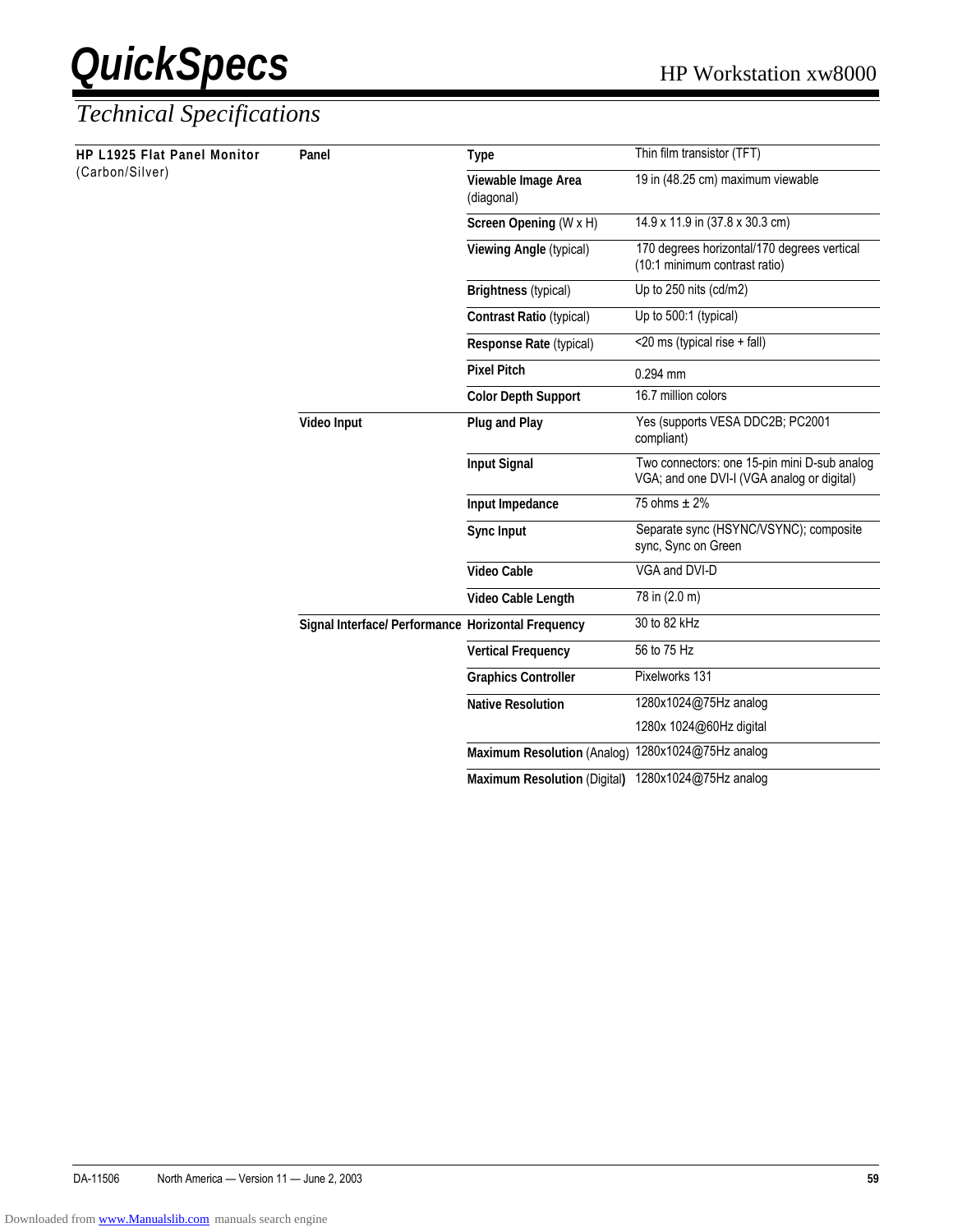## Technical Specifications

| HP L1925 Flat Panel Monitor (Carbon/Silver) | | | |
|---|---|---|---|
| | **Panel** | **Type** | Thin film transistor (TFT) |
| | | **Viewable Image Area** (diagonal) | 19 in (48.25 cm) maximum viewable |
| | | **Screen Opening** (W x H) | 14.9 x 11.9 in (37.8 x 30.3 cm) |
| | | **Viewing Angle** (typical) | 170 degrees horizontal/170 degrees vertical (10:1 minimum contrast ratio) |
| | | **Brightness** (typical) | Up to 250 nits (cd/m2) |
| | | **Contrast Ratio** (typical) | Up to 500:1 (typical) |
| | | **Response Rate** (typical) | <20 ms (typical rise + fall) |
| | | **Pixel Pitch** | 0.294 mm |
| | | **Color Depth Support** | 16.7 million colors |
| | **Video Input** | **Plug and Play** | Yes (supports VESA DDC2B; PC2001 compliant) |
| | | **Input Signal** | Two connectors: one 15-pin mini D-sub analog VGA; and one DVI-I (VGA analog or digital) |
| | | **Input Impedance** | 75 ohms ± 2% |
| | | **Sync Input** | Separate sync (HSYNC/VSYNC); composite sync, Sync on Green |
| | | **Video Cable** | VGA and DVI-D |
| | | **Video Cable Length** | 78 in (2.0 m) |
| | **Signal Interface/ Performance** | **Horizontal Frequency** | 30 to 82 kHz |
| | | **Vertical Frequency** | 56 to 75 Hz |
| | | **Graphics Controller** | Pixelworks 131 |
| | | **Native Resolution** | 1280x1024@75Hz analog<br>1280x 1024@60Hz digital |
| | | **Maximum Resolution** (Analog) | 1280x1024@75Hz analog |
| | | **Maximum Resolution** (Digital**)** | 1280x1024@75Hz analog |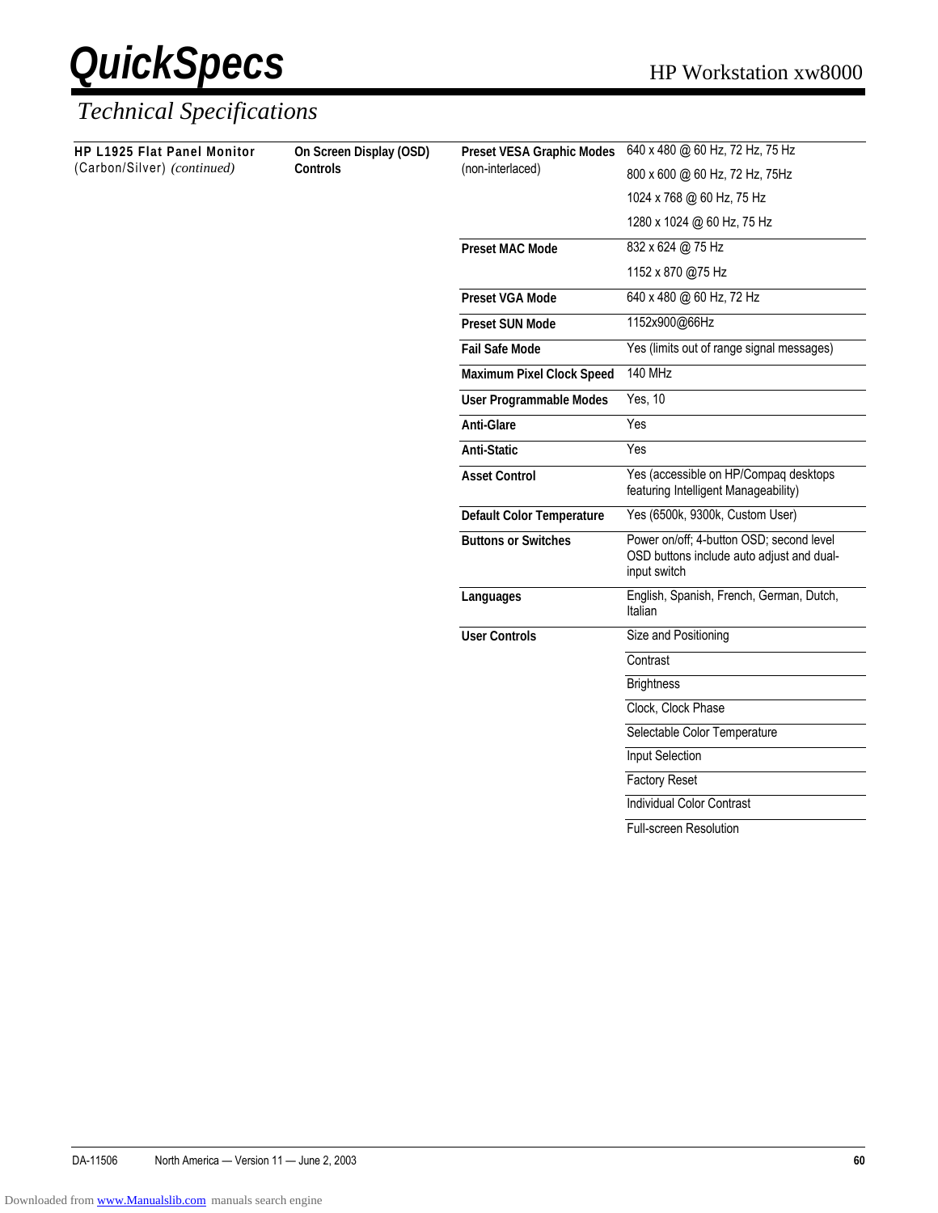## Technical Specifications

**HP L1925 Flat Panel Monitor** (Carbon/Silver) *(continued)*

**On Screen Display (OSD) Controls**

| | |
|---|---|
| **Preset VESA Graphic Modes** (non-interlaced) | 640 x 480 @ 60 Hz, 72 Hz, 75 Hz |
| | 800 x 600 @ 60 Hz, 72 Hz, 75Hz |
| | 1024 x 768 @ 60 Hz, 75 Hz |
| | 1280 x 1024 @ 60 Hz, 75 Hz |
| **Preset MAC Mode** | 832 x 624 @ 75 Hz |
| | 1152 x 870 @75 Hz |
| **Preset VGA Mode** | 640 x 480 @ 60 Hz, 72 Hz |
| **Preset SUN Mode** | 1152x900@66Hz |
| **Fail Safe Mode** | Yes (limits out of range signal messages) |
| **Maximum Pixel Clock Speed** | 140 MHz |
| **User Programmable Modes** | Yes, 10 |
| **Anti-Glare** | Yes |
| **Anti-Static** | Yes |
| **Asset Control** | Yes (accessible on HP/Compaq desktops featuring Intelligent Manageability) |
| **Default Color Temperature** | Yes (6500k, 9300k, Custom User) |
| **Buttons or Switches** | Power on/off; 4-button OSD; second level OSD buttons include auto adjust and dual-input switch |
| **Languages** | English, Spanish, French, German, Dutch, Italian |
| **User Controls** | Size and Positioning |
| | Contrast |
| | Brightness |
| | Clock, Clock Phase |
| | Selectable Color Temperature |
| | Input Selection |
| | Factory Reset |
| | Individual Color Contrast |
| | Full-screen Resolution |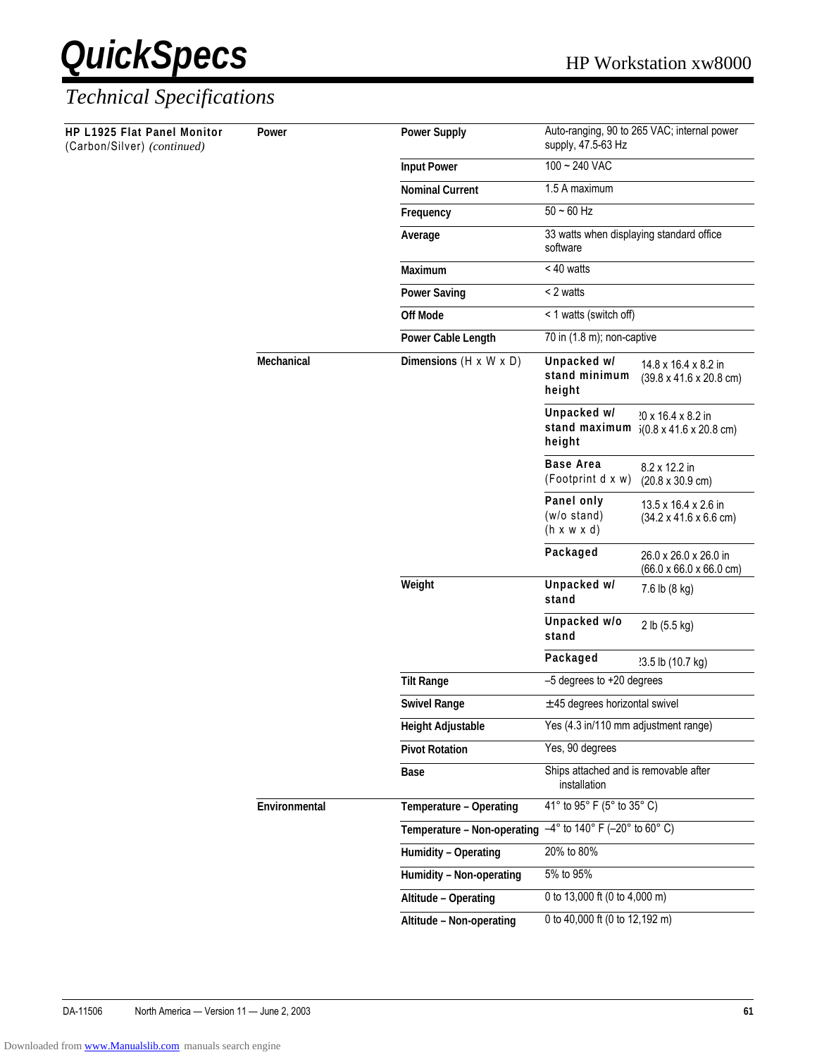# QuickSpecs

HP Workstation xw8000

## Technical Specifications

| | | | | |
|---|---|---|---|---|
| **HP L1925 Flat Panel Monitor** (Carbon/Silver) *(continued)* | **Power** | **Power Supply** | Auto-ranging, 90 to 265 VAC; internal power supply, 47.5-63 Hz | |
| | | **Input Power** | 100 ~ 240 VAC | |
| | | **Nominal Current** | 1.5 A maximum | |
| | | **Frequency** | 50 ~ 60 Hz | |
| | | **Average** | 33 watts when displaying standard office software | |
| | | **Maximum** | < 40 watts | |
| | | **Power Saving** | < 2 watts | |
| | | **Off Mode** | < 1 watts (switch off) | |
| | | **Power Cable Length** | 70 in (1.8 m); non-captive | |
| | **Mechanical** | **Dimensions** (H x W x D) | **Unpacked w/ stand minimum height** | 14.8 x 16.4 x 8.2 in (39.8 x 41.6 x 20.8 cm) |
| | | | **Unpacked w/ stand maximum height** | 20 x 16.4 x 8.2 in (50.8 x 41.6 x 20.8 cm) |
| | | | **Base Area** (Footprint d x w) | 8.2 x 12.2 in (20.8 x 30.9 cm) |
| | | | **Panel only** (w/o stand) (h x w x d) | 13.5 x 16.4 x 2.6 in (34.2 x 41.6 x 6.6 cm) |
| | | | **Packaged** | 26.0 x 26.0 x 26.0 in (66.0 x 66.0 x 66.0 cm) |
| | | **Weight** | **Unpacked w/ stand** | 7.6 lb (8 kg) |
| | | | **Unpacked w/o stand** | 2 lb (5.5 kg) |
| | | | **Packaged** | 23.5 lb (10.7 kg) |
| | | **Tilt Range** | –5 degrees to +20 degrees | |
| | | **Swivel Range** | ±45 degrees horizontal swivel | |
| | | **Height Adjustable** | Yes (4.3 in/110 mm adjustment range) | |
| | | **Pivot Rotation** | Yes, 90 degrees | |
| | | **Base** | Ships attached and is removable after installation | |
| | **Environmental** | **Temperature – Operating** | 41° to 95° F (5° to 35° C) | |
| | | **Temperature – Non-operating** | –4° to 140° F (–20° to 60° C) | |
| | | **Humidity – Operating** | 20% to 80% | |
| | | **Humidity – Non-operating** | 5% to 95% | |
| | | **Altitude – Operating** | 0 to 13,000 ft (0 to 4,000 m) | |
| | | **Altitude – Non-operating** | 0 to 40,000 ft (0 to 12,192 m) | |

DA-11506 North America — Version 11 — June 2, 2003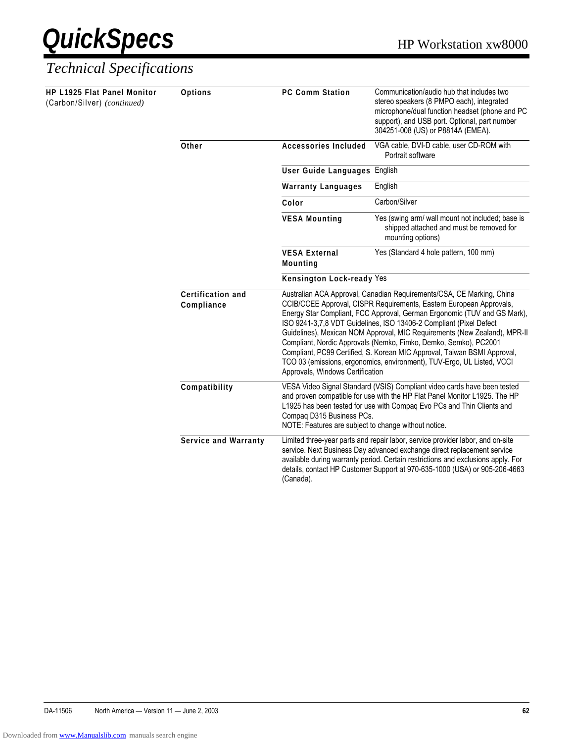## Technical Specifications

| HP L1925 Flat Panel Monitor (Carbon/Silver) *(continued)* | | | |
|---|---|---|---|
| | **Options** | **PC Comm Station** | Communication/audio hub that includes two stereo speakers (8 PMPO each), integrated microphone/dual function headset (phone and PC support), and USB port. Optional, part number 304251-008 (US) or P8814A (EMEA). |
| | **Other** | **Accessories Included** | VGA cable, DVI-D cable, user CD-ROM with Portrait software |
| | | **User Guide Languages** | English |
| | | **Warranty Languages** | English |
| | | **Color** | Carbon/Silver |
| | | **VESA Mounting** | Yes (swing arm/ wall mount not included; base is shipped attached and must be removed for mounting options) |
| | | **VESA External Mounting** | Yes (Standard 4 hole pattern, 100 mm) |
| | | **Kensington Lock-ready** | Yes |
| | **Certification and Compliance** | Australian ACA Approval, Canadian Requirements/CSA, CE Marking, China CCIB/CCEE Approval, CISPR Requirements, Eastern European Approvals, Energy Star Compliant, FCC Approval, German Ergonomic (TUV and GS Mark), ISO 9241-3,7,8 VDT Guidelines, ISO 13406-2 Compliant (Pixel Defect Guidelines), Mexican NOM Approval, MIC Requirements (New Zealand), MPR-II Compliant, Nordic Approvals (Nemko, Fimko, Demko, Semko), PC2001 Compliant, PC99 Certified, S. Korean MIC Approval, Taiwan BSMI Approval, TCO 03 (emissions, ergonomics, environment), TUV-Ergo, UL Listed, VCCI Approvals, Windows Certification | |
| | **Compatibility** | VESA Video Signal Standard (VSIS) Compliant video cards have been tested and proven compatible for use with the HP Flat Panel Monitor L1925. The HP L1925 has been tested for use with Compaq Evo PCs and Thin Clients and Compaq D315 Business PCs.<br>NOTE: Features are subject to change without notice. | |
| | **Service and Warranty** | Limited three-year parts and repair labor, service provider labor, and on-site service. Next Business Day advanced exchange direct replacement service available during warranty period. Certain restrictions and exclusions apply. For details, contact HP Customer Support at 970-635-1000 (USA) or 905-206-4663 (Canada). | |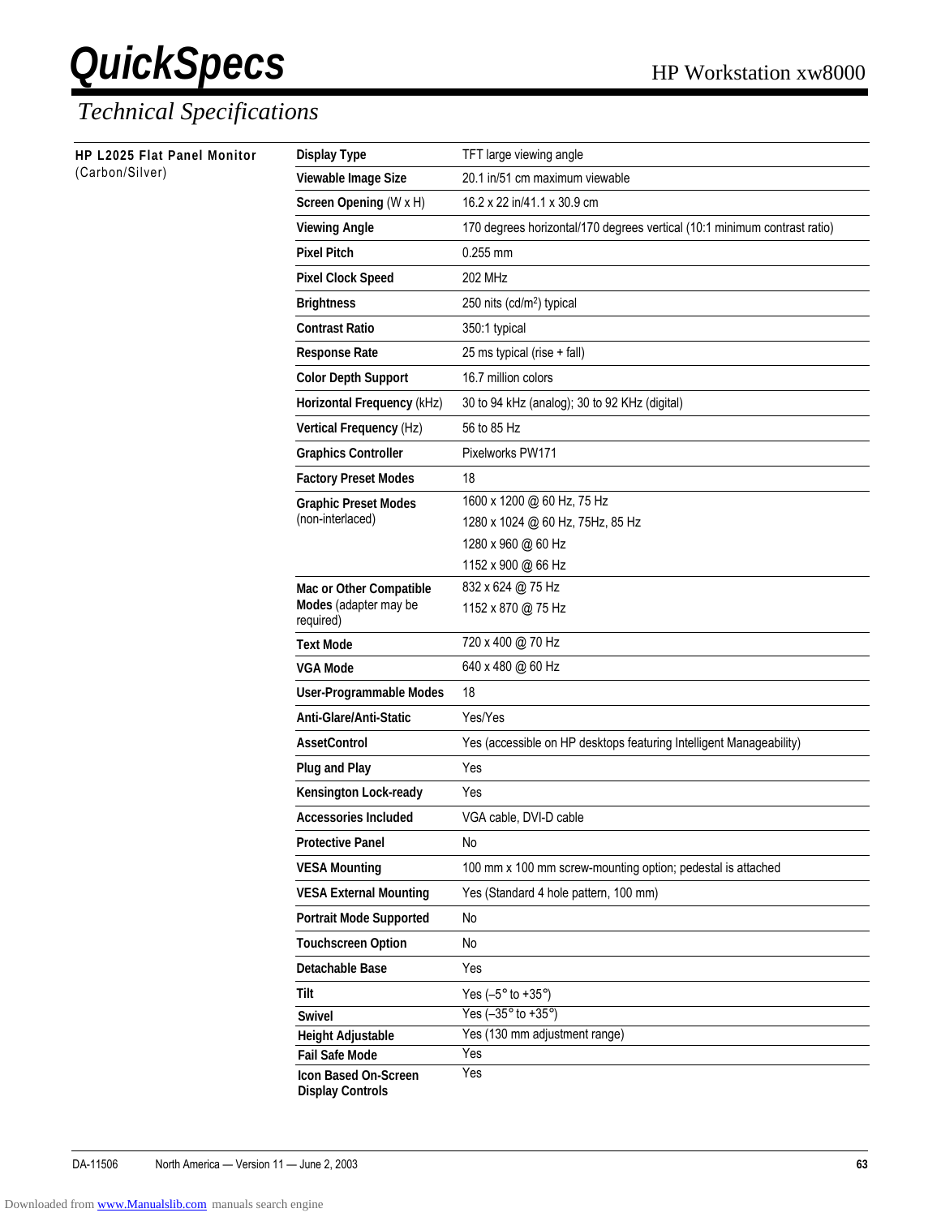# QuickSpecs

HP Workstation xw8000

## Technical Specifications

**HP L2025 Flat Panel Monitor** (Carbon/Silver)

| | |
|---|---|
| **Display Type** | TFT large viewing angle |
| **Viewable Image Size** | 20.1 in/51 cm maximum viewable |
| **Screen Opening** (W x H) | 16.2 x 22 in/41.1 x 30.9 cm |
| **Viewing Angle** | 170 degrees horizontal/170 degrees vertical (10:1 minimum contrast ratio) |
| **Pixel Pitch** | 0.255 mm |
| **Pixel Clock Speed** | 202 MHz |
| **Brightness** | 250 nits (cd/m$^2$) typical |
| **Contrast Ratio** | 350:1 typical |
| **Response Rate** | 25 ms typical (rise + fall) |
| **Color Depth Support** | 16.7 million colors |
| **Horizontal Frequency** (kHz) | 30 to 94 kHz (analog); 30 to 92 KHz (digital) |
| **Vertical Frequency** (Hz) | 56 to 85 Hz |
| **Graphics Controller** | Pixelworks PW171 |
| **Factory Preset Modes** | 18 |
| **Graphic Preset Modes** (non-interlaced) | 1600 x 1200 @ 60 Hz, 75 Hz<br>1280 x 1024 @ 60 Hz, 75Hz, 85 Hz<br>1280 x 960 @ 60 Hz<br>1152 x 900 @ 66 Hz |
| **Mac or Other Compatible Modes** (adapter may be required) | 832 x 624 @ 75 Hz<br>1152 x 870 @ 75 Hz |
| **Text Mode** | 720 x 400 @ 70 Hz |
| **VGA Mode** | 640 x 480 @ 60 Hz |
| **User-Programmable Modes** | 18 |
| **Anti-Glare/Anti-Static** | Yes/Yes |
| **AssetControl** | Yes (accessible on HP desktops featuring Intelligent Manageability) |
| **Plug and Play** | Yes |
| **Kensington Lock-ready** | Yes |
| **Accessories Included** | VGA cable, DVI-D cable |
| **Protective Panel** | No |
| **VESA Mounting** | 100 mm x 100 mm screw-mounting option; pedestal is attached |
| **VESA External Mounting** | Yes (Standard 4 hole pattern, 100 mm) |
| **Portrait Mode Supported** | No |
| **Touchscreen Option** | No |
| **Detachable Base** | Yes |
| **Tilt** | Yes (–5° to +35°) |
| **Swivel** | Yes (–35° to +35°) |
| **Height Adjustable** | Yes (130 mm adjustment range) |
| **Fail Safe Mode** | Yes |
| **Icon Based On-Screen Display Controls** | Yes |

DA-11506 North America — Version 11 — June 2, 2003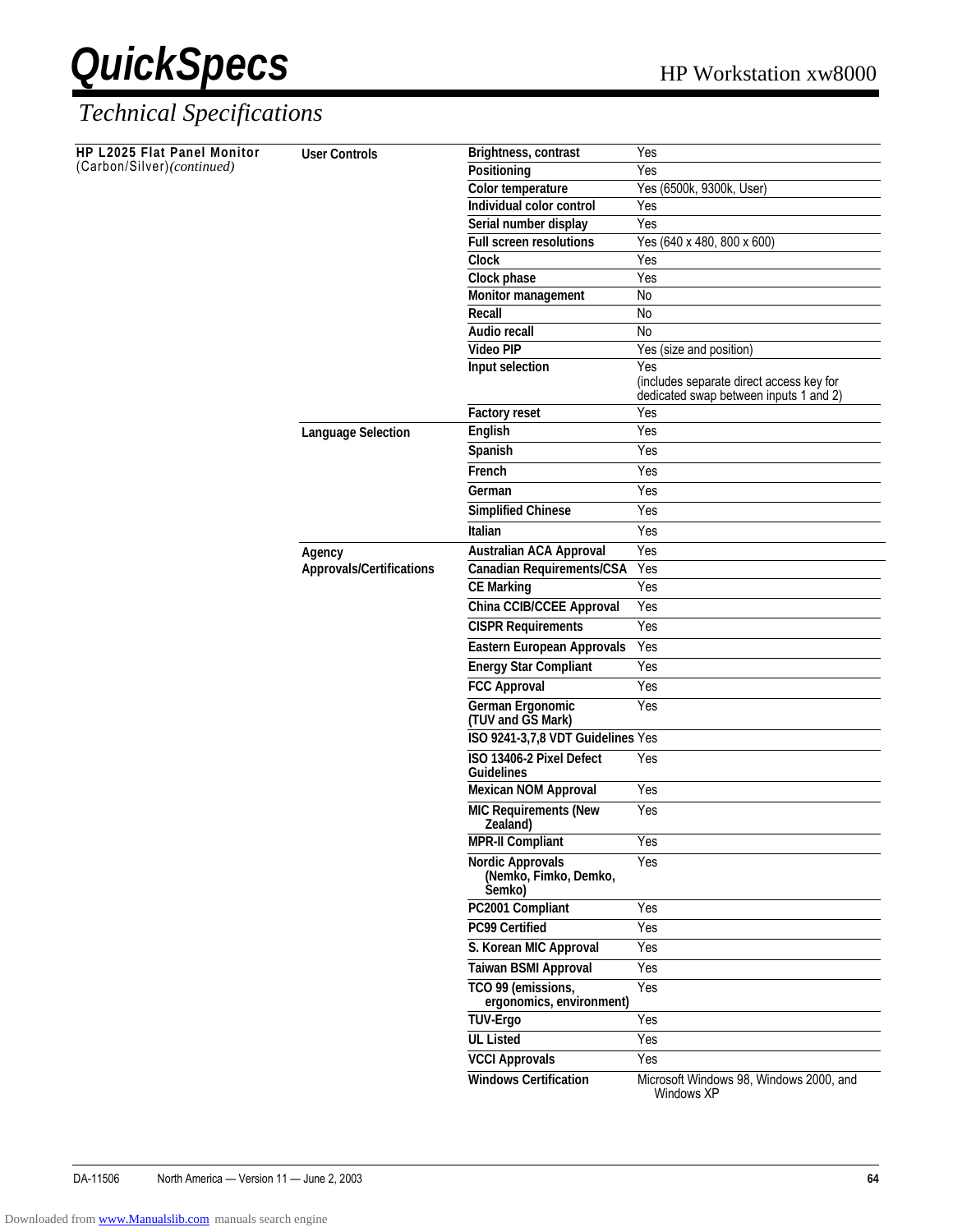# Technical Specifications

| | | | |
|---|---|---|---|
| **HP L2025 Flat Panel Monitor** (Carbon/Silver) *(continued)* | **User Controls** | **Brightness, contrast** | Yes |
| | | **Positioning** | Yes |
| | | **Color temperature** | Yes (6500k, 9300k, User) |
| | | **Individual color control** | Yes |
| | | **Serial number display** | Yes |
| | | **Full screen resolutions** | Yes (640 x 480, 800 x 600) |
| | | **Clock** | Yes |
| | | **Clock phase** | Yes |
| | | **Monitor management** | No |
| | | **Recall** | No |
| | | **Audio recall** | No |
| | | **Video PIP** | Yes (size and position) |
| | | **Input selection** | Yes (includes separate direct access key for dedicated swap between inputs 1 and 2) |
| | | **Factory reset** | Yes |
| | **Language Selection** | **English** | Yes |
| | | **Spanish** | Yes |
| | | **French** | Yes |
| | | **German** | Yes |
| | | **Simplified Chinese** | Yes |
| | | **Italian** | Yes |
| | **Agency Approvals/Certifications** | **Australian ACA Approval** | Yes |
| | | **Canadian Requirements/CSA** | Yes |
| | | **CE Marking** | Yes |
| | | **China CCIB/CCEE Approval** | Yes |
| | | **CISPR Requirements** | Yes |
| | | **Eastern European Approvals** | Yes |
| | | **Energy Star Compliant** | Yes |
| | | **FCC Approval** | Yes |
| | | **German Ergonomic (TUV and GS Mark)** | Yes |
| | | **ISO 9241-3,7,8 VDT Guidelines** | Yes |
| | | **ISO 13406-2 Pixel Defect Guidelines** | Yes |
| | | **Mexican NOM Approval** | Yes |
| | | **MIC Requirements (New Zealand)** | Yes |
| | | **MPR-II Compliant** | Yes |
| | | **Nordic Approvals (Nemko, Fimko, Demko, Semko)** | Yes |
| | | **PC2001 Compliant** | Yes |
| | | **PC99 Certified** | Yes |
| | | **S. Korean MIC Approval** | Yes |
| | | **Taiwan BSMI Approval** | Yes |
| | | **TCO 99 (emissions, ergonomics, environment)** | Yes |
| | | **TUV-Ergo** | Yes |
| | | **UL Listed** | Yes |
| | | **VCCI Approvals** | Yes |
| | | **Windows Certification** | Microsoft Windows 98, Windows 2000, and Windows XP |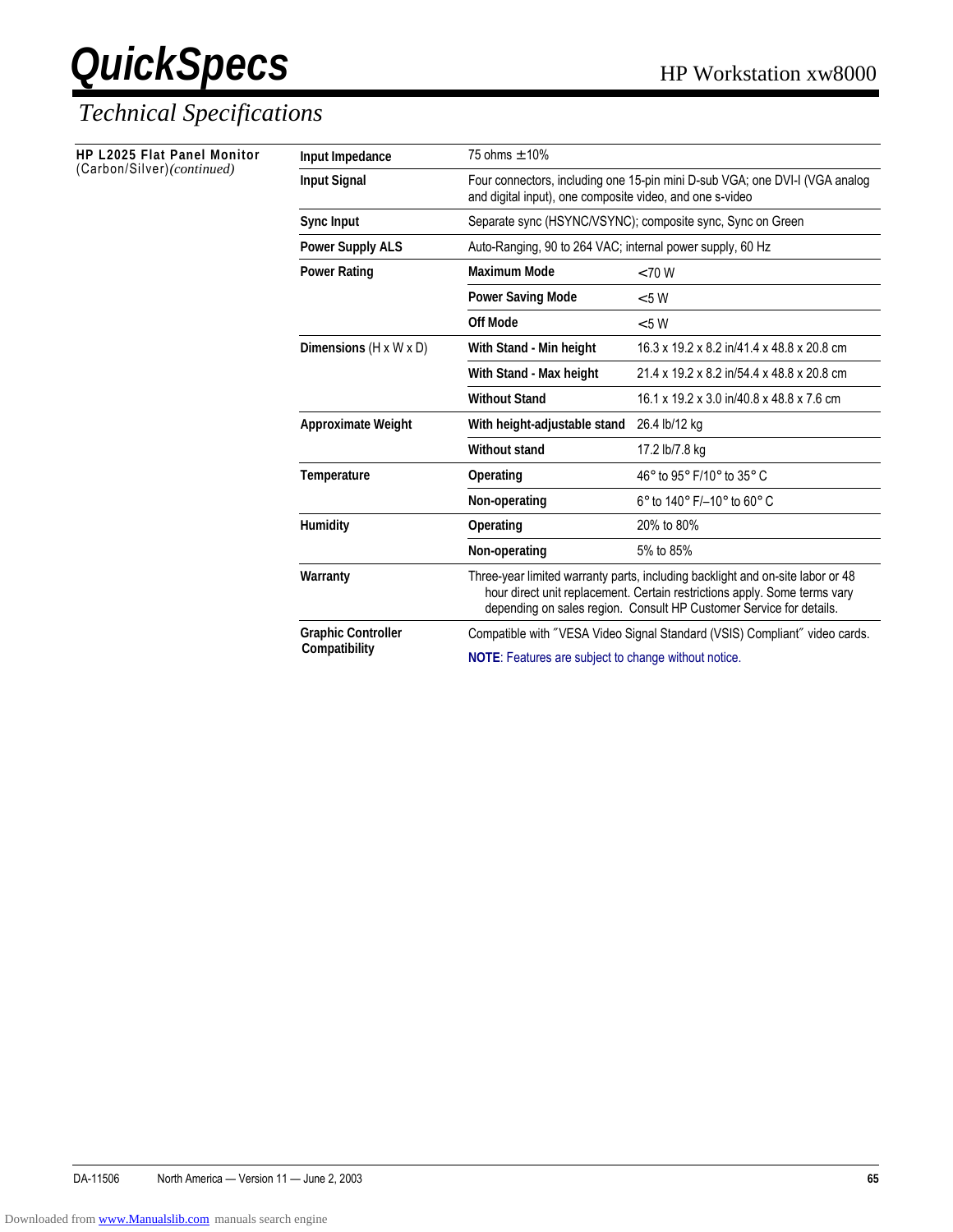## Technical Specifications

**HP L2025 Flat Panel Monitor** (Carbon/Silver)*(continued)*

| | | |
|---|---|---|
| **Input Impedance** | 75 ohms ± 10% | |
| **Input Signal** | Four connectors, including one 15-pin mini D-sub VGA; one DVI-I (VGA analog and digital input), one composite video, and one s-video | |
| **Sync Input** | Separate sync (HSYNC/VSYNC); composite sync, Sync on Green | |
| **Power Supply ALS** | Auto-Ranging, 90 to 264 VAC; internal power supply, 60 Hz | |
| **Power Rating** | **Maximum Mode** | <70 W |
| | **Power Saving Mode** | <5 W |
| | **Off Mode** | <5 W |
| **Dimensions** (H x W x D) | **With Stand - Min height** | 16.3 x 19.2 x 8.2 in/41.4 x 48.8 x 20.8 cm |
| | **With Stand - Max height** | 21.4 x 19.2 x 8.2 in/54.4 x 48.8 x 20.8 cm |
| | **Without Stand** | 16.1 x 19.2 x 3.0 in/40.8 x 48.8 x 7.6 cm |
| **Approximate Weight** | **With height-adjustable stand** | 26.4 lb/12 kg |
| | **Without stand** | 17.2 lb/7.8 kg |
| **Temperature** | **Operating** | 46° to 95° F/10° to 35° C |
| | **Non-operating** | 6° to 140° F/–10° to 60° C |
| **Humidity** | **Operating** | 20% to 80% |
| | **Non-operating** | 5% to 85% |
| **Warranty** | Three-year limited warranty parts, including backlight and on-site labor or 48 hour direct unit replacement. Certain restrictions apply. Some terms vary depending on sales region. Consult HP Customer Service for details. | |
| **Graphic Controller Compatibility** | Compatible with "VESA Video Signal Standard (VSIS) Compliant" video cards. | |

**NOTE**: Features are subject to change without notice.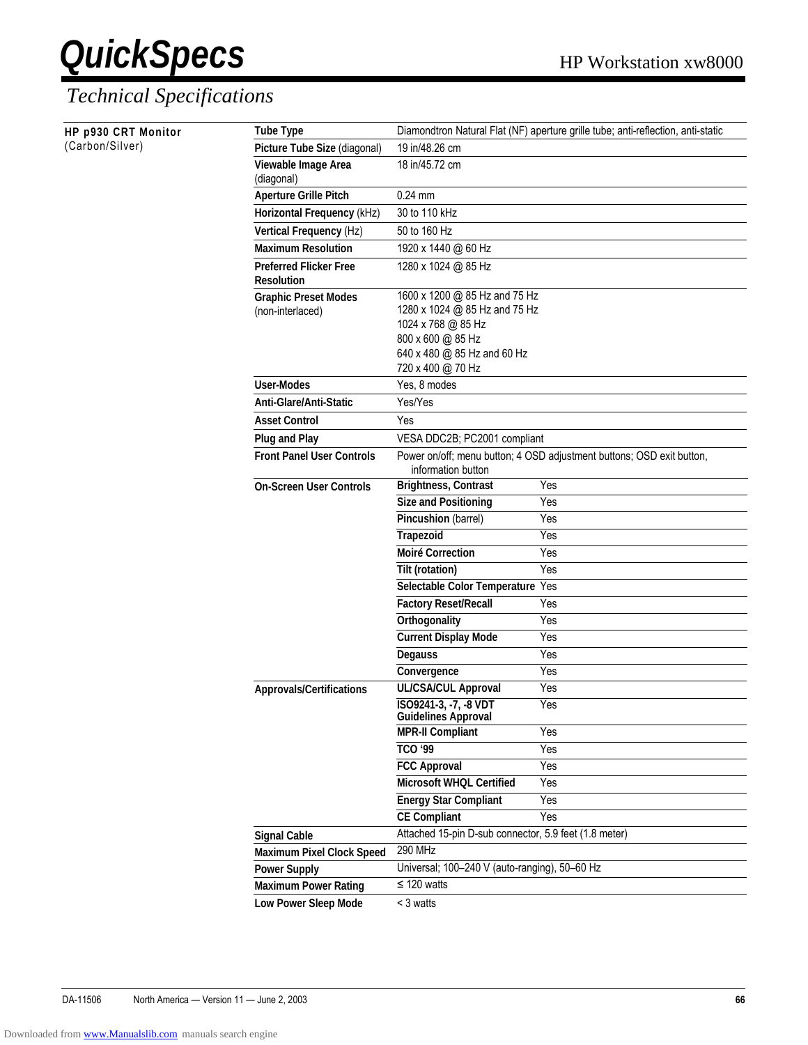# Technical Specifications

**HP p930 CRT Monitor** (Carbon/Silver)

| | | |
|---|---|---|
| **Tube Type** | Diamondtron Natural Flat (NF) aperture grille tube; anti-reflection, anti-static | |
| **Picture Tube Size** (diagonal) | 19 in/48.26 cm | |
| **Viewable Image Area** (diagonal) | 18 in/45.72 cm | |
| **Aperture Grille Pitch** | 0.24 mm | |
| **Horizontal Frequency** (kHz) | 30 to 110 kHz | |
| **Vertical Frequency** (Hz) | 50 to 160 Hz | |
| **Maximum Resolution** | 1920 x 1440 @ 60 Hz | |
| **Preferred Flicker Free Resolution** | 1280 x 1024 @ 85 Hz | |
| **Graphic Preset Modes** (non-interlaced) | 1600 x 1200 @ 85 Hz and 75 Hz<br>1280 x 1024 @ 85 Hz and 75 Hz<br>1024 x 768 @ 85 Hz<br>800 x 600 @ 85 Hz<br>640 x 480 @ 85 Hz and 60 Hz<br>720 x 400 @ 70 Hz | |
| **User-Modes** | Yes, 8 modes | |
| **Anti-Glare/Anti-Static** | Yes/Yes | |
| **Asset Control** | Yes | |
| **Plug and Play** | VESA DDC2B; PC2001 compliant | |
| **Front Panel User Controls** | Power on/off; menu button; 4 OSD adjustment buttons; OSD exit button, information button | |
| **On-Screen User Controls** | **Brightness, Contrast** | Yes |
| | **Size and Positioning** | Yes |
| | **Pincushion** (barrel) | Yes |
| | **Trapezoid** | Yes |
| | **Moiré Correction** | Yes |
| | **Tilt (rotation)** | Yes |
| | **Selectable Color Temperature** | Yes |
| | **Factory Reset/Recall** | Yes |
| | **Orthogonality** | Yes |
| | **Current Display Mode** | Yes |
| | **Degauss** | Yes |
| | **Convergence** | Yes |
| **Approvals/Certifications** | **UL/CSA/CUL Approval** | Yes |
| | **ISO9241-3, -7, -8 VDT Guidelines Approval** | Yes |
| | **MPR-II Compliant** | Yes |
| | **TCO '99** | Yes |
| | **FCC Approval** | Yes |
| | **Microsoft WHQL Certified** | Yes |
| | **Energy Star Compliant** | Yes |
| | **CE Compliant** | Yes |
| **Signal Cable** | Attached 15-pin D-sub connector, 5.9 feet (1.8 meter) | |
| **Maximum Pixel Clock Speed** | 290 MHz | |
| **Power Supply** | Universal; 100–240 V (auto-ranging), 50–60 Hz | |
| **Maximum Power Rating** | ≤ 120 watts | |
| **Low Power Sleep Mode** | < 3 watts | |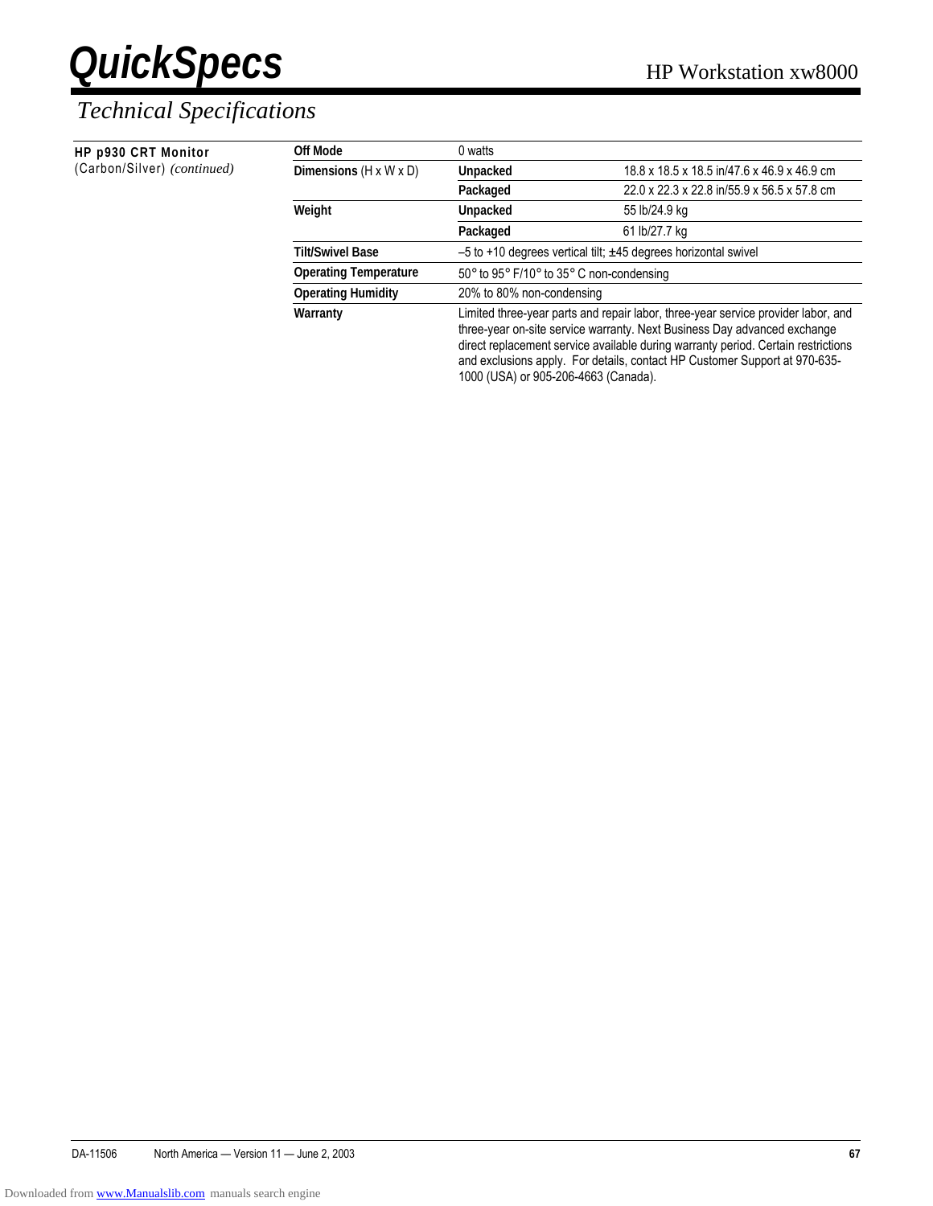# QuickSpecs

HP Workstation xw8000

## Technical Specifications

**HP p930 CRT Monitor** (Carbon/Silver) *(continued)*

| | | |
|---|---|---|
| **Off Mode** | 0 watts | |
| **Dimensions** (H x W x D) | **Unpacked** | 18.8 x 18.5 x 18.5 in/47.6 x 46.9 x 46.9 cm |
| | **Packaged** | 22.0 x 22.3 x 22.8 in/55.9 x 56.5 x 57.8 cm |
| **Weight** | **Unpacked** | 55 lb/24.9 kg |
| | **Packaged** | 61 lb/27.7 kg |
| **Tilt/Swivel Base** | –5 to +10 degrees vertical tilt; ±45 degrees horizontal swivel | |
| **Operating Temperature** | 50° to 95° F/10° to 35° C non-condensing | |
| **Operating Humidity** | 20% to 80% non-condensing | |
| **Warranty** | Limited three-year parts and repair labor, three-year service provider labor, and three-year on-site service warranty. Next Business Day advanced exchange direct replacement service available during warranty period. Certain restrictions and exclusions apply. For details, contact HP Customer Support at 970-635-1000 (USA) or 905-206-4663 (Canada). | |

DA-11506 North America — Version 11 — June 2, 2003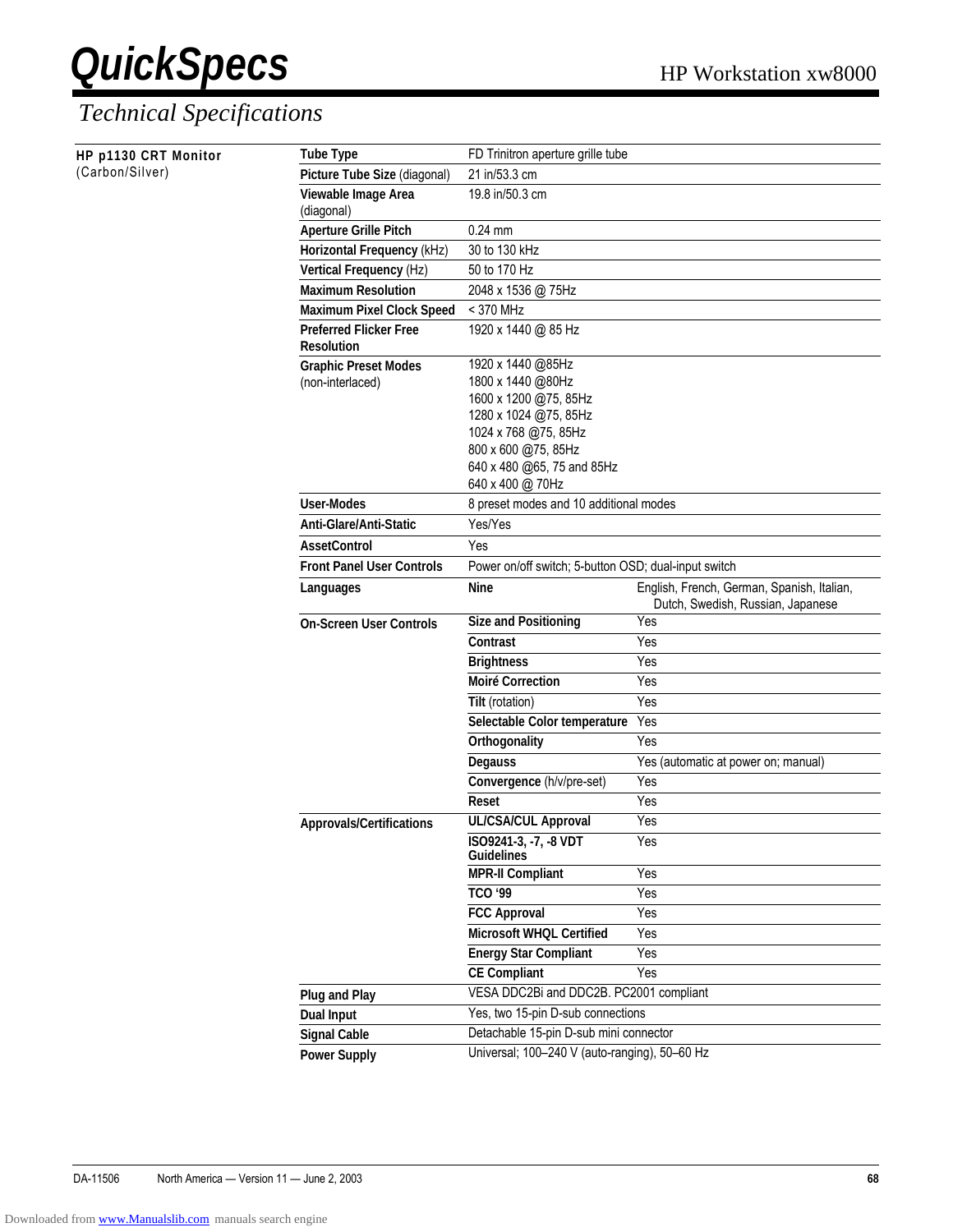# Technical Specifications

**HP p1130 CRT Monitor**
(Carbon/Silver)

| | | |
|---|---|---|
| **Tube Type** | FD Trinitron aperture grille tube | |
| **Picture Tube Size** (diagonal) | 21 in/53.3 cm | |
| **Viewable Image Area** (diagonal) | 19.8 in/50.3 cm | |
| **Aperture Grille Pitch** | 0.24 mm | |
| **Horizontal Frequency** (kHz) | 30 to 130 kHz | |
| **Vertical Frequency** (Hz) | 50 to 170 Hz | |
| **Maximum Resolution** | 2048 x 1536 @ 75Hz | |
| **Maximum Pixel Clock Speed** | < 370 MHz | |
| **Preferred Flicker Free Resolution** | 1920 x 1440 @ 85 Hz | |
| **Graphic Preset Modes** (non-interlaced) | 1920 x 1440 @85Hz<br>1800 x 1440 @80Hz<br>1600 x 1200 @75, 85Hz<br>1280 x 1024 @75, 85Hz<br>1024 x 768 @75, 85Hz<br>800 x 600 @75, 85Hz<br>640 x 480 @65, 75 and 85Hz<br>640 x 400 @ 70Hz | |
| **User-Modes** | 8 preset modes and 10 additional modes | |
| **Anti-Glare/Anti-Static** | Yes/Yes | |
| **AssetControl** | Yes | |
| **Front Panel User Controls** | Power on/off switch; 5-button OSD; dual-input switch | |
| **Languages** | **Nine** | English, French, German, Spanish, Italian, Dutch, Swedish, Russian, Japanese |
| **On-Screen User Controls** | **Size and Positioning** | Yes |
| | **Contrast** | Yes |
| | **Brightness** | Yes |
| | **Moiré Correction** | Yes |
| | **Tilt** (rotation) | Yes |
| | **Selectable Color temperature** | Yes |
| | **Orthogonality** | Yes |
| | **Degauss** | Yes (automatic at power on; manual) |
| | **Convergence** (h/v/pre-set) | Yes |
| | **Reset** | Yes |
| **Approvals/Certifications** | **UL/CSA/CUL Approval** | Yes |
| | **ISO9241-3, -7, -8 VDT Guidelines** | Yes |
| | **MPR-II Compliant** | Yes |
| | **TCO '99** | Yes |
| | **FCC Approval** | Yes |
| | **Microsoft WHQL Certified** | Yes |
| | **Energy Star Compliant** | Yes |
| | **CE Compliant** | Yes |
| **Plug and Play** | VESA DDC2Bi and DDC2B. PC2001 compliant | |
| **Dual Input** | Yes, two 15-pin D-sub connections | |
| **Signal Cable** | Detachable 15-pin D-sub mini connector | |
| **Power Supply** | Universal; 100–240 V (auto-ranging), 50–60 Hz | |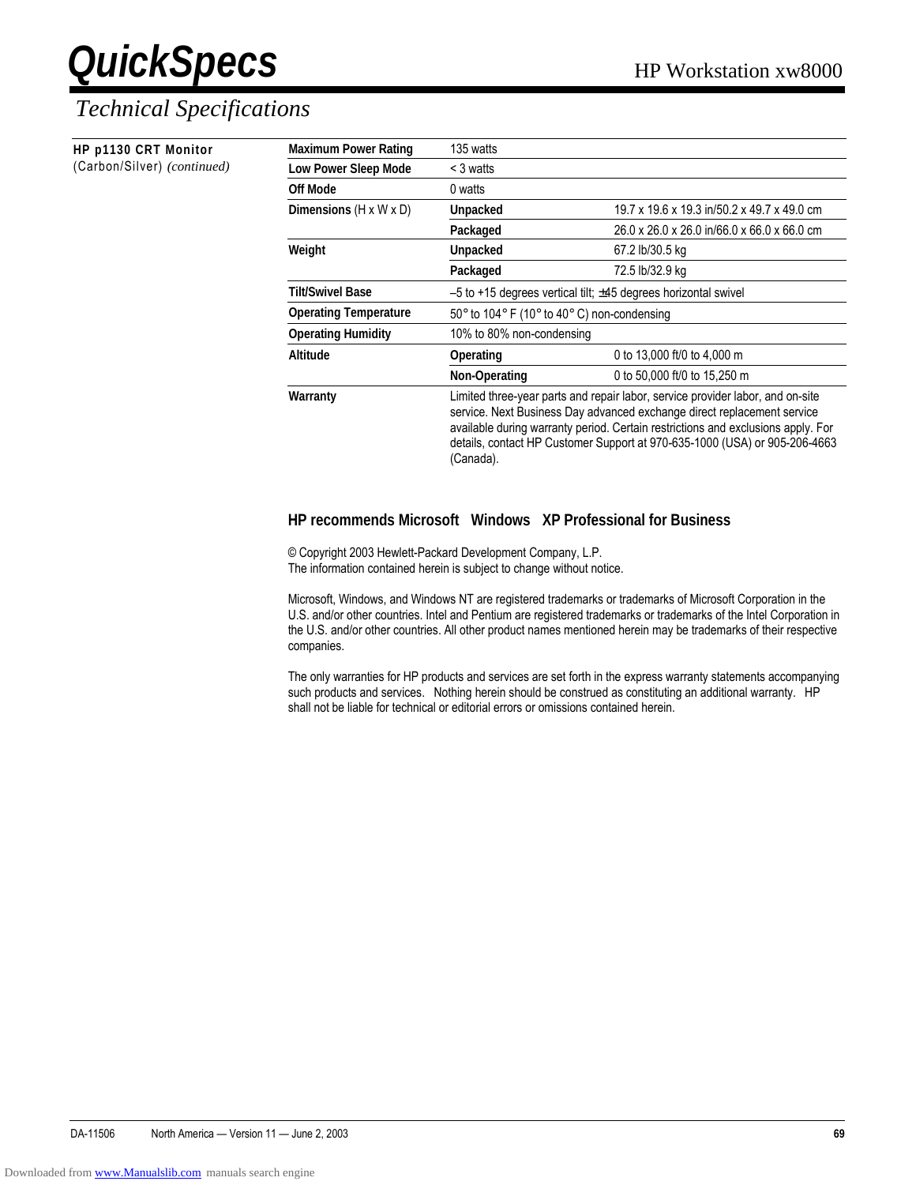# Technical Specifications

**HP p1130 CRT Monitor** (Carbon/Silver) *(continued)*

| | | |
|---|---|---|
| **Maximum Power Rating** | 135 watts | |
| **Low Power Sleep Mode** | < 3 watts | |
| **Off Mode** | 0 watts | |
| **Dimensions** (H x W x D) | **Unpacked** | 19.7 x 19.6 x 19.3 in/50.2 x 49.7 x 49.0 cm |
| | **Packaged** | 26.0 x 26.0 x 26.0 in/66.0 x 66.0 x 66.0 cm |
| **Weight** | **Unpacked** | 67.2 lb/30.5 kg |
| | **Packaged** | 72.5 lb/32.9 kg |
| **Tilt/Swivel Base** | –5 to +15 degrees vertical tilt; ±45 degrees horizontal swivel | |
| **Operating Temperature** | 50° to 104° F (10° to 40° C) non-condensing | |
| **Operating Humidity** | 10% to 80% non-condensing | |
| **Altitude** | **Operating** | 0 to 13,000 ft/0 to 4,000 m |
| | **Non-Operating** | 0 to 50,000 ft/0 to 15,250 m |
| **Warranty** | Limited three-year parts and repair labor, service provider labor, and on-site service. Next Business Day advanced exchange direct replacement service available during warranty period. Certain restrictions and exclusions apply. For details, contact HP Customer Support at 970-635-1000 (USA) or 905-206-4663 (Canada). | |

## HP recommends Microsoft Windows XP Professional for Business

© Copyright 2003 Hewlett-Packard Development Company, L.P.
The information contained herein is subject to change without notice.

Microsoft, Windows, and Windows NT are registered trademarks or trademarks of Microsoft Corporation in the U.S. and/or other countries. Intel and Pentium are registered trademarks or trademarks of the Intel Corporation in the U.S. and/or other countries. All other product names mentioned herein may be trademarks of their respective companies.

The only warranties for HP products and services are set forth in the express warranty statements accompanying such products and services. Nothing herein should be construed as constituting an additional warranty. HP shall not be liable for technical or editorial errors or omissions contained herein.